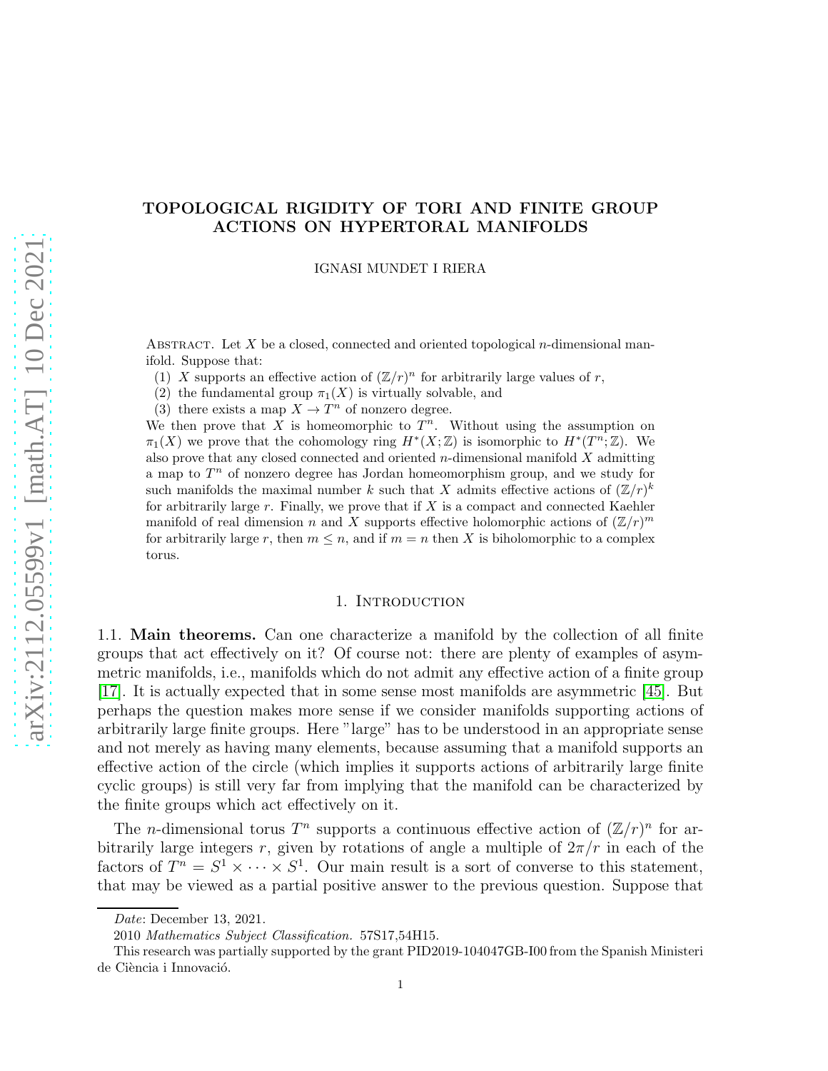# TOPOLOGICAL RIGIDITY OF TORI AND FINITE GROUP ACTIONS ON HYPERTORAL MANIFOLDS

IGNASI MUNDET I RIERA

ABSTRACT. Let $X$ be a closed, connected and oriented topological $n$-dimensional manifold. Suppose that:

(1) $X$ supports an effective action of $(\mathbb{Z}/r)^n$ for arbitrarily large values of $r$,
(2) the fundamental group $\pi_1(X)$ is virtually solvable, and
(3) there exists a map $X \to T^n$ of nonzero degree.

We then prove that $X$ is homeomorphic to $T^n$. Without using the assumption on $\pi_1(X)$ we prove that the cohomology ring $H^*(X;\mathbb{Z})$ is isomorphic to $H^*(T^n;\mathbb{Z})$. We also prove that any closed connected and oriented $n$-dimensional manifold $X$ admitting a map to $T^n$ of nonzero degree has Jordan homeomorphism group, and we study for such manifolds the maximal number $k$ such that $X$ admits effective actions of $(\mathbb{Z}/r)^k$ for arbitrarily large $r$. Finally, we prove that if $X$ is a compact and connected Kaehler manifold of real dimension $n$ and $X$ supports effective holomorphic actions of $(\mathbb{Z}/r)^m$ for arbitrarily large $r$, then $m \leq n$, and if $m = n$ then $X$ is biholomorphic to a complex torus.

## 1. INTRODUCTION

**1.1. Main theorems.** Can one characterize a manifold by the collection of all finite groups that act effectively on it? Of course not: there are plenty of examples of asymmetric manifolds, i.e., manifolds which do not admit any effective action of a finite group [17]. It is actually expected that in some sense most manifolds are asymmetric [45]. But perhaps the question makes more sense if we consider manifolds supporting actions of arbitrarily large finite groups. Here "large" has to be understood in an appropriate sense and not merely as having many elements, because assuming that a manifold supports an effective action of the circle (which implies it supports actions of arbitrarily large finite cyclic groups) is still very far from implying that the manifold can be characterized by the finite groups which act effectively on it.

The $n$-dimensional torus $T^n$ supports a continuous effective action of $(\mathbb{Z}/r)^n$ for arbitrarily large integers $r$, given by rotations of angle a multiple of $2\pi/r$ in each of the factors of $T^n = S^1 \times \cdots \times S^1$. Our main result is a sort of converse to this statement, that may be viewed as a partial positive answer to the previous question. Suppose that

*Date*: December 13, 2021.

2010 *Mathematics Subject Classification.* 57S17,54H15.

This research was partially supported by the grant PID2019-104047GB-I00 from the Spanish Ministeri de Ciència i Innovació.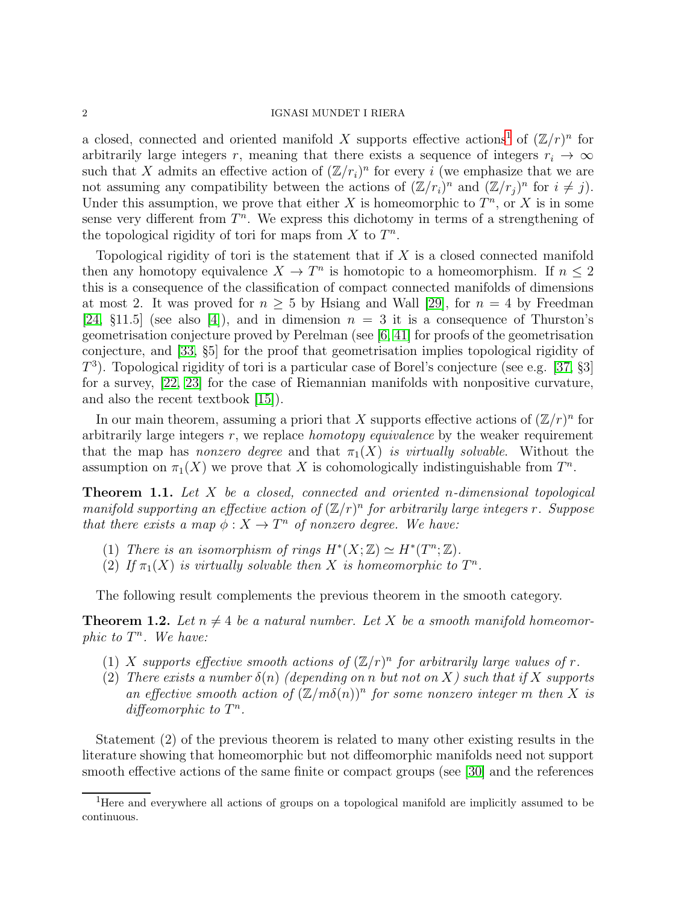a closed, connected and oriented manifold $X$ supports effective actions[1] of $(\mathbb{Z}/r)^n$ for arbitrarily large integers $r$, meaning that there exists a sequence of integers $r_i \to \infty$ such that $X$ admits an effective action of $(\mathbb{Z}/r_i)^n$ for every $i$ (we emphasize that we are not assuming any compatibility between the actions of $(\mathbb{Z}/r_i)^n$ and $(\mathbb{Z}/r_j)^n$ for $i \neq j$). Under this assumption, we prove that either $X$ is homeomorphic to $T^n$, or $X$ is in some sense very different from $T^n$. We express this dichotomy in terms of a strengthening of the topological rigidity of tori for maps from $X$ to $T^n$.

Topological rigidity of tori is the statement that if $X$ is a closed connected manifold then any homotopy equivalence $X \to T^n$ is homotopic to a homeomorphism. If $n \leq 2$ this is a consequence of the classification of compact connected manifolds of dimensions at most 2. It was proved for $n \geq 5$ by Hsiang and Wall [29], for $n = 4$ by Freedman [24, §11.5] (see also [4]), and in dimension $n = 3$ it is a consequence of Thurston's geometrisation conjecture proved by Perelman (see [6, 41] for proofs of the geometrisation conjecture, and [33, §5] for the proof that geometrisation implies topological rigidity of $T^3$). Topological rigidity of tori is a particular case of Borel's conjecture (see e.g. [37, §3] for a survey, [22, 23] for the case of Riemannian manifolds with nonpositive curvature, and also the recent textbook [15]).

In our main theorem, assuming a priori that $X$ supports effective actions of $(\mathbb{Z}/r)^n$ for arbitrarily large integers $r$, we replace *homotopy equivalence* by the weaker requirement that the map has *nonzero degree* and that $\pi_1(X)$ *is virtually solvable*. Without the assumption on $\pi_1(X)$ we prove that $X$ is cohomologically indistinguishable from $T^n$.

**Theorem 1.1.** *Let $X$ be a closed, connected and oriented $n$-dimensional topological manifold supporting an effective action of $(\mathbb{Z}/r)^n$ for arbitrarily large integers $r$. Suppose that there exists a map $\phi : X \to T^n$ of nonzero degree. We have:*

1. *There is an isomorphism of rings $H^*(X; \mathbb{Z}) \simeq H^*(T^n; \mathbb{Z})$.*
2. *If $\pi_1(X)$ is virtually solvable then $X$ is homeomorphic to $T^n$.*

The following result complements the previous theorem in the smooth category.

**Theorem 1.2.** *Let $n \neq 4$ be a natural number. Let $X$ be a smooth manifold homeomorphic to $T^n$. We have:*

1. *$X$ supports effective smooth actions of $(\mathbb{Z}/r)^n$ for arbitrarily large values of $r$.*
2. *There exists a number $\delta(n)$ (depending on $n$ but not on $X$) such that if $X$ supports an effective smooth action of $(\mathbb{Z}/m\delta(n))^n$ for some nonzero integer $m$ then $X$ is diffeomorphic to $T^n$.*

Statement (2) of the previous theorem is related to many other existing results in the literature showing that homeomorphic but not diffeomorphic manifolds need not support smooth effective actions of the same finite or compact groups (see [30] and the references

[1] Here and everywhere all actions of groups on a topological manifold are implicitly assumed to be continuous.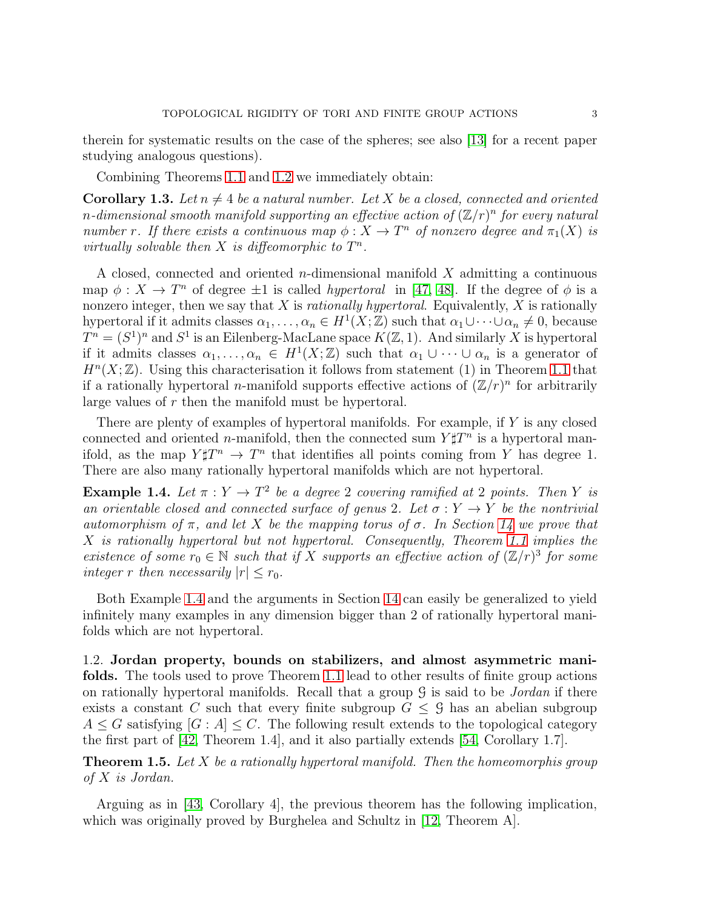therein for systematic results on the case of the spheres; see also [13] for a recent paper studying analogous questions).

Combining Theorems 1.1 and 1.2 we immediately obtain:

**Corollary 1.3.** *Let $n \neq 4$ be a natural number. Let $X$ be a closed, connected and oriented $n$-dimensional smooth manifold supporting an effective action of $(\mathbb{Z}/r)^n$ for every natural number $r$. If there exists a continuous map $\phi : X \to T^n$ of nonzero degree and $\pi_1(X)$ is virtually solvable then $X$ is diffeomorphic to $T^n$.*

A closed, connected and oriented $n$-dimensional manifold $X$ admitting a continuous map $\phi : X \to T^n$ of degree $\pm 1$ is called *hypertoral* in [47, 48]. If the degree of $\phi$ is a nonzero integer, then we say that $X$ is *rationally hypertoral*. Equivalently, $X$ is rationally hypertoral if it admits classes $\alpha_1, \ldots, \alpha_n \in H^1(X;\mathbb{Z})$ such that $\alpha_1 \cup \cdots \cup \alpha_n \neq 0$, because $T^n = (S^1)^n$ and $S^1$ is an Eilenberg-MacLane space $K(\mathbb{Z}, 1)$. And similarly $X$ is hypertoral if it admits classes $\alpha_1, \ldots, \alpha_n \in H^1(X;\mathbb{Z})$ such that $\alpha_1 \cup \cdots \cup \alpha_n$ is a generator of $H^n(X;\mathbb{Z})$. Using this characterisation it follows from statement (1) in Theorem 1.1 that if a rationally hypertoral $n$-manifold supports effective actions of $(\mathbb{Z}/r)^n$ for arbitrarily large values of $r$ then the manifold must be hypertoral.

There are plenty of examples of hypertoral manifolds. For example, if $Y$ is any closed connected and oriented $n$-manifold, then the connected sum $Y \sharp T^n$ is a hypertoral manifold, as the map $Y \sharp T^n \to T^n$ that identifies all points coming from $Y$ has degree 1. There are also many rationally hypertoral manifolds which are not hypertoral.

**Example 1.4.** *Let $\pi : Y \to T^2$ be a degree 2 covering ramified at 2 points. Then $Y$ is an orientable closed and connected surface of genus 2. Let $\sigma : Y \to Y$ be the nontrivial automorphism of $\pi$, and let $X$ be the mapping torus of $\sigma$. In Section 14 we prove that $X$ is rationally hypertoral but not hypertoral. Consequently, Theorem 1.1 implies the existence of some $r_0 \in \mathbb{N}$ such that if $X$ supports an effective action of $(\mathbb{Z}/r)^3$ for some integer $r$ then necessarily $|r| \leq r_0$.*

Both Example 1.4 and the arguments in Section 14 can easily be generalized to yield infinitely many examples in any dimension bigger than 2 of rationally hypertoral manifolds which are not hypertoral.

### 1.2. Jordan property, bounds on stabilizers, and almost asymmetric manifolds.

The tools used to prove Theorem 1.1 lead to other results of finite group actions on rationally hypertoral manifolds. Recall that a group $\mathcal{G}$ is said to be *Jordan* if there exists a constant $C$ such that every finite subgroup $G \leq \mathcal{G}$ has an abelian subgroup $A \leq G$ satisfying $[G : A] \leq C$. The following result extends to the topological category the first part of [42, Theorem 1.4], and it also partially extends [54, Corollary 1.7].

**Theorem 1.5.** *Let $X$ be a rationally hypertoral manifold. Then the homeomorphis group of $X$ is Jordan.*

Arguing as in [43, Corollary 4], the previous theorem has the following implication, which was originally proved by Burghelea and Schultz in [12, Theorem A].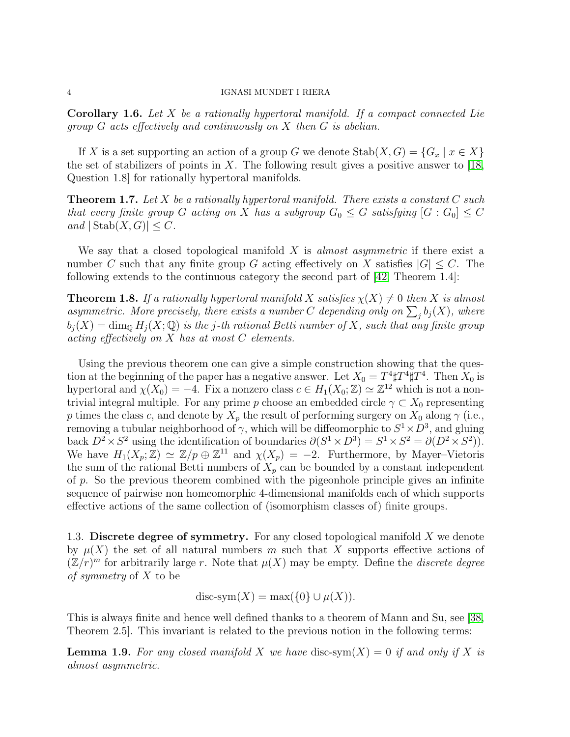**Corollary 1.6.** *Let $X$ be a rationally hypertoral manifold. If a compact connected Lie group $G$ acts effectively and continuously on $X$ then $G$ is abelian.*

If $X$ is a set supporting an action of a group $G$ we denote $\mathrm{Stab}(X, G) = \{G_x \mid x \in X\}$ the set of stabilizers of points in $X$. The following result gives a positive answer to [18, Question 1.8] for rationally hypertoral manifolds.

**Theorem 1.7.** *Let $X$ be a rationally hypertoral manifold. There exists a constant $C$ such that every finite group $G$ acting on $X$ has a subgroup $G_0 \leq G$ satisfying $[G : G_0] \leq C$ and $|\,\mathrm{Stab}(X, G)| \leq C$.*

We say that a closed topological manifold $X$ is *almost asymmetric* if there exist a number $C$ such that any finite group $G$ acting effectively on $X$ satisfies $|G| \leq C$. The following extends to the continuous category the second part of [42, Theorem 1.4]:

**Theorem 1.8.** *If a rationally hypertoral manifold $X$ satisfies $\chi(X) \neq 0$ then $X$ is almost asymmetric. More precisely, there exists a number $C$ depending only on $\sum_j b_j(X)$, where $b_j(X) = \dim_{\mathbb{Q}} H_j(X; \mathbb{Q})$ is the $j$-th rational Betti number of $X$, such that any finite group acting effectively on $X$ has at most $C$ elements.*

Using the previous theorem one can give a simple construction showing that the question at the beginning of the paper has a negative answer. Let $X_0 = T^4 \sharp T^4 \sharp T^4$. Then $X_0$ is hypertoral and $\chi(X_0) = -4$. Fix a nonzero class $c \in H_1(X_0; \mathbb{Z}) \simeq \mathbb{Z}^{12}$ which is not a nontrivial integral multiple. For any prime $p$ choose an embedded circle $\gamma \subset X_0$ representing $p$ times the class $c$, and denote by $X_p$ the result of performing surgery on $X_0$ along $\gamma$ (i.e., removing a tubular neighborhood of $\gamma$, which will be diffeomorphic to $S^1 \times D^3$, and gluing back $D^2 \times S^2$ using the identification of boundaries $\partial(S^1 \times D^3) = S^1 \times S^2 = \partial(D^2 \times S^2)$). We have $H_1(X_p; \mathbb{Z}) \simeq \mathbb{Z}/p \oplus \mathbb{Z}^{11}$ and $\chi(X_p) = -2$. Furthermore, by Mayer–Vietoris the sum of the rational Betti numbers of $X_p$ can be bounded by a constant independent of $p$. So the previous theorem combined with the pigeonhole principle gives an infinite sequence of pairwise non homeomorphic 4-dimensional manifolds each of which supports effective actions of the same collection of (isomorphism classes of) finite groups.

1.3. **Discrete degree of symmetry.** For any closed topological manifold $X$ we denote by $\mu(X)$ the set of all natural numbers $m$ such that $X$ supports effective actions of $(\mathbb{Z}/r)^m$ for arbitrarily large $r$. Note that $\mu(X)$ may be empty. Define the *discrete degree of symmetry* of $X$ to be

$$\text{disc-sym}(X) = \max(\{0\} \cup \mu(X)).$$

This is always finite and hence well defined thanks to a theorem of Mann and Su, see [38, Theorem 2.5]. This invariant is related to the previous notion in the following terms:

**Lemma 1.9.** *For any closed manifold $X$ we have* $\text{disc-sym}(X) = 0$ *if and only if $X$ is almost asymmetric.*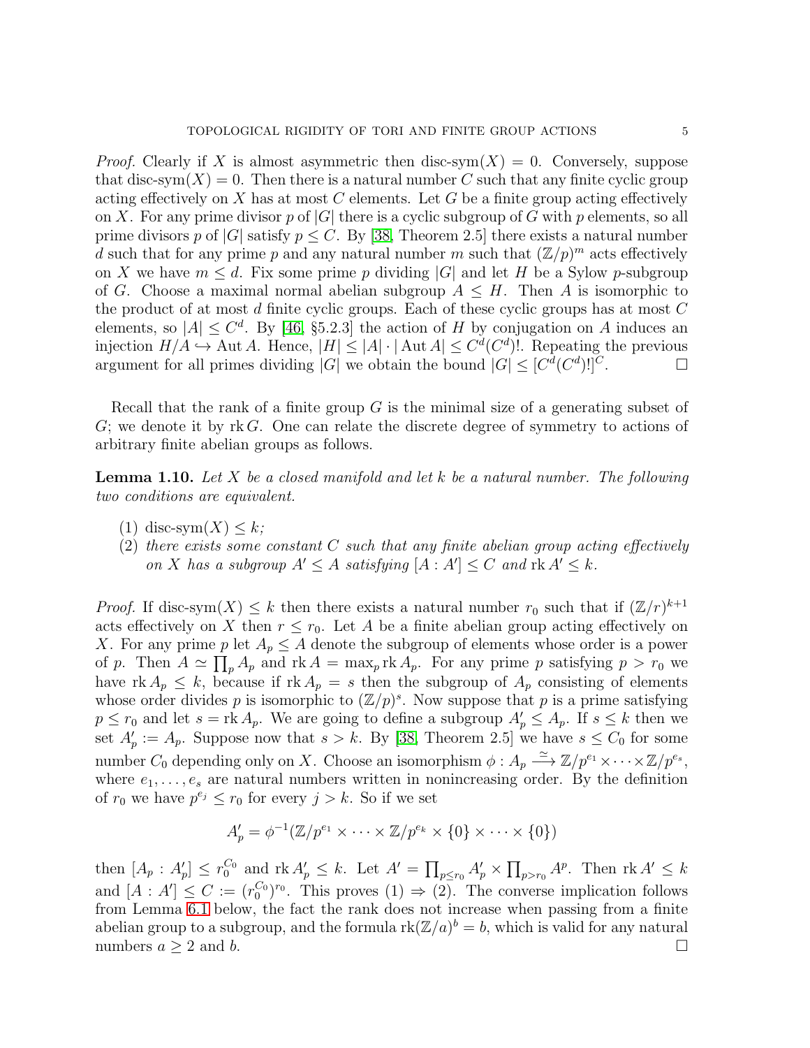*Proof.* Clearly if $X$ is almost asymmetric then $\text{disc-sym}(X) = 0$. Conversely, suppose that $\text{disc-sym}(X) = 0$. Then there is a natural number $C$ such that any finite cyclic group acting effectively on $X$ has at most $C$ elements. Let $G$ be a finite group acting effectively on $X$. For any prime divisor $p$ of $|G|$ there is a cyclic subgroup of $G$ with $p$ elements, so all prime divisors $p$ of $|G|$ satisfy $p \leq C$. By [38, Theorem 2.5] there exists a natural number $d$ such that for any prime $p$ and any natural number $m$ such that $(\mathbb{Z}/p)^m$ acts effectively on $X$ we have $m \leq d$. Fix some prime $p$ dividing $|G|$ and let $H$ be a Sylow $p$-subgroup of $G$. Choose a maximal normal abelian subgroup $A \leq H$. Then $A$ is isomorphic to the product of at most $d$ finite cyclic groups. Each of these cyclic groups has at most $C$ elements, so $|A| \leq C^d$. By [46, §5.2.3] the action of $H$ by conjugation on $A$ induces an injection $H/A \hookrightarrow \operatorname{Aut} A$. Hence, $|H| \leq |A| \cdot |\operatorname{Aut} A| \leq C^d (C^d)!$. Repeating the previous argument for all primes dividing $|G|$ we obtain the bound $|G| \leq [C^d (C^d)!]^C$. ∎

Recall that the rank of a finite group $G$ is the minimal size of a generating subset of $G$; we denote it by $\operatorname{rk} G$. One can relate the discrete degree of symmetry to actions of arbitrary finite abelian groups as follows.

**Lemma 1.10.** *Let $X$ be a closed manifold and let $k$ be a natural number. The following two conditions are equivalent.*

1. *$\text{disc-sym}(X) \leq k$;*
2. *there exists some constant $C$ such that any finite abelian group acting effectively on $X$ has a subgroup $A' \leq A$ satisfying $[A : A'] \leq C$ and $\operatorname{rk} A' \leq k$.*

*Proof.* If $\text{disc-sym}(X) \leq k$ then there exists a natural number $r_0$ such that if $(\mathbb{Z}/r)^{k+1}$ acts effectively on $X$ then $r \leq r_0$. Let $A$ be a finite abelian group acting effectively on $X$. For any prime $p$ let $A_p \leq A$ denote the subgroup of elements whose order is a power of $p$. Then $A \simeq \prod_p A_p$ and $\operatorname{rk} A = \max_p \operatorname{rk} A_p$. For any prime $p$ satisfying $p > r_0$ we have $\operatorname{rk} A_p \leq k$, because if $\operatorname{rk} A_p = s$ then the subgroup of $A_p$ consisting of elements whose order divides $p$ is isomorphic to $(\mathbb{Z}/p)^s$. Now suppose that $p$ is a prime satisfying $p \leq r_0$ and let $s = \operatorname{rk} A_p$. We are going to define a subgroup $A'_p \leq A_p$. If $s \leq k$ then we set $A'_p := A_p$. Suppose now that $s > k$. By [38, Theorem 2.5] we have $s \leq C_0$ for some number $C_0$ depending only on $X$. Choose an isomorphism $\phi : A_p \xrightarrow{\simeq} \mathbb{Z}/p^{e_1} \times \cdots \times \mathbb{Z}/p^{e_s}$, where $e_1, \dots, e_s$ are natural numbers written in nonincreasing order. By the definition of $r_0$ we have $p^{e_j} \leq r_0$ for every $j > k$. So if we set

$$A'_p = \phi^{-1}(\mathbb{Z}/p^{e_1} \times \cdots \times \mathbb{Z}/p^{e_k} \times \{0\} \times \cdots \times \{0\})$$

then $[A_p : A'_p] \leq r_0^{C_0}$ and $\operatorname{rk} A'_p \leq k$. Let $A' = \prod_{p \leq r_0} A'_p \times \prod_{p > r_0} A^p$. Then $\operatorname{rk} A' \leq k$ and $[A : A'] \leq C := (r_0^{C_0})^{r_0}$. This proves (1) ⇒ (2). The converse implication follows from Lemma 6.1 below, the fact the rank does not increase when passing from a finite abelian group to a subgroup, and the formula $\operatorname{rk}(\mathbb{Z}/a)^b = b$, which is valid for any natural numbers $a \geq 2$ and $b$. ∎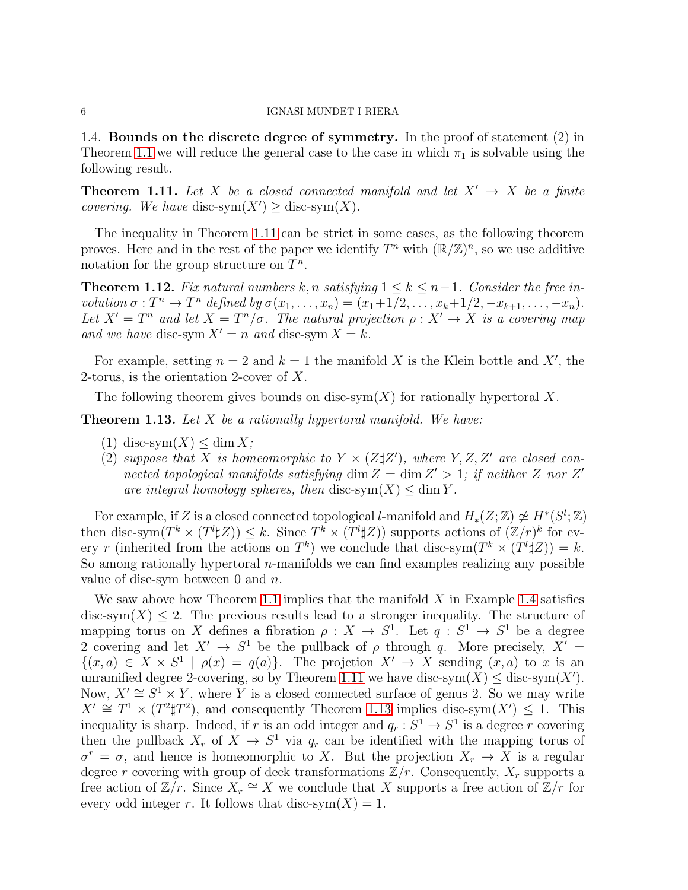### 1.4. Bounds on the discrete degree of symmetry.

In the proof of statement (2) in Theorem 1.1 we will reduce the general case to the case in which $\pi_1$ is solvable using the following result.

**Theorem 1.11.** *Let $X$ be a closed connected manifold and let $X' \to X$ be a finite covering. We have* $\text{disc-sym}(X') \geq \text{disc-sym}(X)$.

The inequality in Theorem 1.11 can be strict in some cases, as the following theorem proves. Here and in the rest of the paper we identify $T^n$ with $(\mathbb{R}/\mathbb{Z})^n$, so we use additive notation for the group structure on $T^n$.

**Theorem 1.12.** *Fix natural numbers $k, n$ satisfying $1 \leq k \leq n-1$. Consider the free involution $\sigma : T^n \to T^n$ defined by $\sigma(x_1, \dots, x_n) = (x_1+1/2, \dots, x_k+1/2, -x_{k+1}, \dots, -x_n)$. Let $X' = T^n$ and let $X = T^n/\sigma$. The natural projection $\rho : X' \to X$ is a covering map and we have* $\text{disc-sym}\, X' = n$ *and* $\text{disc-sym}\, X = k$.

For example, setting $n = 2$ and $k = 1$ the manifold $X$ is the Klein bottle and $X'$, the 2-torus, is the orientation 2-cover of $X$.

The following theorem gives bounds on $\text{disc-sym}(X)$ for rationally hypertoral $X$.

**Theorem 1.13.** *Let $X$ be a rationally hypertoral manifold. We have:*

1. $\text{disc-sym}(X) \leq \dim X$;
2. *suppose that $X$ is homeomorphic to $Y \times (Z \sharp Z')$, where $Y, Z, Z'$ are closed connected topological manifolds satisfying $\dim Z = \dim Z' > 1$; if neither $Z$ nor $Z'$ are integral homology spheres, then* $\text{disc-sym}(X) \leq \dim Y$.

For example, if $Z$ is a closed connected topological $l$-manifold and $H_*(Z; \mathbb{Z}) \not\simeq H^*(S^l; \mathbb{Z})$ then $\text{disc-sym}(T^k \times (T^l \sharp Z)) \leq k$. Since $T^k \times (T^l \sharp Z))$ supports actions of $(\mathbb{Z}/r)^k$ for every $r$ (inherited from the actions on $T^k$) we conclude that $\text{disc-sym}(T^k \times (T^l \sharp Z)) = k$. So among rationally hypertoral $n$-manifolds we can find examples realizing any possible value of disc-sym between 0 and $n$.

We saw above how Theorem 1.1 implies that the manifold $X$ in Example 1.4 satisfies $\text{disc-sym}(X) \leq 2$. The previous results lead to a stronger inequality. The structure of mapping torus on $X$ defines a fibration $\rho : X \to S^1$. Let $q : S^1 \to S^1$ be a degree 2 covering and let $X' \to S^1$ be the pullback of $\rho$ through $q$. More precisely, $X' = \{(x, a) \in X \times S^1 \mid \rho(x) = q(a)\}$. The projetion $X' \to X$ sending $(x, a)$ to $x$ is an unramified degree 2-covering, so by Theorem 1.11 we have $\text{disc-sym}(X) \leq \text{disc-sym}(X')$. Now, $X' \cong S^1 \times Y$, where $Y$ is a closed connected surface of genus 2. So we may write $X' \cong T^1 \times (T^2 \sharp T^2)$, and consequently Theorem 1.13 implies $\text{disc-sym}(X') \leq 1$. This inequality is sharp. Indeed, if $r$ is an odd integer and $q_r : S^1 \to S^1$ is a degree $r$ covering then the pullback $X_r$ of $X \to S^1$ via $q_r$ can be identified with the mapping torus of $\sigma^r = \sigma$, and hence is homeomorphic to $X$. But the projection $X_r \to X$ is a regular degree $r$ covering with group of deck transformations $\mathbb{Z}/r$. Consequently, $X_r$ supports a free action of $\mathbb{Z}/r$. Since $X_r \cong X$ we conclude that $X$ supports a free action of $\mathbb{Z}/r$ for every odd integer $r$. It follows that $\text{disc-sym}(X) = 1$.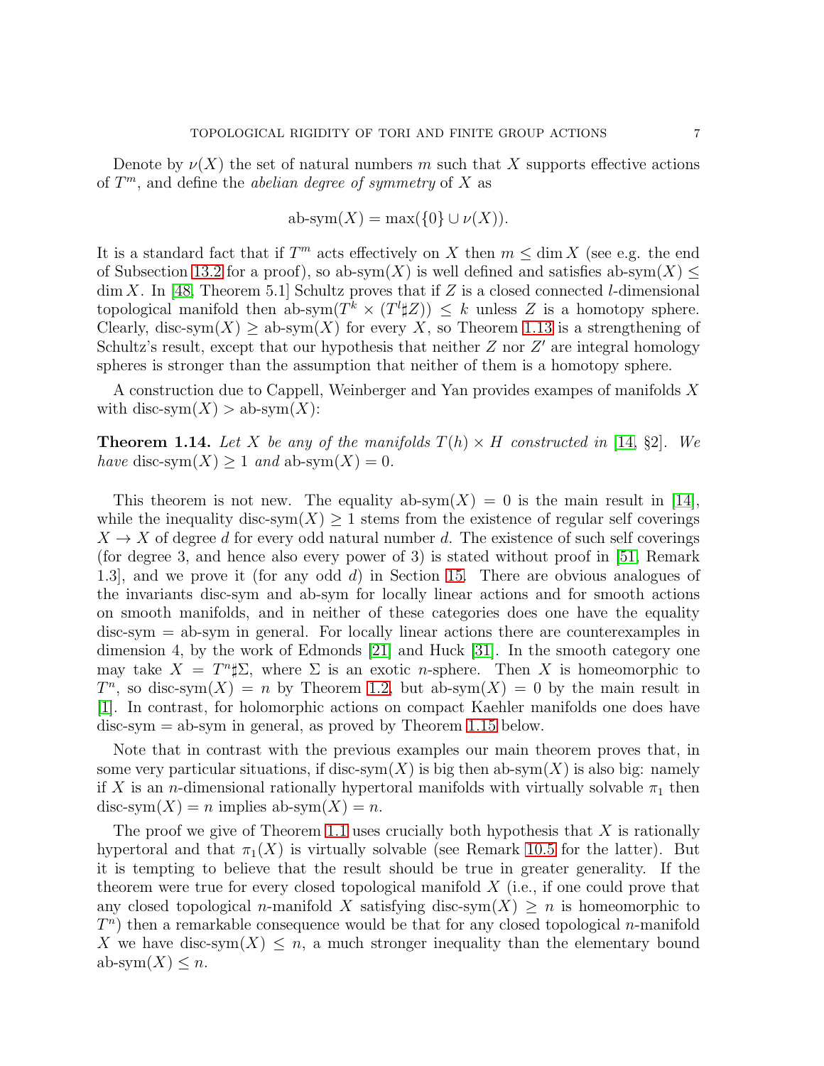Denote by $\nu(X)$ the set of natural numbers $m$ such that $X$ supports effective actions of $T^m$, and define the *abelian degree of symmetry* of $X$ as

$$\text{ab-sym}(X) = \max(\{0\} \cup \nu(X)).$$

It is a standard fact that if $T^m$ acts effectively on $X$ then $m \leq \dim X$ (see e.g. the end of Subsection 13.2 for a proof), so $\text{ab-sym}(X)$ is well defined and satisfies $\text{ab-sym}(X) \leq \dim X$. In [48, Theorem 5.1] Schultz proves that if $Z$ is a closed connected $l$-dimensional topological manifold then $\text{ab-sym}(T^k \times (T^l \sharp Z)) \leq k$ unless $Z$ is a homotopy sphere. Clearly, $\text{disc-sym}(X) \geq \text{ab-sym}(X)$ for every $X$, so Theorem 1.13 is a strengthening of Schultz's result, except that our hypothesis that neither $Z$ nor $Z'$ are integral homology spheres is stronger than the assumption that neither of them is a homotopy sphere.

A construction due to Cappell, Weinberger and Yan provides exampes of manifolds $X$ with $\text{disc-sym}(X) > \text{ab-sym}(X)$:

**Theorem 1.14.** *Let $X$ be any of the manifolds $T(h) \times H$ constructed in [14, §2]. We have* $\text{disc-sym}(X) \geq 1$ *and* $\text{ab-sym}(X) = 0$.

This theorem is not new. The equality $\text{ab-sym}(X) = 0$ is the main result in [14], while the inequality $\text{disc-sym}(X) \geq 1$ stems from the existence of regular self coverings $X \to X$ of degree $d$ for every odd natural number $d$. The existence of such self coverings (for degree 3, and hence also every power of 3) is stated without proof in [51, Remark 1.3], and we prove it (for any odd $d$) in Section 15. There are obvious analogues of the invariants disc-sym and ab-sym for locally linear actions and for smooth actions on smooth manifolds, and in neither of these categories does one have the equality disc-sym = ab-sym in general. For locally linear actions there are counterexamples in dimension 4, by the work of Edmonds [21] and Huck [31]. In the smooth category one may take $X = T^n \sharp \Sigma$, where $\Sigma$ is an exotic $n$-sphere. Then $X$ is homeomorphic to $T^n$, so $\text{disc-sym}(X) = n$ by Theorem 1.2, but $\text{ab-sym}(X) = 0$ by the main result in [1]. In contrast, for holomorphic actions on compact Kaehler manifolds one does have disc-sym = ab-sym in general, as proved by Theorem 1.15 below.

Note that in contrast with the previous examples our main theorem proves that, in some very particular situations, if $\text{disc-sym}(X)$ is big then $\text{ab-sym}(X)$ is also big: namely if $X$ is an $n$-dimensional rationally hypertoral manifolds with virtually solvable $\pi_1$ then $\text{disc-sym}(X) = n$ implies $\text{ab-sym}(X) = n$.

The proof we give of Theorem 1.1 uses crucially both hypothesis that $X$ is rationally hypertoral and that $\pi_1(X)$ is virtually solvable (see Remark 10.5 for the latter). But it is tempting to believe that the result should be true in greater generality. If the theorem were true for every closed topological manifold $X$ (i.e., if one could prove that any closed topological $n$-manifold $X$ satisfying $\text{disc-sym}(X) \geq n$ is homeomorphic to $T^n$) then a remarkable consequence would be that for any closed topological $n$-manifold $X$ we have $\text{disc-sym}(X) \leq n$, a much stronger inequality than the elementary bound $\text{ab-sym}(X) \leq n$.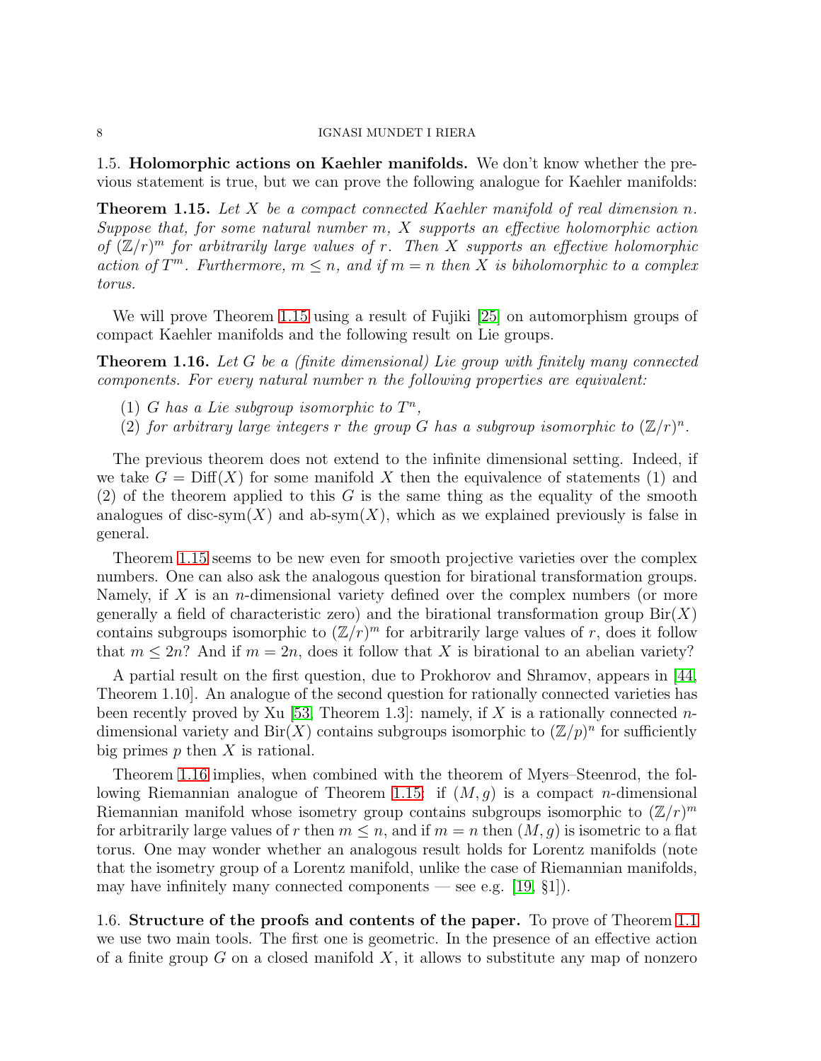1.5. **Holomorphic actions on Kaehler manifolds.** We don't know whether the previous statement is true, but we can prove the following analogue for Kaehler manifolds:

**Theorem 1.15.** *Let $X$ be a compact connected Kaehler manifold of real dimension $n$. Suppose that, for some natural number $m$, $X$ supports an effective holomorphic action of $(\mathbb{Z}/r)^m$ for arbitrarily large values of $r$. Then $X$ supports an effective holomorphic action of $T^m$. Furthermore, $m \leq n$, and if $m = n$ then $X$ is biholomorphic to a complex torus.*

We will prove Theorem 1.15 using a result of Fujiki [25] on automorphism groups of compact Kaehler manifolds and the following result on Lie groups.

**Theorem 1.16.** *Let $G$ be a (finite dimensional) Lie group with finitely many connected components. For every natural number $n$ the following properties are equivalent:*

1. *$G$ has a Lie subgroup isomorphic to $T^n$,*
2. *for arbitrary large integers $r$ the group $G$ has a subgroup isomorphic to $(\mathbb{Z}/r)^n$.*

The previous theorem does not extend to the infinite dimensional setting. Indeed, if we take $G = \mathrm{Diff}(X)$ for some manifold $X$ then the equivalence of statements (1) and (2) of the theorem applied to this $G$ is the same thing as the equality of the smooth analogues of disc-sym$(X)$ and ab-sym$(X)$, which as we explained previously is false in general.

Theorem 1.15 seems to be new even for smooth projective varieties over the complex numbers. One can also ask the analogous question for birational transformation groups. Namely, if $X$ is an $n$-dimensional variety defined over the complex numbers (or more generally a field of characteristic zero) and the birational transformation group $\mathrm{Bir}(X)$ contains subgroups isomorphic to $(\mathbb{Z}/r)^m$ for arbitrarily large values of $r$, does it follow that $m \leq 2n$? And if $m = 2n$, does it follow that $X$ is birational to an abelian variety?

A partial result on the first question, due to Prokhorov and Shramov, appears in [44, Theorem 1.10]. An analogue of the second question for rationally connected varieties has been recently proved by Xu [53, Theorem 1.3]: namely, if $X$ is a rationally connected $n$-dimensional variety and $\mathrm{Bir}(X)$ contains subgroups isomorphic to $(\mathbb{Z}/p)^n$ for sufficiently big primes $p$ then $X$ is rational.

Theorem 1.16 implies, when combined with the theorem of Myers–Steenrod, the following Riemannian analogue of Theorem 1.15: if $(M, g)$ is a compact $n$-dimensional Riemannian manifold whose isometry group contains subgroups isomorphic to $(\mathbb{Z}/r)^m$ for arbitrarily large values of $r$ then $m \leq n$, and if $m = n$ then $(M, g)$ is isometric to a flat torus. One may wonder whether an analogous result holds for Lorentz manifolds (note that the isometry group of a Lorentz manifold, unlike the case of Riemannian manifolds, may have infinitely many connected components — see e.g. [19, §1]).

1.6. **Structure of the proofs and contents of the paper.** To prove of Theorem 1.1 we use two main tools. The first one is geometric. In the presence of an effective action of a finite group $G$ on a closed manifold $X$, it allows to substitute any map of nonzero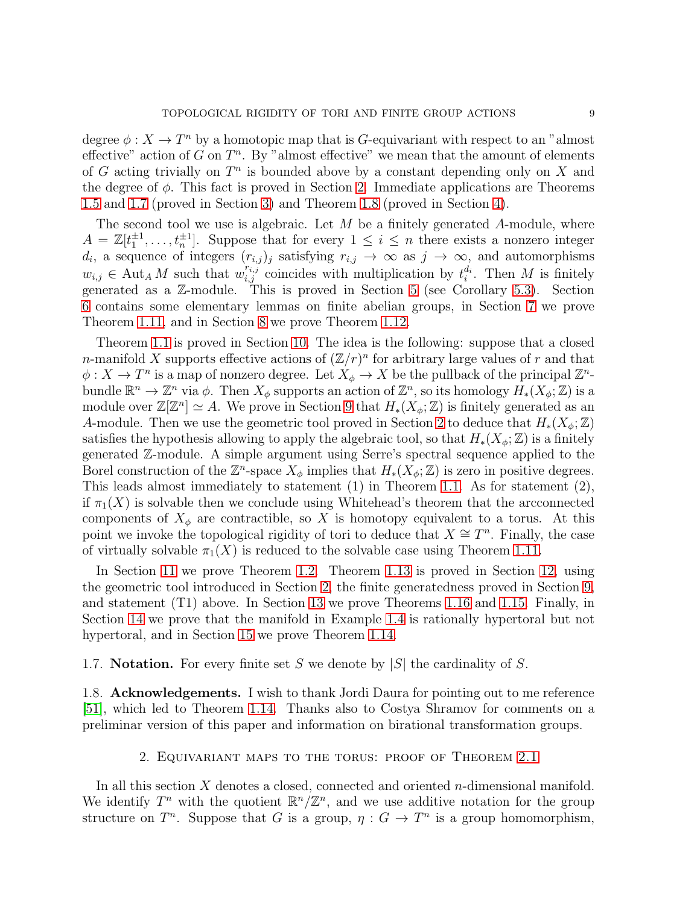degree $\phi : X \to T^n$ by a homotopic map that is $G$-equivariant with respect to an "almost effective" action of $G$ on $T^n$. By "almost effective" we mean that the amount of elements of $G$ acting trivially on $T^n$ is bounded above by a constant depending only on $X$ and the degree of $\phi$. This fact is proved in Section 2. Immediate applications are Theorems 1.5 and 1.7 (proved in Section 3) and Theorem 1.8 (proved in Section 4).

The second tool we use is algebraic. Let $M$ be a finitely generated $A$-module, where $A = \mathbb{Z}[t_1^{\pm 1}, \dots, t_n^{\pm 1}]$. Suppose that for every $1 \leq i \leq n$ there exists a nonzero integer $d_i$, a sequence of integers $(r_{i,j})_j$ satisfying $r_{i,j} \to \infty$ as $j \to \infty$, and automorphisms $w_{i,j} \in \operatorname{Aut}_A M$ such that $w_{i,j}^{r_{i,j}}$ coincides with multiplication by $t_i^{d_i}$. Then $M$ is finitely generated as a $\mathbb{Z}$-module. This is proved in Section 5 (see Corollary 5.3). Section 6 contains some elementary lemmas on finite abelian groups, in Section 7 we prove Theorem 1.11, and in Section 8 we prove Theorem 1.12.

Theorem 1.1 is proved in Section 10. The idea is the following: suppose that a closed $n$-manifold $X$ supports effective actions of $(\mathbb{Z}/r)^n$ for arbitrary large values of $r$ and that $\phi : X \to T^n$ is a map of nonzero degree. Let $X_\phi \to X$ be the pullback of the principal $\mathbb{Z}^n$-bundle $\mathbb{R}^n \to \mathbb{Z}^n$ via $\phi$. Then $X_\phi$ supports an action of $\mathbb{Z}^n$, so its homology $H_*(X_\phi; \mathbb{Z})$ is a module over $\mathbb{Z}[\mathbb{Z}^n] \simeq A$. We prove in Section 9 that $H_*(X_\phi; \mathbb{Z})$ is finitely generated as an $A$-module. Then we use the geometric tool proved in Section 2 to deduce that $H_*(X_\phi; \mathbb{Z})$ satisfies the hypothesis allowing to apply the algebraic tool, so that $H_*(X_\phi; \mathbb{Z})$ is a finitely generated $\mathbb{Z}$-module. A simple argument using Serre's spectral sequence applied to the Borel construction of the $\mathbb{Z}^n$-space $X_\phi$ implies that $H_*(X_\phi; \mathbb{Z})$ is zero in positive degrees. This leads almost immediately to statement (1) in Theorem 1.1. As for statement (2), if $\pi_1(X)$ is solvable then we conclude using Whitehead's theorem that the arcconnected components of $X_\phi$ are contractible, so $X$ is homotopy equivalent to a torus. At this point we invoke the topological rigidity of tori to deduce that $X \cong T^n$. Finally, the case of virtually solvable $\pi_1(X)$ is reduced to the solvable case using Theorem 1.11.

In Section 11 we prove Theorem 1.2. Theorem 1.13 is proved in Section 12, using the geometric tool introduced in Section 2, the finite generatedness proved in Section 9, and statement (T1) above. In Section 13 we prove Theorems 1.16 and 1.15. Finally, in Section 14 we prove that the manifold in Example 1.4 is rationally hypertoral but not hypertoral, and in Section 15 we prove Theorem 1.14.

1.7. **Notation.** For every finite set $S$ we denote by $|S|$ the cardinality of $S$.

1.8. **Acknowledgements.** I wish to thank Jordi Daura for pointing out to me reference [51], which led to Theorem 1.14. Thanks also to Costya Shramov for comments on a preliminary version of this paper and information on birational transformation groups.

## 2. Equivariant maps to the torus: proof of Theorem 2.1

In all this section $X$ denotes a closed, connected and oriented $n$-dimensional manifold. We identify $T^n$ with the quotient $\mathbb{R}^n/\mathbb{Z}^n$, and we use additive notation for the group structure on $T^n$. Suppose that $G$ is a group, $\eta : G \to T^n$ is a group homomorphism,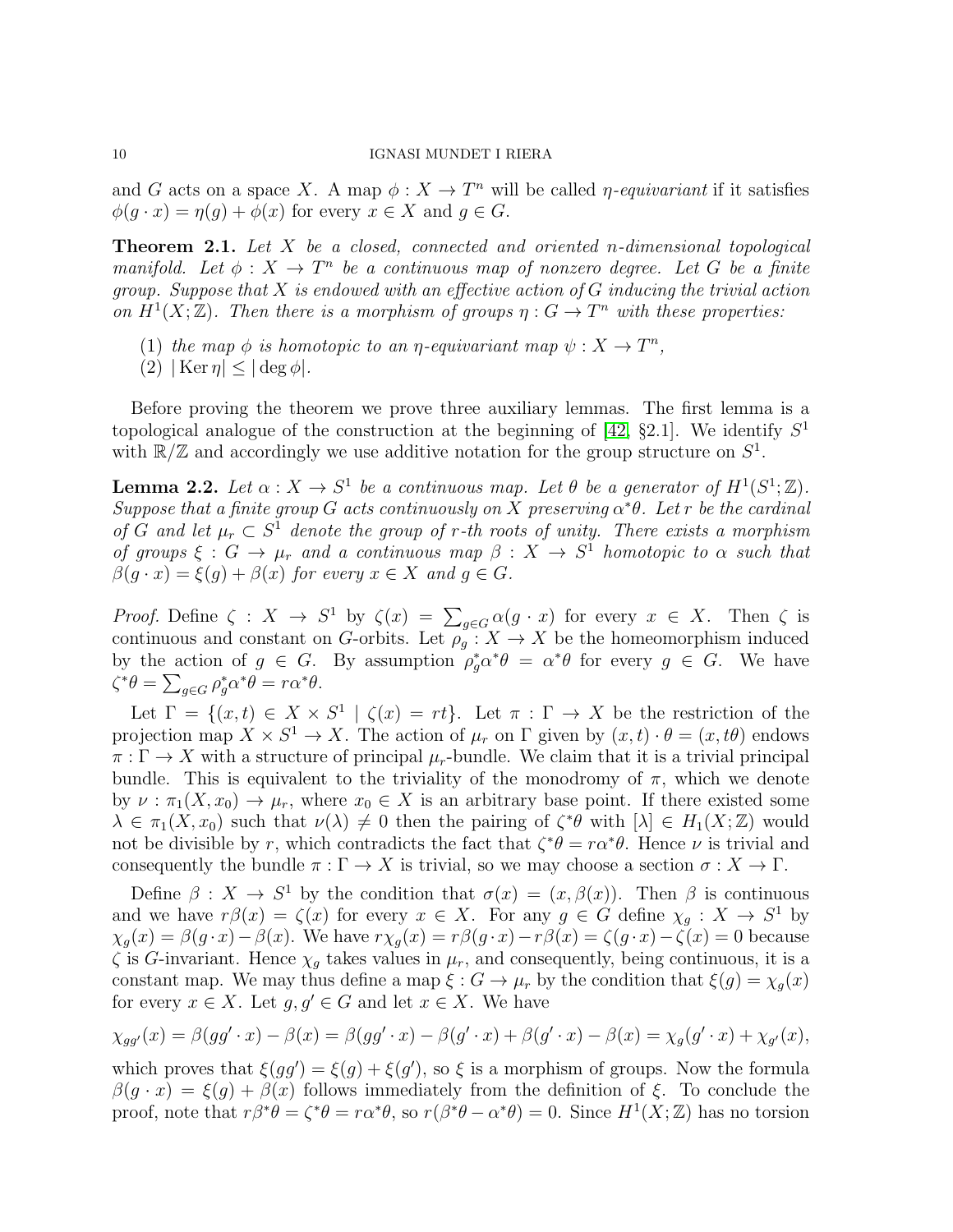and $G$ acts on a space $X$. A map $\phi : X \to T^n$ will be called *$\eta$-equivariant* if it satisfies $\phi(g \cdot x) = \eta(g) + \phi(x)$ for every $x \in X$ and $g \in G$.

**Theorem 2.1.** *Let $X$ be a closed, connected and oriented $n$-dimensional topological manifold. Let $\phi : X \to T^n$ be a continuous map of nonzero degree. Let $G$ be a finite group. Suppose that $X$ is endowed with an effective action of $G$ inducing the trivial action on $H^1(X; \mathbb{Z})$. Then there is a morphism of groups $\eta : G \to T^n$ with these properties:*

1. *the map $\phi$ is homotopic to an $\eta$-equivariant map $\psi : X \to T^n$,*
2. *$|\operatorname{Ker} \eta| \leq |\deg \phi|$.*

Before proving the theorem we prove three auxiliary lemmas. The first lemma is a topological analogue of the construction at the beginning of [42, §2.1]. We identify $S^1$ with $\mathbb{R}/\mathbb{Z}$ and accordingly we use additive notation for the group structure on $S^1$.

**Lemma 2.2.** *Let $\alpha : X \to S^1$ be a continuous map. Let $\theta$ be a generator of $H^1(S^1; \mathbb{Z})$. Suppose that a finite group $G$ acts continuously on $X$ preserving $\alpha^*\theta$. Let $r$ be the cardinal of $G$ and let $\mu_r \subset S^1$ denote the group of $r$-th roots of unity. There exists a morphism of groups $\xi : G \to \mu_r$ and a continuous map $\beta : X \to S^1$ homotopic to $\alpha$ such that $\beta(g \cdot x) = \xi(g) + \beta(x)$ for every $x \in X$ and $g \in G$.*

*Proof.* Define $\zeta : X \to S^1$ by $\zeta(x) = \sum_{g \in G} \alpha(g \cdot x)$ for every $x \in X$. Then $\zeta$ is continuous and constant on $G$-orbits. Let $\rho_g : X \to X$ be the homeomorphism induced by the action of $g \in G$. By assumption $\rho_g^* \alpha^* \theta = \alpha^* \theta$ for every $g \in G$. We have $\zeta^*\theta = \sum_{g \in G} \rho_g^* \alpha^* \theta = r\alpha^*\theta$.

Let $\Gamma = \{(x, t) \in X \times S^1 \mid \zeta(x) = rt\}$. Let $\pi : \Gamma \to X$ be the restriction of the projection map $X \times S^1 \to X$. The action of $\mu_r$ on $\Gamma$ given by $(x, t) \cdot \theta = (x, t\theta)$ endows $\pi : \Gamma \to X$ with a structure of principal $\mu_r$-bundle. We claim that it is a trivial principal bundle. This is equivalent to the triviality of the monodromy of $\pi$, which we denote by $\nu : \pi_1(X, x_0) \to \mu_r$, where $x_0 \in X$ is an arbitrary base point. If there existed some $\lambda \in \pi_1(X, x_0)$ such that $\nu(\lambda) \neq 0$ then the pairing of $\zeta^*\theta$ with $[\lambda] \in H_1(X; \mathbb{Z})$ would not be divisible by $r$, which contradicts the fact that $\zeta^*\theta = r\alpha^*\theta$. Hence $\nu$ is trivial and consequently the bundle $\pi : \Gamma \to X$ is trivial, so we may choose a section $\sigma : X \to \Gamma$.

Define $\beta : X \to S^1$ by the condition that $\sigma(x) = (x, \beta(x))$. Then $\beta$ is continuous and we have $r\beta(x) = \zeta(x)$ for every $x \in X$. For any $g \in G$ define $\chi_g : X \to S^1$ by $\chi_g(x) = \beta(g \cdot x) - \beta(x)$. We have $r\chi_g(x) = r\beta(g \cdot x) - r\beta(x) = \zeta(g \cdot x) - \zeta(x) = 0$ because $\zeta$ is $G$-invariant. Hence $\chi_g$ takes values in $\mu_r$, and consequently, being continuous, it is a constant map. We may thus define a map $\xi : G \to \mu_r$ by the condition that $\xi(g) = \chi_g(x)$ for every $x \in X$. Let $g, g' \in G$ and let $x \in X$. We have

$$\chi_{gg'}(x) = \beta(gg' \cdot x) - \beta(x) = \beta(gg' \cdot x) - \beta(g' \cdot x) + \beta(g' \cdot x) - \beta(x) = \chi_g(g' \cdot x) + \chi_{g'}(x),$$

which proves that $\xi(gg') = \xi(g) + \xi(g')$, so $\xi$ is a morphism of groups. Now the formula $\beta(g \cdot x) = \xi(g) + \beta(x)$ follows immediately from the definition of $\xi$. To conclude the proof, note that $r\beta^*\theta = \zeta^*\theta = r\alpha^*\theta$, so $r(\beta^*\theta - \alpha^*\theta) = 0$. Since $H^1(X; \mathbb{Z})$ has no torsion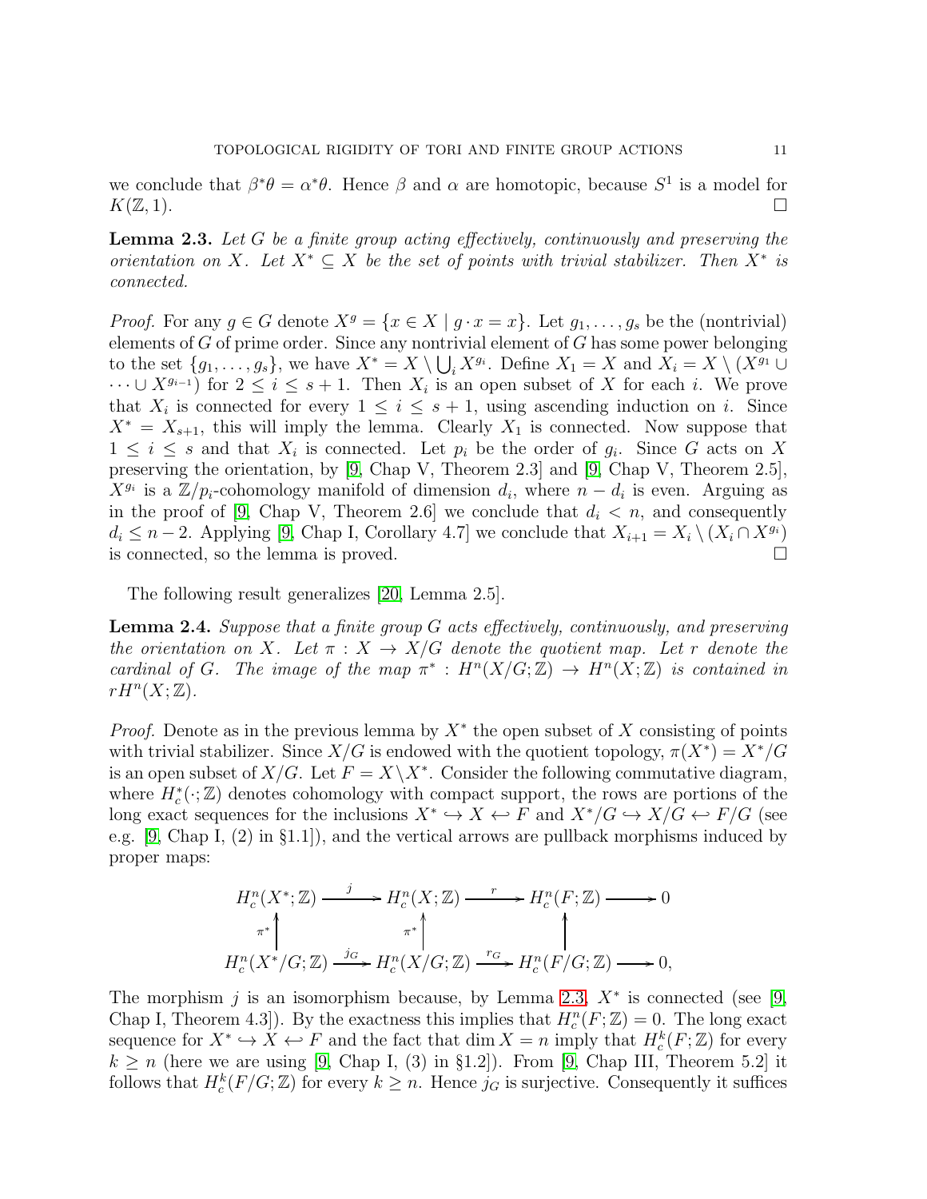we conclude that $\beta^*\theta = \alpha^*\theta$. Hence $\beta$ and $\alpha$ are homotopic, because $S^1$ is a model for $K(\mathbb{Z}, 1)$. □

**Lemma 2.3.** *Let $G$ be a finite group acting effectively, continuously and preserving the orientation on $X$. Let $X^* \subseteq X$ be the set of points with trivial stabilizer. Then $X^*$ is connected.*

*Proof.* For any $g \in G$ denote $X^g = \{x \in X \mid g \cdot x = x\}$. Let $g_1, \ldots, g_s$ be the (nontrivial) elements of $G$ of prime order. Since any nontrivial element of $G$ has some power belonging to the set $\{g_1, \ldots, g_s\}$, we have $X^* = X \setminus \bigcup_i X^{g_i}$. Define $X_1 = X$ and $X_i = X \setminus (X^{g_1} \cup \cdots \cup X^{g_{i-1}})$ for $2 \leq i \leq s+1$. Then $X_i$ is an open subset of $X$ for each $i$. We prove that $X_i$ is connected for every $1 \leq i \leq s+1$, using ascending induction on $i$. Since $X^* = X_{s+1}$, this will imply the lemma. Clearly $X_1$ is connected. Now suppose that $1 \leq i \leq s$ and that $X_i$ is connected. Let $p_i$ be the order of $g_i$. Since $G$ acts on $X$ preserving the orientation, by [9, Chap V, Theorem 2.3] and [9, Chap V, Theorem 2.5], $X^{g_i}$ is a $\mathbb{Z}/p_i$-cohomology manifold of dimension $d_i$, where $n - d_i$ is even. Arguing as in the proof of [9, Chap V, Theorem 2.6] we conclude that $d_i < n$, and consequently $d_i \leq n-2$. Applying [9, Chap I, Corollary 4.7] we conclude that $X_{i+1} = X_i \setminus (X_i \cap X^{g_i})$ is connected, so the lemma is proved. □

The following result generalizes [20, Lemma 2.5].

**Lemma 2.4.** *Suppose that a finite group $G$ acts effectively, continuously, and preserving the orientation on $X$. Let $\pi : X \to X/G$ denote the quotient map. Let $r$ denote the cardinal of $G$. The image of the map $\pi^* : H^n(X/G; \mathbb{Z}) \to H^n(X; \mathbb{Z})$ is contained in $rH^n(X; \mathbb{Z})$.*

*Proof.* Denote as in the previous lemma by $X^*$ the open subset of $X$ consisting of points with trivial stabilizer. Since $X/G$ is endowed with the quotient topology, $\pi(X^*) = X^*/G$ is an open subset of $X/G$. Let $F = X \setminus X^*$. Consider the following commutative diagram, where $H_c^*(\cdot; \mathbb{Z})$ denotes cohomology with compact support, the rows are portions of the long exact sequences for the inclusions $X^* \hookrightarrow X \hookleftarrow F$ and $X^*/G \hookrightarrow X/G \hookleftarrow F/G$ (see e.g. [9, Chap I, (2) in §1.1]), and the vertical arrows are pullback morphisms induced by proper maps:

$$
\begin{array}{ccccccc}
H_c^n(X^*; \mathbb{Z}) & \xrightarrow{j} & H_c^n(X; \mathbb{Z}) & \xrightarrow{r} & H_c^n(F; \mathbb{Z}) & \longrightarrow & 0 \\
\uparrow{\scriptstyle \pi^*} & & \uparrow{\scriptstyle \pi^*} & & \uparrow & & \\
H_c^n(X^*/G; \mathbb{Z}) & \xrightarrow{j_G} & H_c^n(X/G; \mathbb{Z}) & \xrightarrow{r_G} & H_c^n(F/G; \mathbb{Z}) & \longrightarrow & 0,
\end{array}
$$

The morphism $j$ is an isomorphism because, by Lemma 2.3, $X^*$ is connected (see [9, Chap I, Theorem 4.3]). By the exactness this implies that $H_c^n(F; \mathbb{Z}) = 0$. The long exact sequence for $X^* \hookrightarrow X \hookleftarrow F$ and the fact that $\dim X = n$ imply that $H_c^k(F; \mathbb{Z})$ for every $k \geq n$ (here we are using [9, Chap I, (3) in §1.2]). From [9, Chap III, Theorem 5.2] it follows that $H_c^k(F/G; \mathbb{Z})$ for every $k \geq n$. Hence $j_G$ is surjective. Consequently it suffices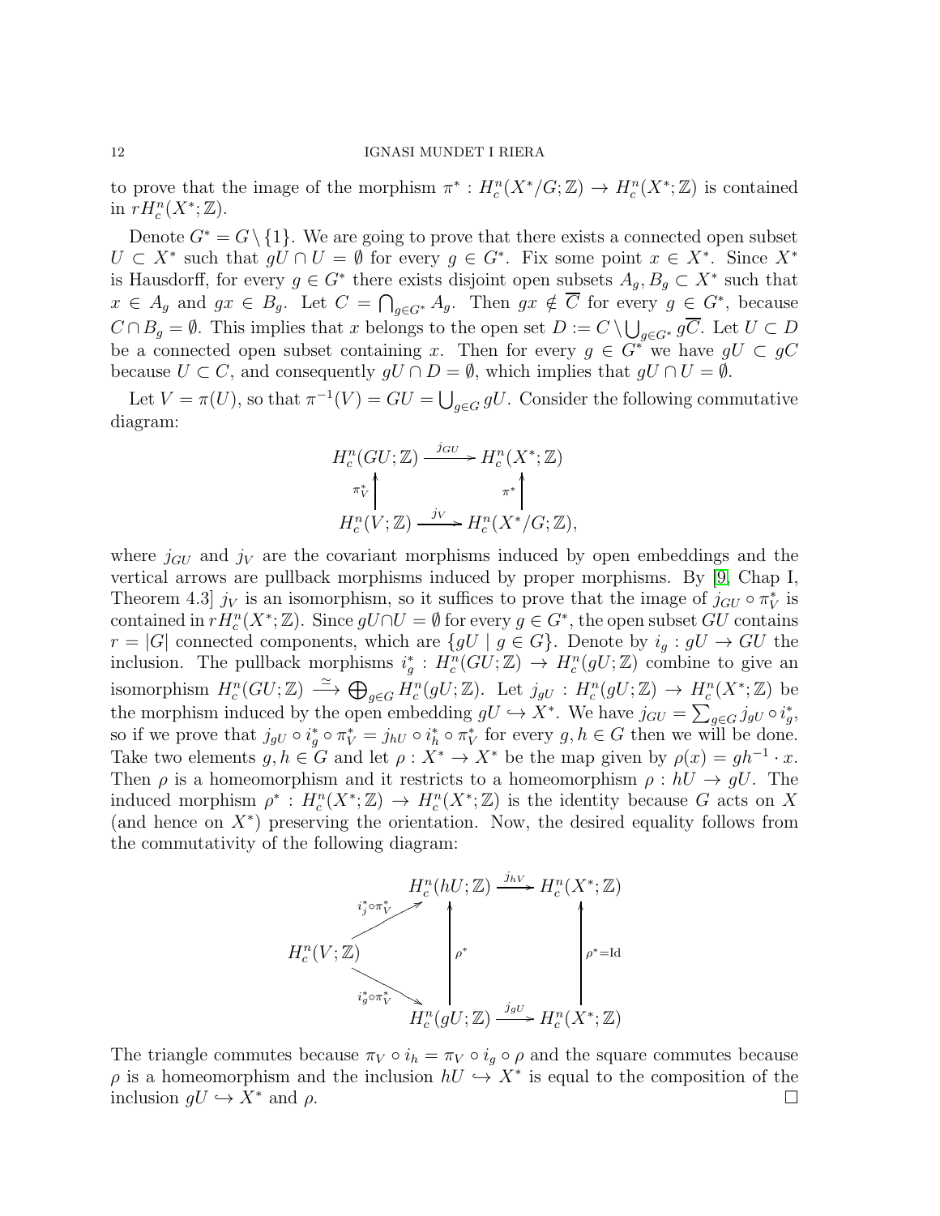to prove that the image of the morphism $\pi^* : H^n_c(X^*/G;\mathbb{Z}) \to H^n_c(X^*;\mathbb{Z})$ is contained in $rH^n_c(X^*;\mathbb{Z})$.

Denote $G^* = G \setminus \{1\}$. We are going to prove that there exists a connected open subset $U \subset X^*$ such that $gU \cap U = \emptyset$ for every $g \in G^*$. Fix some point $x \in X^*$. Since $X^*$ is Hausdorff, for every $g \in G^*$ there exists disjoint open subsets $A_g, B_g \subset X^*$ such that $x \in A_g$ and $gx \in B_g$. Let $C = \bigcap_{g\in G^*} A_g$. Then $gx \notin \overline{C}$ for every $g \in G^*$, because $C \cap B_g = \emptyset$. This implies that $x$ belongs to the open set $D := C \setminus \bigcup_{g\in G^*} g\overline{C}$. Let $U \subset D$ be a connected open subset containing $x$. Then for every $g \in G^*$ we have $gU \subset gC$ because $U \subset C$, and consequently $gU \cap D = \emptyset$, which implies that $gU \cap U = \emptyset$.

Let $V = \pi(U)$, so that $\pi^{-1}(V) = GU = \bigcup_{g\in G} gU$. Consider the following commutative diagram:

$$\begin{array}{ccc} H^n_c(GU;\mathbb{Z}) & \xrightarrow{j_{GU}} & H^n_c(X^*;\mathbb{Z}) \\ \uparrow{\scriptstyle \pi_V^*} & & \uparrow{\scriptstyle \pi^*} \\ H^n_c(V;\mathbb{Z}) & \xrightarrow{j_V} & H^n_c(X^*/G;\mathbb{Z}), \end{array}$$

where $j_{GU}$ and $j_V$ are the covariant morphisms induced by open embeddings and the vertical arrows are pullback morphisms induced by proper morphisms. By [9, Chap I, Theorem 4.3] $j_V$ is an isomorphism, so it suffices to prove that the image of $j_{GU} \circ \pi_V^*$ is contained in $rH^n_c(X^*;\mathbb{Z})$. Since $gU \cap U = \emptyset$ for every $g \in G^*$, the open subset $GU$ contains $r = |G|$ connected components, which are $\{gU \mid g \in G\}$. Denote by $i_g : gU \to GU$ the inclusion. The pullback morphisms $i_g^* : H^n_c(GU;\mathbb{Z}) \to H^n_c(gU;\mathbb{Z})$ combine to give an isomorphism $H^n_c(GU;\mathbb{Z}) \xrightarrow{\simeq} \bigoplus_{g\in G} H^n_c(gU;\mathbb{Z})$. Let $j_{gU} : H^n_c(gU;\mathbb{Z}) \to H^n_c(X^*;\mathbb{Z})$ be the morphism induced by the open embedding $gU \hookrightarrow X^*$. We have $j_{GU} = \sum_{g\in G} j_{gU} \circ i_g^*$, so if we prove that $j_{gU} \circ i_g^* \circ \pi_V^* = j_{hU} \circ i_h^* \circ \pi_V^*$ for every $g, h \in G$ then we will be done. Take two elements $g, h \in G$ and let $\rho : X^* \to X^*$ be the map given by $\rho(x) = gh^{-1} \cdot x$. Then $\rho$ is a homeomorphism and it restricts to a homeomorphism $\rho : hU \to gU$. The induced morphism $\rho^* : H^n_c(X^*;\mathbb{Z}) \to H^n_c(X^*;\mathbb{Z})$ is the identity because $G$ acts on $X$ (and hence on $X^*$) preserving the orientation. Now, the desired equality follows from the commutativity of the following diagram:

$$\begin{array}{cccc} & H^n_c(hU;\mathbb{Z}) & \xrightarrow{j_{hV}} & H^n_c(X^*;\mathbb{Z}) \\ {\scriptstyle i_j^*\circ\pi_V^*}\nearrow & \uparrow{\scriptstyle \rho^*} & & \uparrow{\scriptstyle \rho^*=\mathrm{Id}} \\ H^n_c(V;\mathbb{Z}) & & & \\ {\scriptstyle i_g^*\circ\pi_V^*}\searrow & & & \\ & H^n_c(gU;\mathbb{Z}) & \xrightarrow{j_{gU}} & H^n_c(X^*;\mathbb{Z}) \end{array}$$

The triangle commutes because $\pi_V \circ i_h = \pi_V \circ i_g \circ \rho$ and the square commutes because $\rho$ is a homeomorphism and the inclusion $hU \hookrightarrow X^*$ is equal to the composition of the inclusion $gU \hookrightarrow X^*$ and $\rho$. $\square$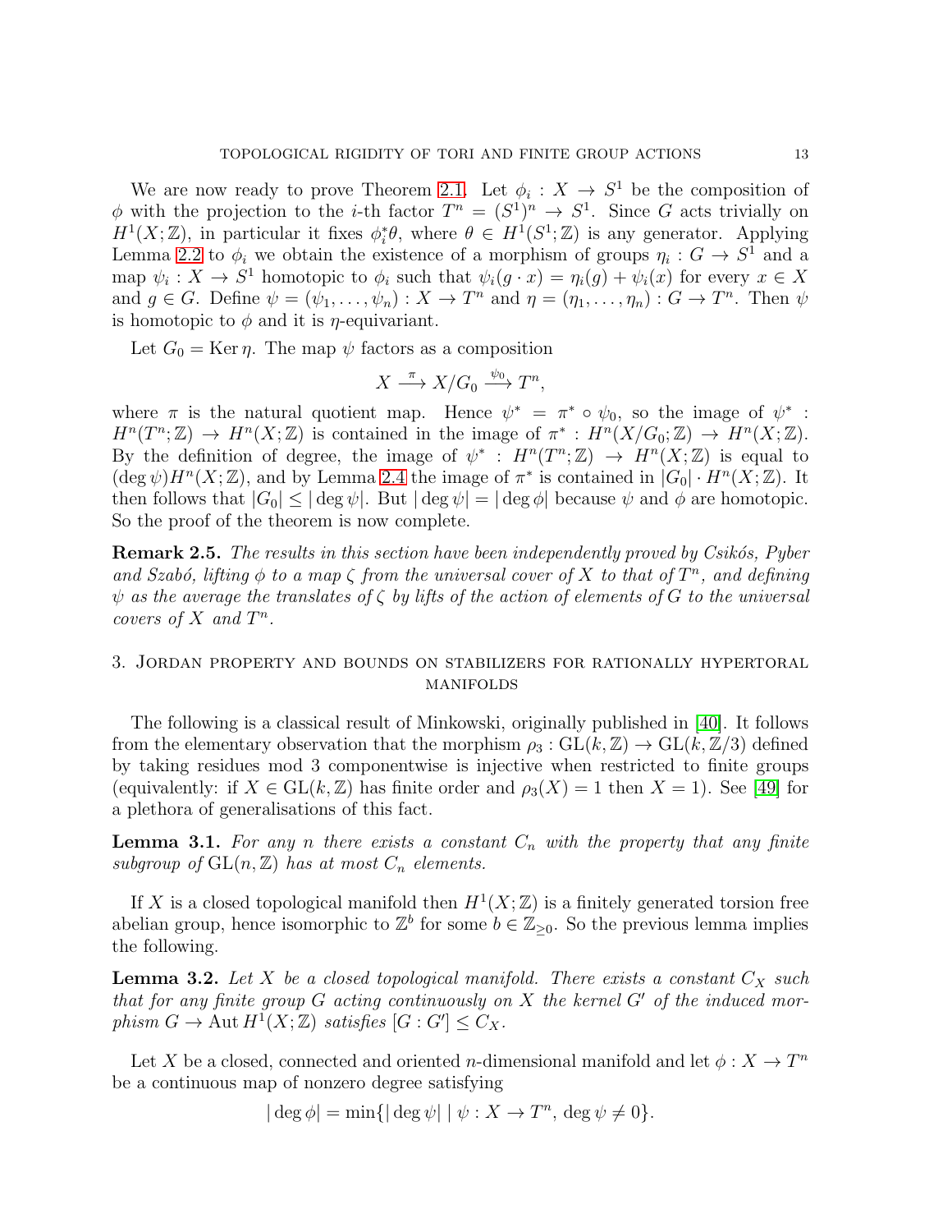We are now ready to prove Theorem 2.1. Let $\phi_i : X \to S^1$ be the composition of $\phi$ with the projection to the $i$-th factor $T^n = (S^1)^n \to S^1$. Since $G$ acts trivially on $H^1(X;\mathbb{Z})$, in particular it fixes $\phi_i^*\theta$, where $\theta \in H^1(S^1;\mathbb{Z})$ is any generator. Applying Lemma 2.2 to $\phi_i$ we obtain the existence of a morphism of groups $\eta_i : G \to S^1$ and a map $\psi_i : X \to S^1$ homotopic to $\phi_i$ such that $\psi_i(g \cdot x) = \eta_i(g) + \psi_i(x)$ for every $x \in X$ and $g \in G$. Define $\psi = (\psi_1, \dots, \psi_n) : X \to T^n$ and $\eta = (\eta_1, \dots, \eta_n) : G \to T^n$. Then $\psi$ is homotopic to $\phi$ and it is $\eta$-equivariant.

Let $G_0 = \operatorname{Ker} \eta$. The map $\psi$ factors as a composition

$$X \xrightarrow{\pi} X/G_0 \xrightarrow{\psi_0} T^n,$$

where $\pi$ is the natural quotient map. Hence $\psi^* = \pi^* \circ \psi_0$, so the image of $\psi^* : H^n(T^n;\mathbb{Z}) \to H^n(X;\mathbb{Z})$ is contained in the image of $\pi^* : H^n(X/G_0;\mathbb{Z}) \to H^n(X;\mathbb{Z})$. By the definition of degree, the image of $\psi^* : H^n(T^n;\mathbb{Z}) \to H^n(X;\mathbb{Z})$ is equal to $(\deg \psi)H^n(X;\mathbb{Z})$, and by Lemma 2.4 the image of $\pi^*$ is contained in $|G_0| \cdot H^n(X;\mathbb{Z})$. It then follows that $|G_0| \leq |\deg \psi|$. But $|\deg \psi| = |\deg \phi|$ because $\psi$ and $\phi$ are homotopic. So the proof of the theorem is now complete.

**Remark 2.5.** *The results in this section have been independently proved by Csikós, Pyber and Szabó, lifting $\phi$ to a map $\zeta$ from the universal cover of $X$ to that of $T^n$, and defining $\psi$ as the average the translates of $\zeta$ by lifts of the action of elements of $G$ to the universal covers of $X$ and $T^n$.*

## 3. Jordan property and bounds on stabilizers for rationally hypertoral manifolds

The following is a classical result of Minkowski, originally published in [40]. It follows from the elementary observation that the morphism $\rho_3 : \mathrm{GL}(k,\mathbb{Z}) \to \mathrm{GL}(k,\mathbb{Z}/3)$ defined by taking residues mod 3 componentwise is injective when restricted to finite groups (equivalently: if $X \in \mathrm{GL}(k,\mathbb{Z})$ has finite order and $\rho_3(X) = 1$ then $X = 1$). See [49] for a plethora of generalisations of this fact.

**Lemma 3.1.** *For any $n$ there exists a constant $C_n$ with the property that any finite subgroup of $\mathrm{GL}(n,\mathbb{Z})$ has at most $C_n$ elements.*

If $X$ is a closed topological manifold then $H^1(X;\mathbb{Z})$ is a finitely generated torsion free abelian group, hence isomorphic to $\mathbb{Z}^b$ for some $b \in \mathbb{Z}_{\geq 0}$. So the previous lemma implies the following.

**Lemma 3.2.** *Let $X$ be a closed topological manifold. There exists a constant $C_X$ such that for any finite group $G$ acting continuously on $X$ the kernel $G'$ of the induced morphism $G \to \operatorname{Aut} H^1(X;\mathbb{Z})$ satisfies $[G : G'] \leq C_X$.*

Let $X$ be a closed, connected and oriented $n$-dimensional manifold and let $\phi : X \to T^n$ be a continuous map of nonzero degree satisfying

$$|\deg \phi| = \min\{|\deg \psi| \mid \psi : X \to T^n,\ \deg \psi \neq 0\}.$$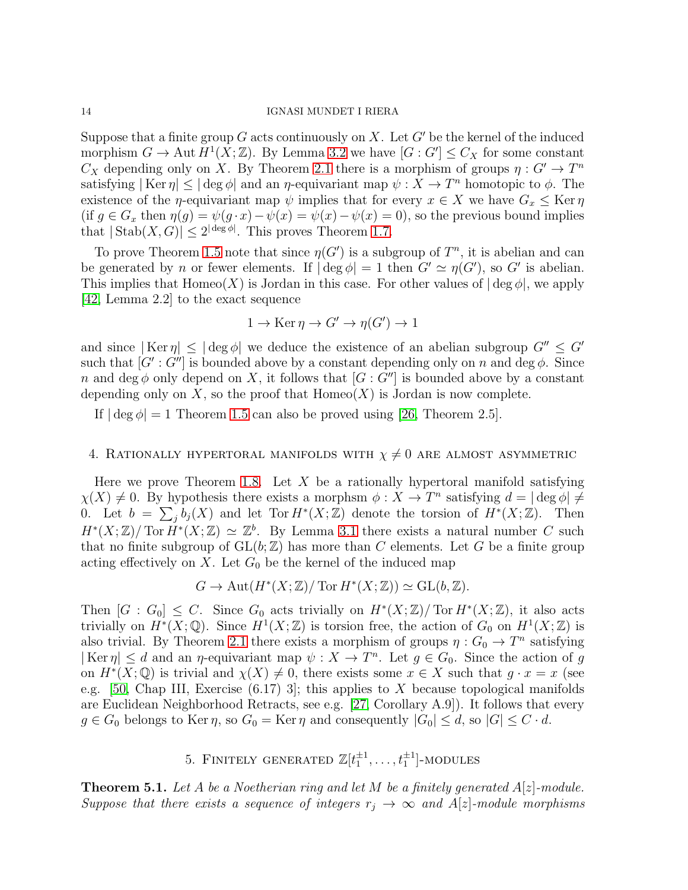Suppose that a finite group $G$ acts continuously on $X$. Let $G'$ be the kernel of the induced morphism $G \to \operatorname{Aut} H^1(X;\mathbb{Z})$. By Lemma 3.2 we have $[G : G'] \leq C_X$ for some constant $C_X$ depending only on $X$. By Theorem 2.1 there is a morphism of groups $\eta : G' \to T^n$ satisfying $|\operatorname{Ker}\eta| \leq |\deg\phi|$ and an $\eta$-equivariant map $\psi : X \to T^n$ homotopic to $\phi$. The existence of the $\eta$-equivariant map $\psi$ implies that for every $x \in X$ we have $G_x \leq \operatorname{Ker}\eta$ (if $g \in G_x$ then $\eta(g) = \psi(g\cdot x) - \psi(x) = \psi(x) - \psi(x) = 0$), so the previous bound implies that $|\operatorname{Stab}(X,G)| \leq 2^{|\deg\phi|}$. This proves Theorem 1.7.

To prove Theorem 1.5 note that since $\eta(G')$ is a subgroup of $T^n$, it is abelian and can be generated by $n$ or fewer elements. If $|\deg\phi| = 1$ then $G' \simeq \eta(G')$, so $G'$ is abelian. This implies that $\operatorname{Homeo}(X)$ is Jordan in this case. For other values of $|\deg\phi|$, we apply [42, Lemma 2.2] to the exact sequence

$$1 \to \operatorname{Ker}\eta \to G' \to \eta(G') \to 1$$

and since $|\operatorname{Ker}\eta| \leq |\deg\phi|$ we deduce the existence of an abelian subgroup $G'' \leq G'$ such that $[G' : G'']$ is bounded above by a constant depending only on $n$ and $\deg\phi$. Since $n$ and $\deg\phi$ only depend on $X$, it follows that $[G : G'']$ is bounded above by a constant depending only on $X$, so the proof that $\operatorname{Homeo}(X)$ is Jordan is now complete.

If $|\deg\phi| = 1$ Theorem 1.5 can also be proved using [26, Theorem 2.5].

## 4. Rationally hypertoral manifolds with $\chi \neq 0$ are almost asymmetric

Here we prove Theorem 1.8. Let $X$ be a rationally hypertoral manifold satisfying $\chi(X) \neq 0$. By hypothesis there exists a morphsm $\phi : X \to T^n$ satisfying $d = |\deg\phi| \neq 0$. Let $b = \sum_j b_j(X)$ and let $\operatorname{Tor} H^*(X;\mathbb{Z})$ denote the torsion of $H^*(X;\mathbb{Z})$. Then $H^*(X;\mathbb{Z})/\operatorname{Tor} H^*(X;\mathbb{Z}) \simeq \mathbb{Z}^b$. By Lemma 3.1 there exists a natural number $C$ such that no finite subgroup of $\operatorname{GL}(b;\mathbb{Z})$ has more than $C$ elements. Let $G$ be a finite group acting effectively on $X$. Let $G_0$ be the kernel of the induced map

$$G \to \operatorname{Aut}(H^*(X;\mathbb{Z})/\operatorname{Tor} H^*(X;\mathbb{Z})) \simeq \operatorname{GL}(b,\mathbb{Z}).$$

Then $[G : G_0] \leq C$. Since $G_0$ acts trivially on $H^*(X;\mathbb{Z})/\operatorname{Tor} H^*(X;\mathbb{Z})$, it also acts trivially on $H^*(X;\mathbb{Q})$. Since $H^1(X;\mathbb{Z})$ is torsion free, the action of $G_0$ on $H^1(X;\mathbb{Z})$ is also trivial. By Theorem 2.1 there exists a morphism of groups $\eta : G_0 \to T^n$ satisfying $|\operatorname{Ker}\eta| \leq d$ and an $\eta$-equivariant map $\psi : X \to T^n$. Let $g \in G_0$. Since the action of $g$ on $H^*(X;\mathbb{Q})$ is trivial and $\chi(X) \neq 0$, there exists some $x \in X$ such that $g \cdot x = x$ (see e.g. [50, Chap III, Exercise (6.17) 3]; this applies to $X$ because topological manifolds are Euclidean Neighborhood Retracts, see e.g. [27, Corollary A.9]). It follows that every $g \in G_0$ belongs to $\operatorname{Ker}\eta$, so $G_0 = \operatorname{Ker}\eta$ and consequently $|G_0| \leq d$, so $|G| \leq C \cdot d$.

## 5. Finitely generated $\mathbb{Z}[t_1^{\pm 1}, \ldots, t_1^{\pm 1}]$-modules

**Theorem 5.1.** *Let $A$ be a Noetherian ring and let $M$ be a finitely generated $A[z]$-module. Suppose that there exists a sequence of integers $r_j \to \infty$ and $A[z]$-module morphisms*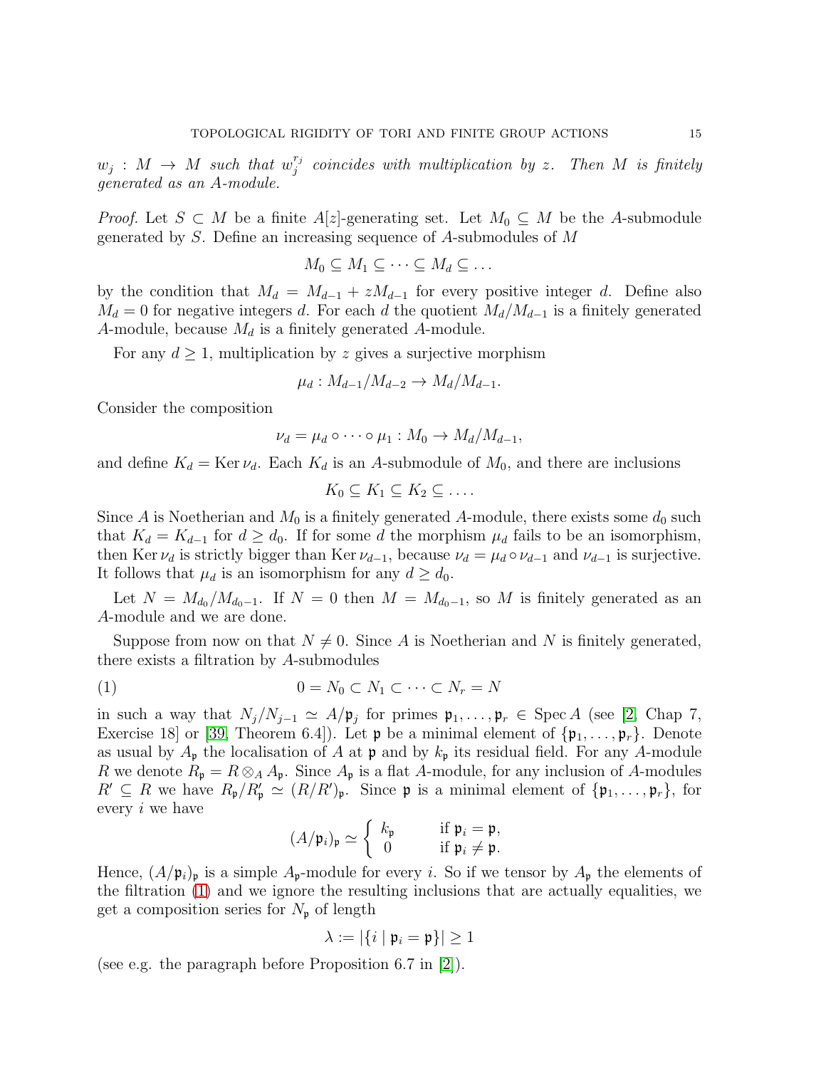*$w_j : M \to M$ such that $w_j^{r_j}$ coincides with multiplication by $z$. Then $M$ is finitely generated as an $A$-module.*

*Proof.* Let $S \subset M$ be a finite $A[z]$-generating set. Let $M_0 \subseteq M$ be the $A$-submodule generated by $S$. Define an increasing sequence of $A$-submodules of $M$

$$M_0 \subseteq M_1 \subseteq \cdots \subseteq M_d \subseteq \ldots$$

by the condition that $M_d = M_{d-1} + zM_{d-1}$ for every positive integer $d$. Define also $M_d = 0$ for negative integers $d$. For each $d$ the quotient $M_d/M_{d-1}$ is a finitely generated $A$-module, because $M_d$ is a finitely generated $A$-module.

For any $d \geq 1$, multiplication by $z$ gives a surjective morphism

$$\mu_d : M_{d-1}/M_{d-2} \to M_d/M_{d-1}.$$

Consider the composition

$$\nu_d = \mu_d \circ \cdots \circ \mu_1 : M_0 \to M_d/M_{d-1},$$

and define $K_d = \operatorname{Ker} \nu_d$. Each $K_d$ is an $A$-submodule of $M_0$, and there are inclusions

$$K_0 \subseteq K_1 \subseteq K_2 \subseteq \ldots.$$

Since $A$ is Noetherian and $M_0$ is a finitely generated $A$-module, there exists some $d_0$ such that $K_d = K_{d-1}$ for $d \geq d_0$. If for some $d$ the morphism $\mu_d$ fails to be an isomorphism, then $\operatorname{Ker} \nu_d$ is strictly bigger than $\operatorname{Ker} \nu_{d-1}$, because $\nu_d = \mu_d \circ \nu_{d-1}$ and $\nu_{d-1}$ is surjective. It follows that $\mu_d$ is an isomorphism for any $d \geq d_0$.

Let $N = M_{d_0}/M_{d_0-1}$. If $N = 0$ then $M = M_{d_0-1}$, so $M$ is finitely generated as an $A$-module and we are done.

Suppose from now on that $N \neq 0$. Since $A$ is Noetherian and $N$ is finitely generated, there exists a filtration by $A$-submodules

$$0 = N_0 \subset N_1 \subset \cdots \subset N_r = N \tag{1}$$

in such a way that $N_j/N_{j-1} \simeq A/\mathfrak{p}_j$ for primes $\mathfrak{p}_1, \ldots, \mathfrak{p}_r \in \operatorname{Spec} A$ (see [2, Chap 7, Exercise 18] or [39, Theorem 6.4]). Let $\mathfrak{p}$ be a minimal element of $\{\mathfrak{p}_1, \ldots, \mathfrak{p}_r\}$. Denote as usual by $A_\mathfrak{p}$ the localisation of $A$ at $\mathfrak{p}$ and by $k_\mathfrak{p}$ its residual field. For any $A$-module $R$ we denote $R_\mathfrak{p} = R \otimes_A A_\mathfrak{p}$. Since $A_\mathfrak{p}$ is a flat $A$-module, for any inclusion of $A$-modules $R' \subseteq R$ we have $R_\mathfrak{p}/R'_\mathfrak{p} \simeq (R/R')_\mathfrak{p}$. Since $\mathfrak{p}$ is a minimal element of $\{\mathfrak{p}_1, \ldots, \mathfrak{p}_r\}$, for every $i$ we have

$$(A/\mathfrak{p}_i)_\mathfrak{p} \simeq \begin{cases} k_\mathfrak{p} & \text{if } \mathfrak{p}_i = \mathfrak{p}, \\ 0 & \text{if } \mathfrak{p}_i \neq \mathfrak{p}. \end{cases}$$

Hence, $(A/\mathfrak{p}_i)_\mathfrak{p}$ is a simple $A_\mathfrak{p}$-module for every $i$. So if we tensor by $A_\mathfrak{p}$ the elements of the filtration (1) and we ignore the resulting inclusions that are actually equalities, we get a composition series for $N_\mathfrak{p}$ of length

$$\lambda := |\{i \mid \mathfrak{p}_i = \mathfrak{p}\}| \geq 1$$

(see e.g. the paragraph before Proposition 6.7 in [2]).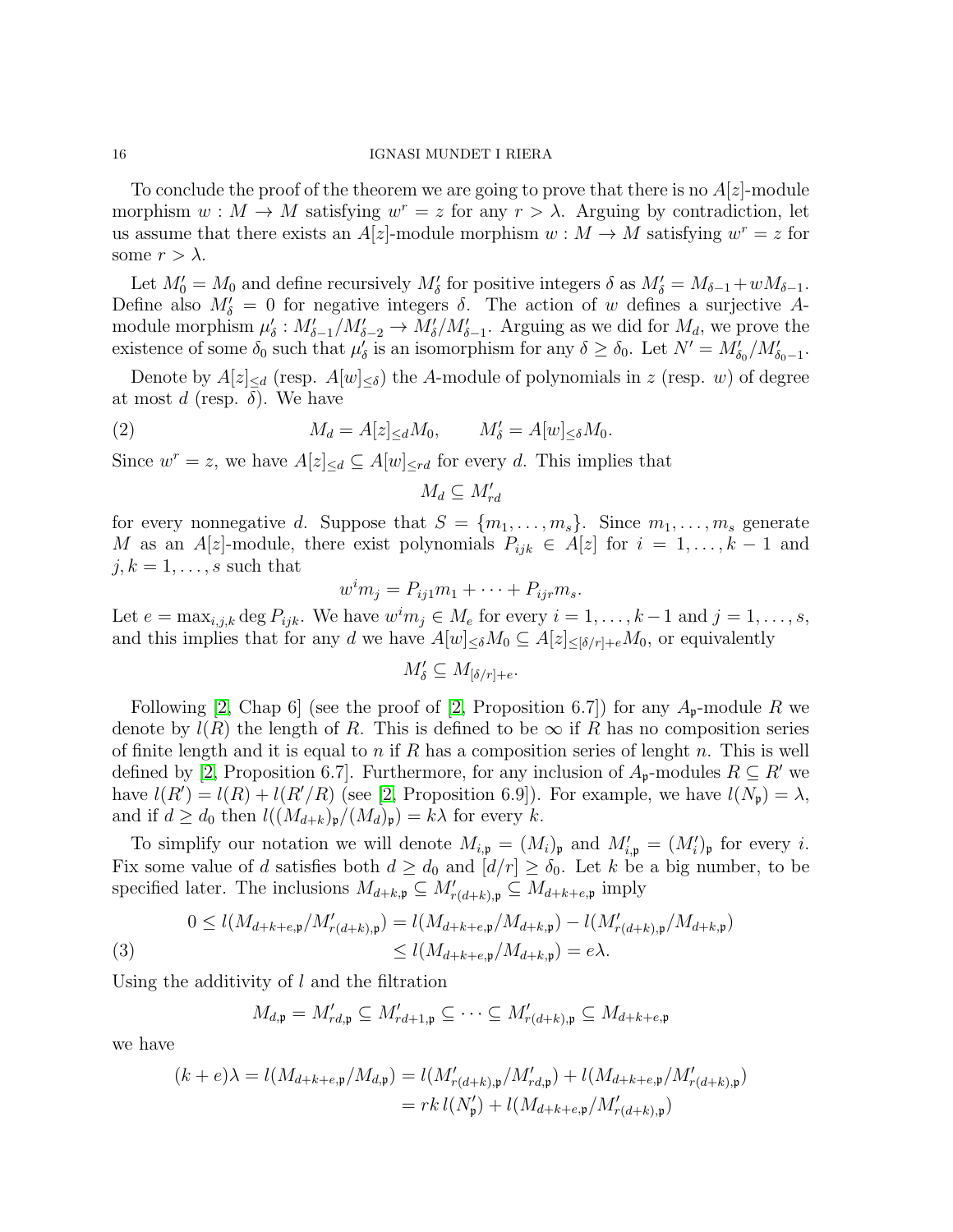To conclude the proof of the theorem we are going to prove that there is no $A[z]$-module morphism $w : M \to M$ satisfying $w^r = z$ for any $r > \lambda$. Arguing by contradiction, let us assume that there exists an $A[z]$-module morphism $w : M \to M$ satisfying $w^r = z$ for some $r > \lambda$.

Let $M'_0 = M_0$ and define recursively $M'_\delta$ for positive integers $\delta$ as $M'_\delta = M_{\delta-1} + wM_{\delta-1}$. Define also $M'_\delta = 0$ for negative integers $\delta$. The action of $w$ defines a surjective $A$-module morphism $\mu'_\delta : M'_{\delta-1}/M'_{\delta-2} \to M'_\delta/M'_{\delta-1}$. Arguing as we did for $M_d$, we prove the existence of some $\delta_0$ such that $\mu'_\delta$ is an isomorphism for any $\delta \geq \delta_0$. Let $N' = M'_{\delta_0}/M'_{\delta_0-1}$.

Denote by $A[z]_{\leq d}$ (resp. $A[w]_{\leq \delta}$) the $A$-module of polynomials in $z$ (resp. $w$) of degree at most $d$ (resp. $\delta$). We have

$$M_d = A[z]_{\leq d} M_0, \qquad M'_\delta = A[w]_{\leq \delta} M_0. \tag{2}$$

Since $w^r = z$, we have $A[z]_{\leq d} \subseteq A[w]_{\leq rd}$ for every $d$. This implies that

$$M_d \subseteq M'_{rd}$$

for every nonnegative $d$. Suppose that $S = \{m_1, \dots, m_s\}$. Since $m_1, \dots, m_s$ generate $M$ as an $A[z]$-module, there exist polynomials $P_{ijk} \in A[z]$ for $i = 1, \dots, k-1$ and $j, k = 1, \dots, s$ such that

$$w^i m_j = P_{ij1} m_1 + \dots + P_{ijr} m_s.$$

Let $e = \max_{i,j,k} \deg P_{ijk}$. We have $w^i m_j \in M_e$ for every $i = 1, \dots, k-1$ and $j = 1, \dots, s$, and this implies that for any $d$ we have $A[w]_{\leq \delta} M_0 \subseteq A[z]_{\leq [\delta/r]+e} M_0$, or equivalently

$$M'_\delta \subseteq M_{[\delta/r]+e}.$$

Following [2, Chap 6] (see the proof of [2, Proposition 6.7]) for any $A_\mathfrak{p}$-module $R$ we denote by $l(R)$ the length of $R$. This is defined to be $\infty$ if $R$ has no composition series of finite length and it is equal to $n$ if $R$ has a composition series of lenght $n$. This is well defined by [2, Proposition 6.7]. Furthermore, for any inclusion of $A_\mathfrak{p}$-modules $R \subseteq R'$ we have $l(R') = l(R) + l(R'/R)$ (see [2, Proposition 6.9]). For example, we have $l(N_\mathfrak{p}) = \lambda$, and if $d \geq d_0$ then $l((M_{d+k})_\mathfrak{p}/(M_d)_\mathfrak{p}) = k\lambda$ for every $k$.

To simplify our notation we will denote $M_{i,\mathfrak{p}} = (M_i)_\mathfrak{p}$ and $M'_{i,\mathfrak{p}} = (M'_i)_\mathfrak{p}$ for every $i$. Fix some value of $d$ satisfies both $d \geq d_0$ and $[d/r] \geq \delta_0$. Let $k$ be a big number, to be specified later. The inclusions $M_{d+k,\mathfrak{p}} \subseteq M'_{r(d+k),\mathfrak{p}} \subseteq M_{d+k+e,\mathfrak{p}}$ imply

$$\begin{aligned} 0 \leq l(M_{d+k+e,\mathfrak{p}}/M'_{r(d+k),\mathfrak{p}}) &= l(M_{d+k+e,\mathfrak{p}}/M_{d+k,\mathfrak{p}}) - l(M'_{r(d+k),\mathfrak{p}}/M_{d+k,\mathfrak{p}}) \\ &\leq l(M_{d+k+e,\mathfrak{p}}/M_{d+k,\mathfrak{p}}) = e\lambda. \end{aligned} \tag{3}$$

Using the additivity of $l$ and the filtration

$$M_{d,\mathfrak{p}} = M'_{rd,\mathfrak{p}} \subseteq M'_{rd+1,\mathfrak{p}} \subseteq \dots \subseteq M'_{r(d+k),\mathfrak{p}} \subseteq M_{d+k+e,\mathfrak{p}}$$

we have

$$\begin{aligned} (k+e)\lambda = l(M_{d+k+e,\mathfrak{p}}/M_{d,\mathfrak{p}}) &= l(M'_{r(d+k),\mathfrak{p}}/M'_{rd,\mathfrak{p}}) + l(M_{d+k+e,\mathfrak{p}}/M'_{r(d+k),\mathfrak{p}}) \\ &= rk\, l(N'_\mathfrak{p}) + l(M_{d+k+e,\mathfrak{p}}/M'_{r(d+k),\mathfrak{p}}) \end{aligned}$$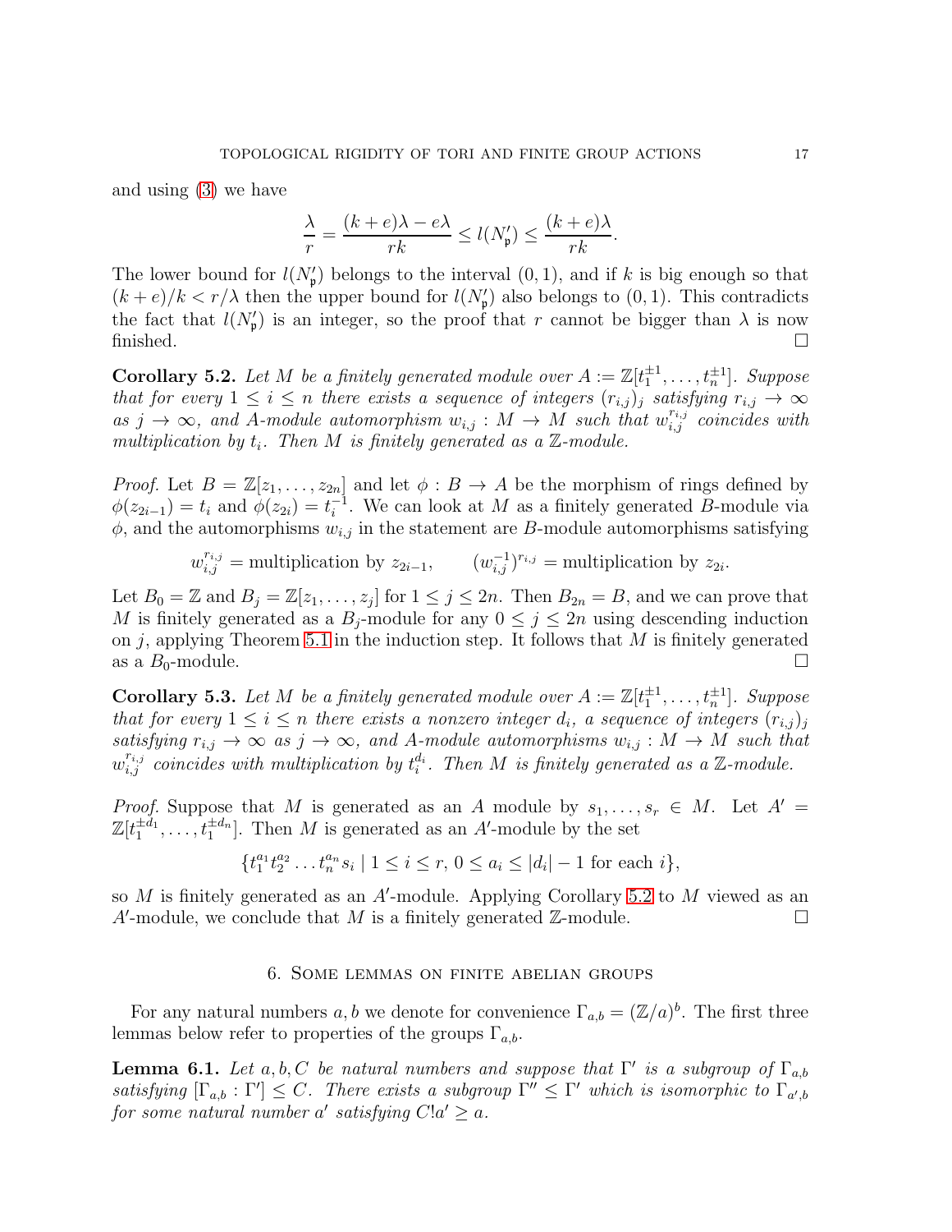and using (3) we have

$$\frac{\lambda}{r} = \frac{(k+e)\lambda - e\lambda}{rk} \leq l(N'_{\mathfrak{p}}) \leq \frac{(k+e)\lambda}{rk}.$$

The lower bound for $l(N'_{\mathfrak{p}})$ belongs to the interval $(0,1)$, and if $k$ is big enough so that $(k+e)/k < r/\lambda$ then the upper bound for $l(N'_{\mathfrak{p}})$ also belongs to $(0,1)$. This contradicts the fact that $l(N'_{\mathfrak{p}})$ is an integer, so the proof that $r$ cannot be bigger than $\lambda$ is now finished. □

**Corollary 5.2.** *Let $M$ be a finitely generated module over $A := \mathbb{Z}[t_1^{\pm 1}, \dots, t_n^{\pm 1}]$. Suppose that for every $1 \leq i \leq n$ there exists a sequence of integers $(r_{i,j})_j$ satisfying $r_{i,j} \to \infty$ as $j \to \infty$, and $A$-module automorphism $w_{i,j} : M \to M$ such that $w_{i,j}^{r_{i,j}}$ coincides with multiplication by $t_i$. Then $M$ is finitely generated as a $\mathbb{Z}$-module.*

*Proof.* Let $B = \mathbb{Z}[z_1, \dots, z_{2n}]$ and let $\phi : B \to A$ be the morphism of rings defined by $\phi(z_{2i-1}) = t_i$ and $\phi(z_{2i}) = t_i^{-1}$. We can look at $M$ as a finitely generated $B$-module via $\phi$, and the automorphisms $w_{i,j}$ in the statement are $B$-module automorphisms satisfying

$$w_{i,j}^{r_{i,j}} = \text{multiplication by } z_{2i-1}, \qquad (w_{i,j}^{-1})^{r_{i,j}} = \text{multiplication by } z_{2i}.$$

Let $B_0 = \mathbb{Z}$ and $B_j = \mathbb{Z}[z_1, \dots, z_j]$ for $1 \leq j \leq 2n$. Then $B_{2n} = B$, and we can prove that $M$ is finitely generated as a $B_j$-module for any $0 \leq j \leq 2n$ using descending induction on $j$, applying Theorem 5.1 in the induction step. It follows that $M$ is finitely generated as a $B_0$-module. □

**Corollary 5.3.** *Let $M$ be a finitely generated module over $A := \mathbb{Z}[t_1^{\pm 1}, \dots, t_n^{\pm 1}]$. Suppose that for every $1 \leq i \leq n$ there exists a nonzero integer $d_i$, a sequence of integers $(r_{i,j})_j$ satisfying $r_{i,j} \to \infty$ as $j \to \infty$, and $A$-module automorphisms $w_{i,j} : M \to M$ such that $w_{i,j}^{r_{i,j}}$ coincides with multiplication by $t_i^{d_i}$. Then $M$ is finitely generated as a $\mathbb{Z}$-module.*

*Proof.* Suppose that $M$ is generated as an $A$ module by $s_1, \dots, s_r \in M$. Let $A' = \mathbb{Z}[t_1^{\pm d_1}, \dots, t_1^{\pm d_n}]$. Then $M$ is generated as an $A'$-module by the set

$$\{t_1^{a_1} t_2^{a_2} \dots t_n^{a_n} s_i \mid 1 \leq i \leq r,\ 0 \leq a_i \leq |d_i| - 1 \text{ for each } i\},$$

so $M$ is finitely generated as an $A'$-module. Applying Corollary 5.2 to $M$ viewed as an $A'$-module, we conclude that $M$ is a finitely generated $\mathbb{Z}$-module. □

## 6. Some lemmas on finite abelian groups

For any natural numbers $a, b$ we denote for convenience $\Gamma_{a,b} = (\mathbb{Z}/a)^b$. The first three lemmas below refer to properties of the groups $\Gamma_{a,b}$.

**Lemma 6.1.** *Let $a, b, C$ be natural numbers and suppose that $\Gamma'$ is a subgroup of $\Gamma_{a,b}$ satisfying $[\Gamma_{a,b} : \Gamma'] \leq C$. There exists a subgroup $\Gamma'' \leq \Gamma'$ which is isomorphic to $\Gamma_{a',b}$ for some natural number $a'$ satisfying $C!a' \geq a$.*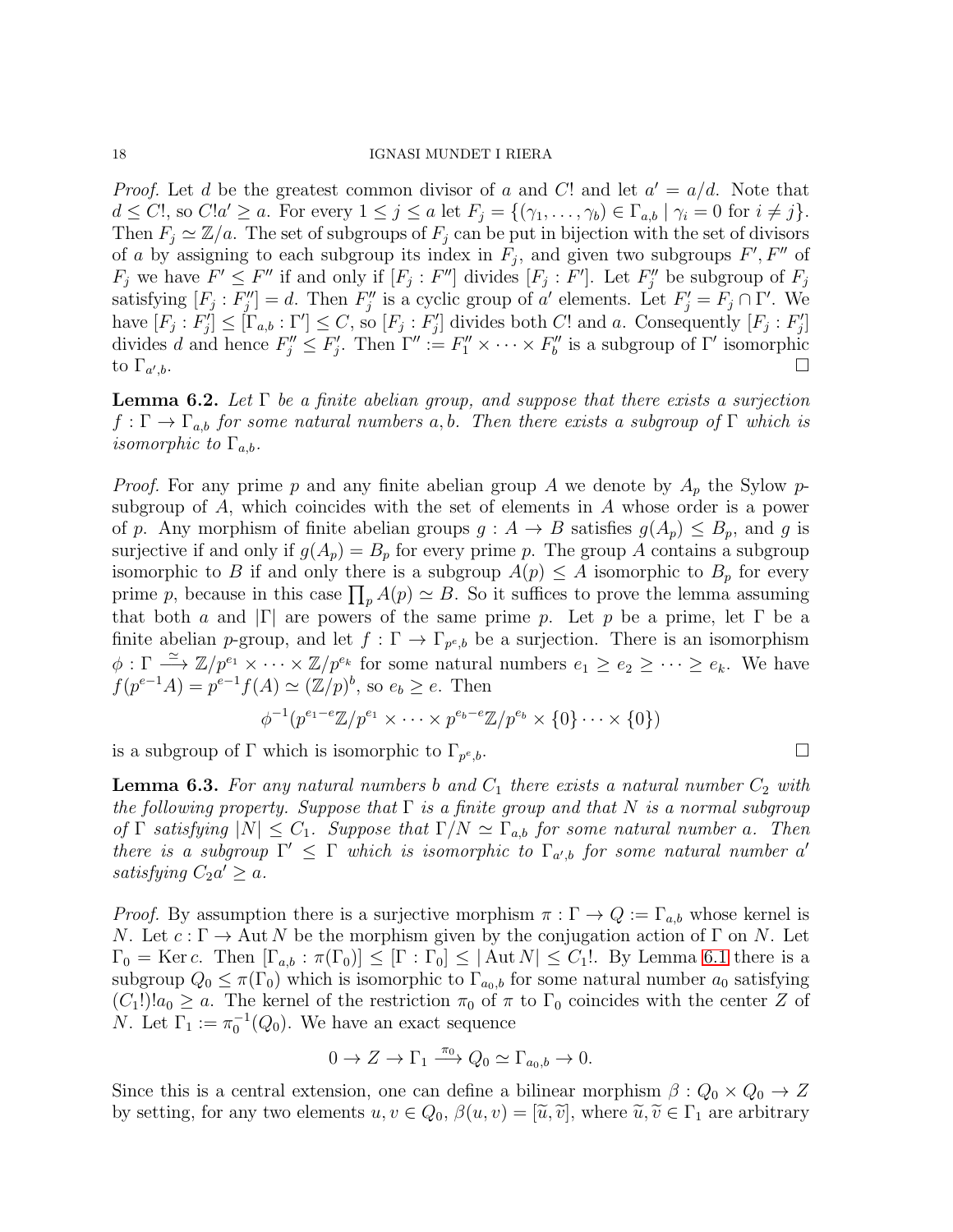*Proof.* Let $d$ be the greatest common divisor of $a$ and $C!$ and let $a' = a/d$. Note that $d \leq C!$, so $C!a' \geq a$. For every $1 \leq j \leq a$ let $F_j = \{(\gamma_1, \dots, \gamma_b) \in \Gamma_{a,b} \mid \gamma_i = 0 \text{ for } i \neq j\}$. Then $F_j \simeq \mathbb{Z}/a$. The set of subgroups of $F_j$ can be put in bijection with the set of divisors of $a$ by assigning to each subgroup its index in $F_j$, and given two subgroups $F', F''$ of $F_j$ we have $F' \leq F''$ if and only if $[F_j : F'']$ divides $[F_j : F']$. Let $F_j''$ be subgroup of $F_j$ satisfying $[F_j : F_j''] = d$. Then $F_j''$ is a cyclic group of $a'$ elements. Let $F_j' = F_j \cap \Gamma'$. We have $[F_j : F_j'] \leq [\Gamma_{a,b} : \Gamma'] \leq C$, so $[F_j : F_j']$ divides both $C!$ and $a$. Consequently $[F_j : F_j']$ divides $d$ and hence $F_j'' \leq F_j'$. Then $\Gamma'' := F_1'' \times \dots \times F_b''$ is a subgroup of $\Gamma'$ isomorphic to $\Gamma_{a',b}$. □

**Lemma 6.2.** *Let $\Gamma$ be a finite abelian group, and suppose that there exists a surjection $f : \Gamma \to \Gamma_{a,b}$ for some natural numbers $a, b$. Then there exists a subgroup of $\Gamma$ which is isomorphic to $\Gamma_{a,b}$.*

*Proof.* For any prime $p$ and any finite abelian group $A$ we denote by $A_p$ the Sylow $p$-subgroup of $A$, which coincides with the set of elements in $A$ whose order is a power of $p$. Any morphism of finite abelian groups $g : A \to B$ satisfies $g(A_p) \leq B_p$, and $g$ is surjective if and only if $g(A_p) = B_p$ for every prime $p$. The group $A$ contains a subgroup isomorphic to $B$ if and only there is a subgroup $A(p) \leq A$ isomorphic to $B_p$ for every prime $p$, because in this case $\prod_p A(p) \simeq B$. So it suffices to prove the lemma assuming that both $a$ and $|\Gamma|$ are powers of the same prime $p$. Let $p$ be a prime, let $\Gamma$ be a finite abelian $p$-group, and let $f : \Gamma \to \Gamma_{p^e,b}$ be a surjection. There is an isomorphism $\phi : \Gamma \xrightarrow{\simeq} \mathbb{Z}/p^{e_1} \times \dots \times \mathbb{Z}/p^{e_k}$ for some natural numbers $e_1 \geq e_2 \geq \dots \geq e_k$. We have $f(p^{e-1}A) = p^{e-1}f(A) \simeq (\mathbb{Z}/p)^b$, so $e_b \geq e$. Then

$$\phi^{-1}(p^{e_1-e}\mathbb{Z}/p^{e_1} \times \dots \times p^{e_b-e}\mathbb{Z}/p^{e_b} \times \{0\} \dots \times \{0\})$$

is a subgroup of $\Gamma$ which is isomorphic to $\Gamma_{p^e,b}$. □

**Lemma 6.3.** *For any natural numbers $b$ and $C_1$ there exists a natural number $C_2$ with the following property. Suppose that $\Gamma$ is a finite group and that $N$ is a normal subgroup of $\Gamma$ satisfying $|N| \leq C_1$. Suppose that $\Gamma/N \simeq \Gamma_{a,b}$ for some natural number $a$. Then there is a subgroup $\Gamma' \leq \Gamma$ which is isomorphic to $\Gamma_{a',b}$ for some natural number $a'$ satisfying $C_2 a' \geq a$.*

*Proof.* By assumption there is a surjective morphism $\pi : \Gamma \to Q := \Gamma_{a,b}$ whose kernel is $N$. Let $c : \Gamma \to \operatorname{Aut} N$ be the morphism given by the conjugation action of $\Gamma$ on $N$. Let $\Gamma_0 = \operatorname{Ker} c$. Then $[\Gamma_{a,b} : \pi(\Gamma_0)] \leq [\Gamma : \Gamma_0] \leq |\operatorname{Aut} N| \leq C_1!$. By Lemma 6.1 there is a subgroup $Q_0 \leq \pi(\Gamma_0)$ which is isomorphic to $\Gamma_{a_0,b}$ for some natural number $a_0$ satisfying $(C_1!)!a_0 \geq a$. The kernel of the restriction $\pi_0$ of $\pi$ to $\Gamma_0$ coincides with the center $Z$ of $N$. Let $\Gamma_1 := \pi_0^{-1}(Q_0)$. We have an exact sequence

$$0 \to Z \to \Gamma_1 \xrightarrow{\pi_0} Q_0 \simeq \Gamma_{a_0,b} \to 0.$$

Since this is a central extension, one can define a bilinear morphism $\beta : Q_0 \times Q_0 \to Z$ by setting, for any two elements $u, v \in Q_0$, $\beta(u, v) = [\widetilde{u}, \widetilde{v}]$, where $\widetilde{u}, \widetilde{v} \in \Gamma_1$ are arbitrary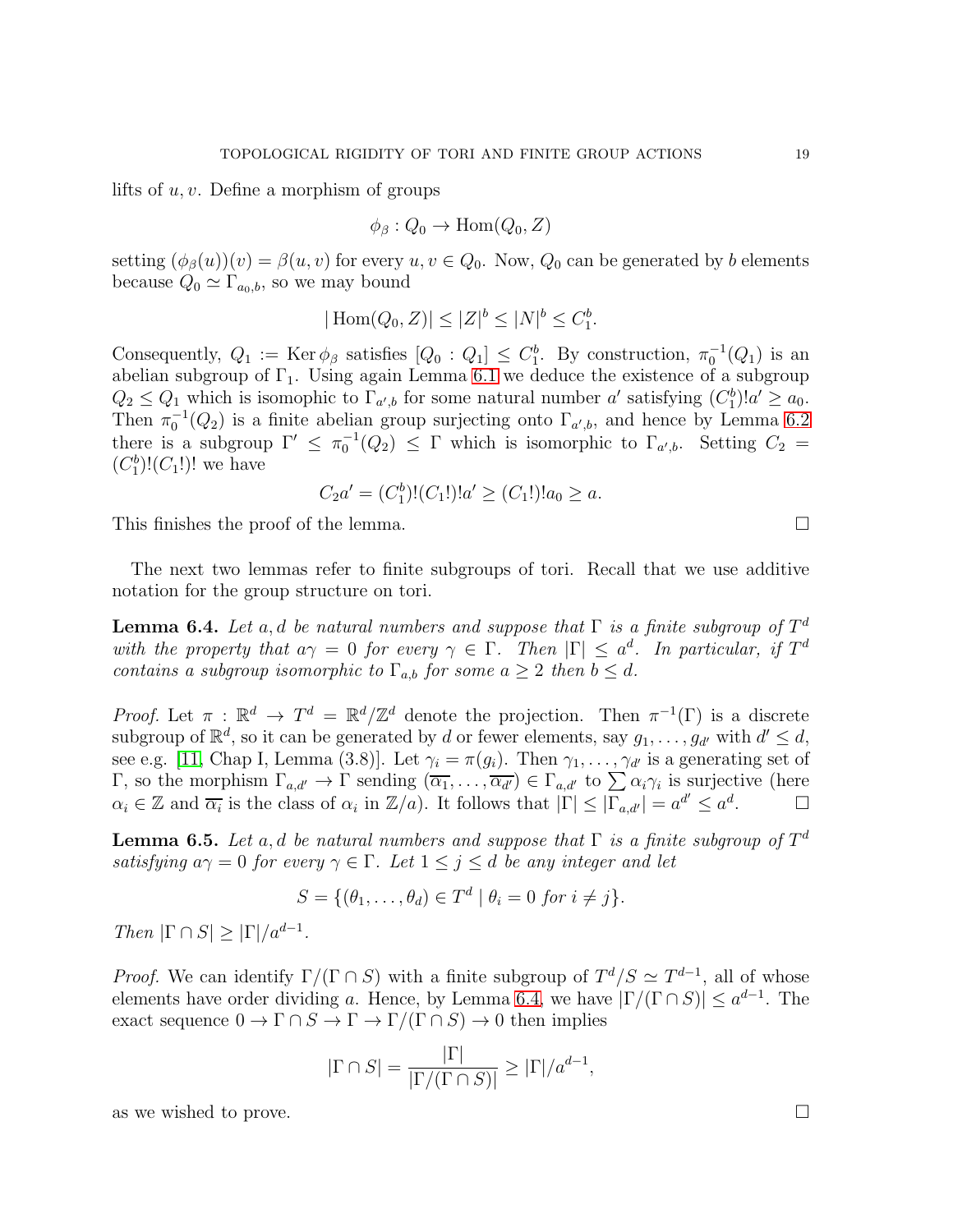lifts of $u, v$. Define a morphism of groups

$$\phi_\beta : Q_0 \to \mathrm{Hom}(Q_0, Z)$$

setting $(\phi_\beta(u))(v) = \beta(u, v)$ for every $u, v \in Q_0$. Now, $Q_0$ can be generated by $b$ elements because $Q_0 \simeq \Gamma_{a_0,b}$, so we may bound

$$|\mathrm{Hom}(Q_0, Z)| \leq |Z|^b \leq |N|^b \leq C_1^b.$$

Consequently, $Q_1 := \mathrm{Ker}\,\phi_\beta$ satisfies $[Q_0 : Q_1] \leq C_1^b$. By construction, $\pi_0^{-1}(Q_1)$ is an abelian subgroup of $\Gamma_1$. Using again Lemma 6.1 we deduce the existence of a subgroup $Q_2 \leq Q_1$ which is isomophic to $\Gamma_{a',b}$ for some natural number $a'$ satisfying $(C_1^b)!a' \geq a_0$. Then $\pi_0^{-1}(Q_2)$ is a finite abelian group surjecting onto $\Gamma_{a',b}$, and hence by Lemma 6.2 there is a subgroup $\Gamma' \leq \pi_0^{-1}(Q_2) \leq \Gamma$ which is isomorphic to $\Gamma_{a',b}$. Setting $C_2 = (C_1^b)!(C_1!)!$ we have

$$C_2 a' = (C_1^b)!(C_1!)!a' \geq (C_1!)!a_0 \geq a.$$

This finishes the proof of the lemma. □

The next two lemmas refer to finite subgroups of tori. Recall that we use additive notation for the group structure on tori.

**Lemma 6.4.** *Let $a, d$ be natural numbers and suppose that $\Gamma$ is a finite subgroup of $T^d$ with the property that $a\gamma = 0$ for every $\gamma \in \Gamma$. Then $|\Gamma| \leq a^d$. In particular, if $T^d$ contains a subgroup isomorphic to $\Gamma_{a,b}$ for some $a \geq 2$ then $b \leq d$.*

*Proof.* Let $\pi : \mathbb{R}^d \to T^d = \mathbb{R}^d/\mathbb{Z}^d$ denote the projection. Then $\pi^{-1}(\Gamma)$ is a discrete subgroup of $\mathbb{R}^d$, so it can be generated by $d$ or fewer elements, say $g_1, \ldots, g_{d'}$ with $d' \leq d$, see e.g. [11, Chap I, Lemma (3.8)]. Let $\gamma_i = \pi(g_i)$. Then $\gamma_1, \ldots, \gamma_{d'}$ is a generating set of $\Gamma$, so the morphism $\Gamma_{a,d'} \to \Gamma$ sending $(\overline{\alpha_1}, \ldots, \overline{\alpha_{d'}}) \in \Gamma_{a,d'}$ to $\sum \alpha_i \gamma_i$ is surjective (here $\alpha_i \in \mathbb{Z}$ and $\overline{\alpha_i}$ is the class of $\alpha_i$ in $\mathbb{Z}/a$). It follows that $|\Gamma| \leq |\Gamma_{a,d'}| = a^{d'} \leq a^d$. □

**Lemma 6.5.** *Let $a, d$ be natural numbers and suppose that $\Gamma$ is a finite subgroup of $T^d$ satisfying $a\gamma = 0$ for every $\gamma \in \Gamma$. Let $1 \leq j \leq d$ be any integer and let*

$$S = \{(\theta_1, \ldots, \theta_d) \in T^d \mid \theta_i = 0 \text{ for } i \neq j\}.$$

*Then $|\Gamma \cap S| \geq |\Gamma|/a^{d-1}$.*

*Proof.* We can identify $\Gamma/(\Gamma \cap S)$ with a finite subgroup of $T^d/S \simeq T^{d-1}$, all of whose elements have order dividing $a$. Hence, by Lemma 6.4, we have $|\Gamma/(\Gamma \cap S)| \leq a^{d-1}$. The exact sequence $0 \to \Gamma \cap S \to \Gamma \to \Gamma/(\Gamma \cap S) \to 0$ then implies

$$|\Gamma \cap S| = \frac{|\Gamma|}{|\Gamma/(\Gamma \cap S)|} \geq |\Gamma|/a^{d-1},$$

as we wished to prove. □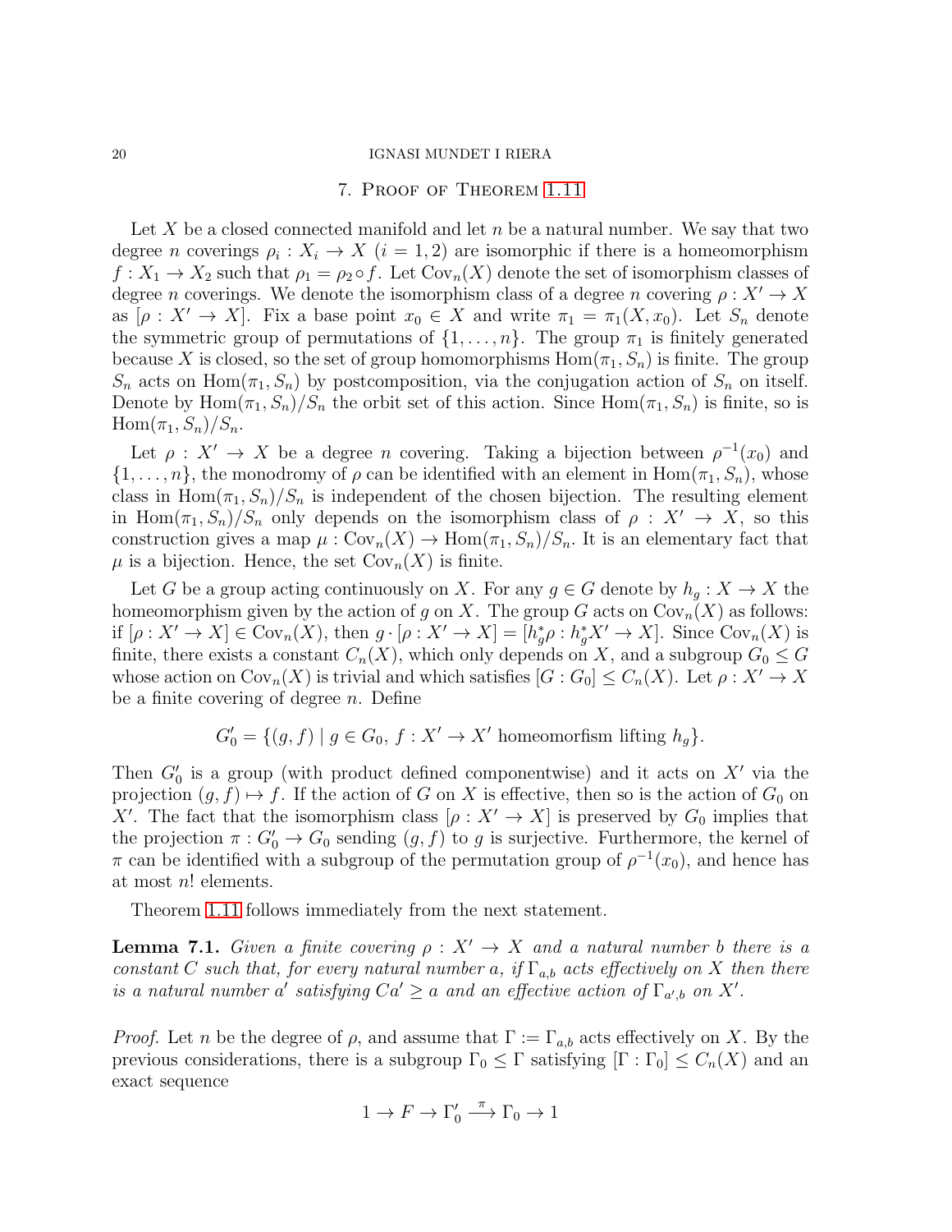## 7. Proof of Theorem 1.11

Let $X$ be a closed connected manifold and let $n$ be a natural number. We say that two degree $n$ coverings $\rho_i : X_i \to X$ $(i = 1, 2)$ are isomorphic if there is a homeomorphism $f : X_1 \to X_2$ such that $\rho_1 = \rho_2 \circ f$. Let $\mathrm{Cov}_n(X)$ denote the set of isomorphism classes of degree $n$ coverings. We denote the isomorphism class of a degree $n$ covering $\rho : X' \to X$ as $[\rho : X' \to X]$. Fix a base point $x_0 \in X$ and write $\pi_1 = \pi_1(X, x_0)$. Let $S_n$ denote the symmetric group of permutations of $\{1, \dots, n\}$. The group $\pi_1$ is finitely generated because $X$ is closed, so the set of group homomorphisms $\mathrm{Hom}(\pi_1, S_n)$ is finite. The group $S_n$ acts on $\mathrm{Hom}(\pi_1, S_n)$ by postcomposition, via the conjugation action of $S_n$ on itself. Denote by $\mathrm{Hom}(\pi_1, S_n)/S_n$ the orbit set of this action. Since $\mathrm{Hom}(\pi_1, S_n)$ is finite, so is $\mathrm{Hom}(\pi_1, S_n)/S_n$.

Let $\rho : X' \to X$ be a degree $n$ covering. Taking a bijection between $\rho^{-1}(x_0)$ and $\{1, \dots, n\}$, the monodromy of $\rho$ can be identified with an element in $\mathrm{Hom}(\pi_1, S_n)$, whose class in $\mathrm{Hom}(\pi_1, S_n)/S_n$ is independent of the chosen bijection. The resulting element in $\mathrm{Hom}(\pi_1, S_n)/S_n$ only depends on the isomorphism class of $\rho : X' \to X$, so this construction gives a map $\mu : \mathrm{Cov}_n(X) \to \mathrm{Hom}(\pi_1, S_n)/S_n$. It is an elementary fact that $\mu$ is a bijection. Hence, the set $\mathrm{Cov}_n(X)$ is finite.

Let $G$ be a group acting continuously on $X$. For any $g \in G$ denote by $h_g : X \to X$ the homeomorphism given by the action of $g$ on $X$. The group $G$ acts on $\mathrm{Cov}_n(X)$ as follows: if $[\rho : X' \to X] \in \mathrm{Cov}_n(X)$, then $g \cdot [\rho : X' \to X] = [h_g^* \rho : h_g^* X' \to X]$. Since $\mathrm{Cov}_n(X)$ is finite, there exists a constant $C_n(X)$, which only depends on $X$, and a subgroup $G_0 \leq G$ whose action on $\mathrm{Cov}_n(X)$ is trivial and which satisfies $[G : G_0] \leq C_n(X)$. Let $\rho : X' \to X$ be a finite covering of degree $n$. Define

$$G_0' = \{(g, f) \mid g \in G_0,\ f : X' \to X' \text{ homeomorfism lifting } h_g\}.$$

Then $G_0'$ is a group (with product defined componentwise) and it acts on $X'$ via the projection $(g, f) \mapsto f$. If the action of $G$ on $X$ is effective, then so is the action of $G_0$ on $X'$. The fact that the isomorphism class $[\rho : X' \to X]$ is preserved by $G_0$ implies that the projection $\pi : G_0' \to G_0$ sending $(g, f)$ to $g$ is surjective. Furthermore, the kernel of $\pi$ can be identified with a subgroup of the permutation group of $\rho^{-1}(x_0)$, and hence has at most $n!$ elements.

Theorem 1.11 follows immediately from the next statement.

**Lemma 7.1.** *Given a finite covering $\rho : X' \to X$ and a natural number $b$ there is a constant $C$ such that, for every natural number $a$, if $\Gamma_{a,b}$ acts effectively on $X$ then there is a natural number $a'$ satisfying $Ca' \geq a$ and an effective action of $\Gamma_{a',b}$ on $X'$.*

*Proof.* Let $n$ be the degree of $\rho$, and assume that $\Gamma := \Gamma_{a,b}$ acts effectively on $X$. By the previous considerations, there is a subgroup $\Gamma_0 \leq \Gamma$ satisfying $[\Gamma : \Gamma_0] \leq C_n(X)$ and an exact sequence

$$1 \to F \to \Gamma_0' \xrightarrow{\pi} \Gamma_0 \to 1$$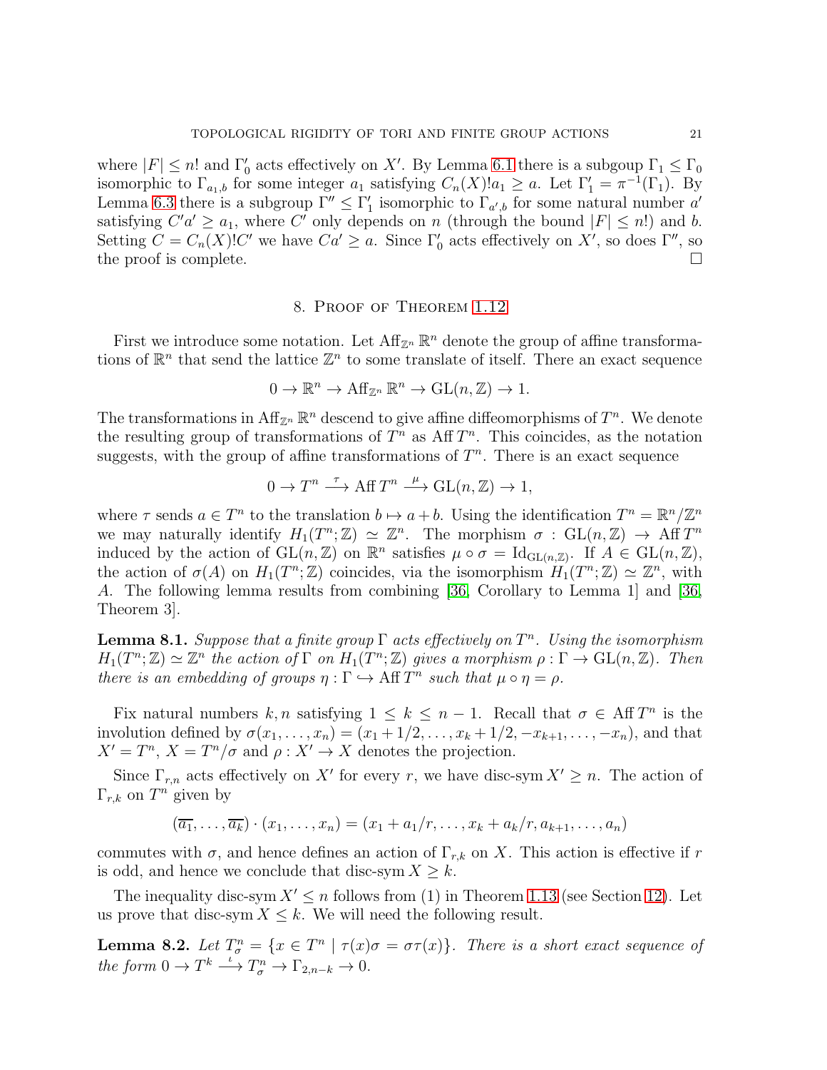where $|F| \leq n!$ and $\Gamma_0'$ acts effectively on $X'$. By Lemma 6.1 there is a subgoup $\Gamma_1 \leq \Gamma_0$ isomorphic to $\Gamma_{a_1,b}$ for some integer $a_1$ satisfying $C_n(X)!a_1 \geq a$. Let $\Gamma_1' = \pi^{-1}(\Gamma_1)$. By Lemma 6.3 there is a subgroup $\Gamma'' \leq \Gamma_1'$ isomorphic to $\Gamma_{a',b}$ for some natural number $a'$ satisfying $C'a' \geq a_1$, where $C'$ only depends on $n$ (through the bound $|F| \leq n!$) and $b$. Setting $C = C_n(X)!C'$ we have $Ca' \geq a$. Since $\Gamma_0'$ acts effectively on $X'$, so does $\Gamma''$, so the proof is complete. $\square$

## 8. Proof of Theorem 1.12

First we introduce some notation. Let $\operatorname{Aff}_{\mathbb{Z}^n} \mathbb{R}^n$ denote the group of affine transformations of $\mathbb{R}^n$ that send the lattice $\mathbb{Z}^n$ to some translate of itself. There an exact sequence

$$0 \to \mathbb{R}^n \to \operatorname{Aff}_{\mathbb{Z}^n} \mathbb{R}^n \to \operatorname{GL}(n, \mathbb{Z}) \to 1.$$

The transformations in $\operatorname{Aff}_{\mathbb{Z}^n} \mathbb{R}^n$ descend to give affine diffeomorphisms of $T^n$. We denote the resulting group of transformations of $T^n$ as $\operatorname{Aff} T^n$. This coincides, as the notation suggests, with the group of affine transformations of $T^n$. There is an exact sequence

$$0 \to T^n \xrightarrow{\tau} \operatorname{Aff} T^n \xrightarrow{\mu} \operatorname{GL}(n, \mathbb{Z}) \to 1,$$

where $\tau$ sends $a \in T^n$ to the translation $b \mapsto a + b$. Using the identification $T^n = \mathbb{R}^n/\mathbb{Z}^n$ we may naturally identify $H_1(T^n;\mathbb{Z}) \simeq \mathbb{Z}^n$. The morphism $\sigma : \operatorname{GL}(n, \mathbb{Z}) \to \operatorname{Aff} T^n$ induced by the action of $\operatorname{GL}(n, \mathbb{Z})$ on $\mathbb{R}^n$ satisfies $\mu \circ \sigma = \operatorname{Id}_{\operatorname{GL}(n,\mathbb{Z})}$. If $A \in \operatorname{GL}(n, \mathbb{Z})$, the action of $\sigma(A)$ on $H_1(T^n;\mathbb{Z})$ coincides, via the isomorphism $H_1(T^n;\mathbb{Z}) \simeq \mathbb{Z}^n$, with $A$. The following lemma results from combining [36, Corollary to Lemma 1] and [36, Theorem 3].

**Lemma 8.1.** *Suppose that a finite group $\Gamma$ acts effectively on $T^n$. Using the isomorphism $H_1(T^n;\mathbb{Z}) \simeq \mathbb{Z}^n$ the action of $\Gamma$ on $H_1(T^n;\mathbb{Z})$ gives a morphism $\rho : \Gamma \to \operatorname{GL}(n, \mathbb{Z})$. Then there is an embedding of groups $\eta : \Gamma \hookrightarrow \operatorname{Aff} T^n$ such that $\mu \circ \eta = \rho$.*

Fix natural numbers $k, n$ satisfying $1 \leq k \leq n - 1$. Recall that $\sigma \in \operatorname{Aff} T^n$ is the involution defined by $\sigma(x_1, \dots, x_n) = (x_1 + 1/2, \dots, x_k + 1/2, -x_{k+1}, \dots, -x_n)$, and that $X' = T^n$, $X = T^n/\sigma$ and $\rho : X' \to X$ denotes the projection.

Since $\Gamma_{r,n}$ acts effectively on $X'$ for every $r$, we have $\operatorname{disc-sym} X' \geq n$. The action of $\Gamma_{r,k}$ on $T^n$ given by

$$(\overline{a_1}, \dots, \overline{a_k}) \cdot (x_1, \dots, x_n) = (x_1 + a_1/r, \dots, x_k + a_k/r, a_{k+1}, \dots, a_n)$$

commutes with $\sigma$, and hence defines an action of $\Gamma_{r,k}$ on $X$. This action is effective if $r$ is odd, and hence we conclude that $\operatorname{disc-sym} X \geq k$.

The inequality $\operatorname{disc-sym} X' \leq n$ follows from (1) in Theorem 1.13 (see Section 12). Let us prove that $\operatorname{disc-sym} X \leq k$. We will need the following result.

**Lemma 8.2.** *Let $T^n_\sigma = \{x \in T^n \mid \tau(x)\sigma = \sigma\tau(x)\}$. There is a short exact sequence of the form $0 \to T^k \xrightarrow{\iota} T^n_\sigma \to \Gamma_{2,n-k} \to 0$.*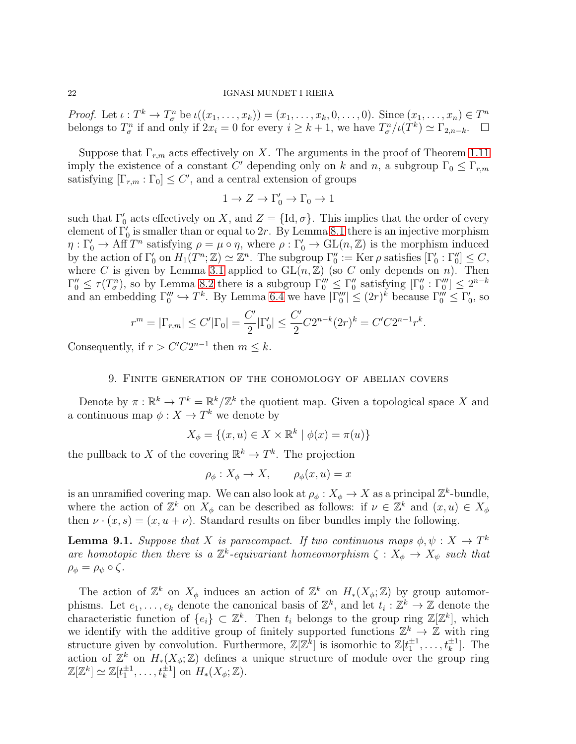*Proof.* Let $\iota : T^k \to T^n_\sigma$ be $\iota((x_1, \dots, x_k)) = (x_1, \dots, x_k, 0, \dots, 0)$. Since $(x_1, \dots, x_n) \in T^n$ belongs to $T^n_\sigma$ if and only if $2x_i = 0$ for every $i \geq k+1$, we have $T^n_\sigma / \iota(T^k) \simeq \Gamma_{2,n-k}$. $\square$

Suppose that $\Gamma_{r,m}$ acts effectively on $X$. The arguments in the proof of Theorem 1.11 imply the existence of a constant $C'$ depending only on $k$ and $n$, a subgroup $\Gamma_0 \leq \Gamma_{r,m}$ satisfying $[\Gamma_{r,m} : \Gamma_0] \leq C'$, and a central extension of groups

$$1 \to Z \to \Gamma_0' \to \Gamma_0 \to 1$$

such that $\Gamma_0'$ acts effectively on $X$, and $Z = \{\mathrm{Id}, \sigma\}$. This implies that the order of every element of $\Gamma_0'$ is smaller than or equal to $2r$. By Lemma 8.1 there is an injective morphism $\eta : \Gamma_0' \to \operatorname{Aff} T^n$ satisfying $\rho = \mu \circ \eta$, where $\rho : \Gamma_0' \to \mathrm{GL}(n, \mathbb{Z})$ is the morphism induced by the action of $\Gamma_0'$ on $H_1(T^n; \mathbb{Z}) \simeq \mathbb{Z}^n$. The subgroup $\Gamma_0'' := \operatorname{Ker} \rho$ satisfies $[\Gamma_0' : \Gamma_0''] \leq C$, where $C$ is given by Lemma 3.1 applied to $\mathrm{GL}(n, \mathbb{Z})$ (so $C$ only depends on $n$). Then $\Gamma_0'' \leq \tau(T^n_\sigma)$, so by Lemma 8.2 there is a subgroup $\Gamma_0''' \leq \Gamma_0''$ satisfying $[\Gamma_0'' : \Gamma_0'''] \leq 2^{n-k}$ and an embedding $\Gamma_0''' \hookrightarrow T^k$. By Lemma 6.4 we have $|\Gamma_0'''| \leq (2r)^k$ because $\Gamma_0''' \leq \Gamma_0'$, so

$$r^m = |\Gamma_{r,m}| \leq C' |\Gamma_0| = \frac{C'}{2} |\Gamma_0'| \leq \frac{C'}{2} C 2^{n-k} (2r)^k = C' C 2^{n-1} r^k.$$

Consequently, if $r > C' C 2^{n-1}$ then $m \leq k$.

## 9. Finite generation of the cohomology of abelian covers

Denote by $\pi : \mathbb{R}^k \to T^k = \mathbb{R}^k / \mathbb{Z}^k$ the quotient map. Given a topological space $X$ and a continuous map $\phi : X \to T^k$ we denote by

$$X_\phi = \{(x, u) \in X \times \mathbb{R}^k \mid \phi(x) = \pi(u)\}$$

the pullback to $X$ of the covering $\mathbb{R}^k \to T^k$. The projection

$$\rho_\phi : X_\phi \to X, \qquad \rho_\phi(x, u) = x$$

is an unramified covering map. We can also look at $\rho_\phi : X_\phi \to X$ as a principal $\mathbb{Z}^k$-bundle, where the action of $\mathbb{Z}^k$ on $X_\phi$ can be described as follows: if $\nu \in \mathbb{Z}^k$ and $(x, u) \in X_\phi$ then $\nu \cdot (x, s) = (x, u + \nu)$. Standard results on fiber bundles imply the following.

**Lemma 9.1.** *Suppose that $X$ is paracompact. If two continuous maps $\phi, \psi : X \to T^k$ are homotopic then there is a $\mathbb{Z}^k$-equivariant homeomorphism $\zeta : X_\phi \to X_\psi$ such that $\rho_\phi = \rho_\psi \circ \zeta$.*

The action of $\mathbb{Z}^k$ on $X_\phi$ induces an action of $\mathbb{Z}^k$ on $H_*(X_\phi; \mathbb{Z})$ by group automorphisms. Let $e_1, \dots, e_k$ denote the canonical basis of $\mathbb{Z}^k$, and let $t_i : \mathbb{Z}^k \to \mathbb{Z}$ denote the characteristic function of $\{e_i\} \subset \mathbb{Z}^k$. Then $t_i$ belongs to the group ring $\mathbb{Z}[\mathbb{Z}^k]$, which we identify with the additive group of finitely supported functions $\mathbb{Z}^k \to \mathbb{Z}$ with ring structure given by convolution. Furthermore, $\mathbb{Z}[\mathbb{Z}^k]$ is isomorhic to $\mathbb{Z}[t_1^{\pm 1}, \dots, t_k^{\pm 1}]$. The action of $\mathbb{Z}^k$ on $H_*(X_\phi; \mathbb{Z})$ defines a unique structure of module over the group ring $\mathbb{Z}[\mathbb{Z}^k] \simeq \mathbb{Z}[t_1^{\pm 1}, \dots, t_k^{\pm 1}]$ on $H_*(X_\phi; \mathbb{Z})$.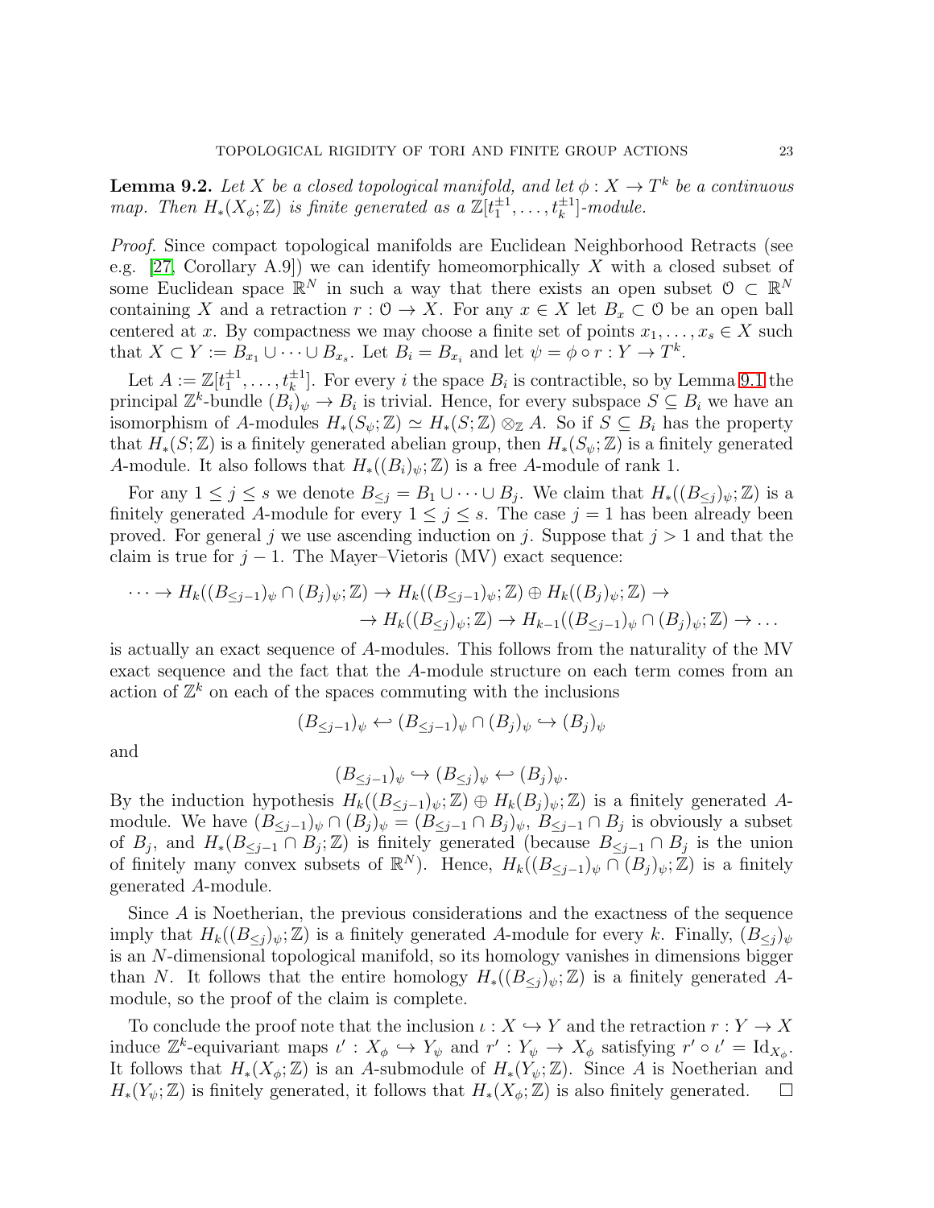**Lemma 9.2.** *Let $X$ be a closed topological manifold, and let $\phi : X \to T^k$ be a continuous map. Then $H_*(X_\phi;\mathbb{Z})$ is finite generated as a $\mathbb{Z}[t_1^{\pm 1},\dots,t_k^{\pm 1}]$-module.*

*Proof.* Since compact topological manifolds are Euclidean Neighborhood Retracts (see e.g. [27, Corollary A.9]) we can identify homeomorphically $X$ with a closed subset of some Euclidean space $\mathbb{R}^N$ in such a way that there exists an open subset $\mathcal{O} \subset \mathbb{R}^N$ containing $X$ and a retraction $r : \mathcal{O} \to X$. For any $x \in X$ let $B_x \subset \mathcal{O}$ be an open ball centered at $x$. By compactness we may choose a finite set of points $x_1,\dots,x_s \in X$ such that $X \subset Y := B_{x_1} \cup \dots \cup B_{x_s}$. Let $B_i = B_{x_i}$ and let $\psi = \phi \circ r : Y \to T^k$.

Let $A := \mathbb{Z}[t_1^{\pm 1},\dots,t_k^{\pm 1}]$. For every $i$ the space $B_i$ is contractible, so by Lemma 9.1 the principal $\mathbb{Z}^k$-bundle $(B_i)_\psi \to B_i$ is trivial. Hence, for every subspace $S \subseteq B_i$ we have an isomorphism of $A$-modules $H_*(S_\psi;\mathbb{Z}) \simeq H_*(S;\mathbb{Z}) \otimes_{\mathbb{Z}} A$. So if $S \subseteq B_i$ has the property that $H_*(S;\mathbb{Z})$ is a finitely generated abelian group, then $H_*(S_\psi;\mathbb{Z})$ is a finitely generated $A$-module. It also follows that $H_*((B_i)_\psi;\mathbb{Z})$ is a free $A$-module of rank 1.

For any $1 \le j \le s$ we denote $B_{\le j} = B_1 \cup \dots \cup B_j$. We claim that $H_*((B_{\le j})_\psi;\mathbb{Z})$ is a finitely generated $A$-module for every $1 \le j \le s$. The case $j = 1$ has been already been proved. For general $j$ we use ascending induction on $j$. Suppose that $j > 1$ and that the claim is true for $j-1$. The Mayer–Vietoris (MV) exact sequence:

$$\cdots \to H_k((B_{\le j-1})_\psi \cap (B_j)_\psi;\mathbb{Z}) \to H_k((B_{\le j-1})_\psi;\mathbb{Z}) \oplus H_k((B_j)_\psi;\mathbb{Z}) \to \\ \to H_k((B_{\le j})_\psi;\mathbb{Z}) \to H_{k-1}((B_{\le j-1})_\psi \cap (B_j)_\psi;\mathbb{Z}) \to \dots$$

is actually an exact sequence of $A$-modules. This follows from the naturality of the MV exact sequence and the fact that the $A$-module structure on each term comes from an action of $\mathbb{Z}^k$ on each of the spaces commuting with the inclusions

$$(B_{\le j-1})_\psi \hookleftarrow (B_{\le j-1})_\psi \cap (B_j)_\psi \hookrightarrow (B_j)_\psi$$

and

$$(B_{\le j-1})_\psi \hookrightarrow (B_{\le j})_\psi \hookleftarrow (B_j)_\psi.$$

By the induction hypothesis $H_k((B_{\le j-1})_\psi;\mathbb{Z}) \oplus H_k(B_j)_\psi;\mathbb{Z})$ is a finitely generated $A$-module. We have $(B_{\le j-1})_\psi \cap (B_j)_\psi = (B_{\le j-1} \cap B_j)_\psi$, $B_{\le j-1} \cap B_j$ is obviously a subset of $B_j$, and $H_*(B_{\le j-1} \cap B_j;\mathbb{Z})$ is finitely generated (because $B_{\le j-1} \cap B_j$ is the union of finitely many convex subsets of $\mathbb{R}^N$). Hence, $H_k((B_{\le j-1})_\psi \cap (B_j)_\psi;\mathbb{Z})$ is a finitely generated $A$-module.

Since $A$ is Noetherian, the previous considerations and the exactness of the sequence imply that $H_k((B_{\le j})_\psi;\mathbb{Z})$ is a finitely generated $A$-module for every $k$. Finally, $(B_{\le j})_\psi$ is an $N$-dimensional topological manifold, so its homology vanishes in dimensions bigger than $N$. It follows that the entire homology $H_*((B_{\le j})_\psi;\mathbb{Z})$ is a finitely generated $A$-module, so the proof of the claim is complete.

To conclude the proof note that the inclusion $\iota : X \hookrightarrow Y$ and the retraction $r : Y \to X$ induce $\mathbb{Z}^k$-equivariant maps $\iota' : X_\phi \hookrightarrow Y_\psi$ and $r' : Y_\psi \to X_\phi$ satisfying $r' \circ \iota' = \mathrm{Id}_{X_\phi}$. It follows that $H_*(X_\phi;\mathbb{Z})$ is an $A$-submodule of $H_*(Y_\psi;\mathbb{Z})$. Since $A$ is Noetherian and $H_*(Y_\psi;\mathbb{Z})$ is finitely generated, it follows that $H_*(X_\phi;\mathbb{Z})$ is also finitely generated. $\square$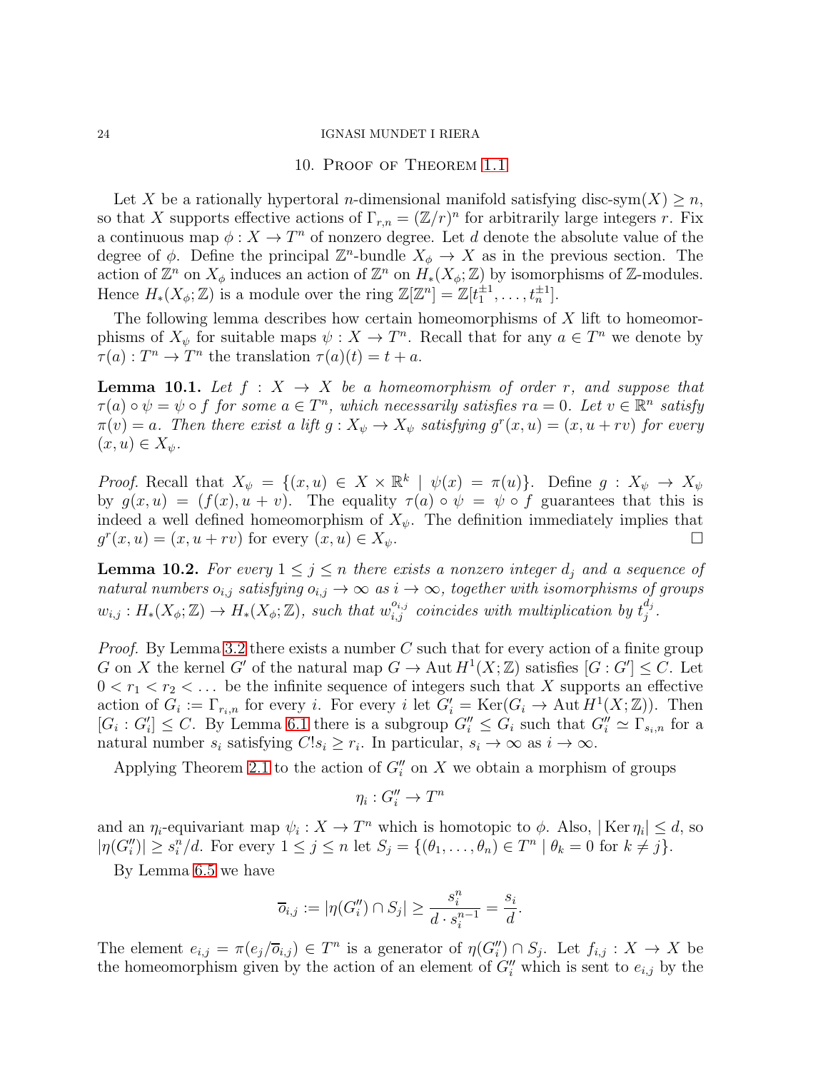## 10. Proof of Theorem 1.1

Let $X$ be a rationally hypertoral $n$-dimensional manifold satisfying disc-sym$(X) \geq n$, so that $X$ supports effective actions of $\Gamma_{r,n} = (\mathbb{Z}/r)^n$ for arbitrarily large integers $r$. Fix a continuous map $\phi : X \to T^n$ of nonzero degree. Let $d$ denote the absolute value of the degree of $\phi$. Define the principal $\mathbb{Z}^n$-bundle $X_\phi \to X$ as in the previous section. The action of $\mathbb{Z}^n$ on $X_\phi$ induces an action of $\mathbb{Z}^n$ on $H_*(X_\phi; \mathbb{Z})$ by isomorphisms of $\mathbb{Z}$-modules. Hence $H_*(X_\phi; \mathbb{Z})$ is a module over the ring $\mathbb{Z}[\mathbb{Z}^n] = \mathbb{Z}[t_1^{\pm 1}, \dots, t_n^{\pm 1}]$.

The following lemma describes how certain homeomorphisms of $X$ lift to homeomorphisms of $X_\psi$ for suitable maps $\psi : X \to T^n$. Recall that for any $a \in T^n$ we denote by $\tau(a) : T^n \to T^n$ the translation $\tau(a)(t) = t + a$.

**Lemma 10.1.** *Let $f : X \to X$ be a homeomorphism of order $r$, and suppose that $\tau(a) \circ \psi = \psi \circ f$ for some $a \in T^n$, which necessarily satisfies $ra = 0$. Let $v \in \mathbb{R}^n$ satisfy $\pi(v) = a$. Then there exist a lift $g : X_\psi \to X_\psi$ satisfying $g^r(x, u) = (x, u + rv)$ for every $(x, u) \in X_\psi$.*

*Proof.* Recall that $X_\psi = \{(x, u) \in X \times \mathbb{R}^k \mid \psi(x) = \pi(u)\}$. Define $g : X_\psi \to X_\psi$ by $g(x, u) = (f(x), u + v)$. The equality $\tau(a) \circ \psi = \psi \circ f$ guarantees that this is indeed a well defined homeomorphism of $X_\psi$. The definition immediately implies that $g^r(x, u) = (x, u + rv)$ for every $(x, u) \in X_\psi$. □

**Lemma 10.2.** *For every $1 \leq j \leq n$ there exists a nonzero integer $d_j$ and a sequence of natural numbers $o_{i,j}$ satisfying $o_{i,j} \to \infty$ as $i \to \infty$, together with isomorphisms of groups $w_{i,j} : H_*(X_\phi; \mathbb{Z}) \to H_*(X_\phi; \mathbb{Z})$, such that $w_{i,j}^{o_{i,j}}$ coincides with multiplication by $t_j^{d_j}$.*

*Proof.* By Lemma 3.2 there exists a number $C$ such that for every action of a finite group $G$ on $X$ the kernel $G'$ of the natural map $G \to \operatorname{Aut} H^1(X; \mathbb{Z})$ satisfies $[G : G'] \leq C$. Let $0 < r_1 < r_2 < \dots$ be the infinite sequence of integers such that $X$ supports an effective action of $G_i := \Gamma_{r_i,n}$ for every $i$. For every $i$ let $G_i' = \operatorname{Ker}(G_i \to \operatorname{Aut} H^1(X; \mathbb{Z}))$. Then $[G_i : G_i'] \leq C$. By Lemma 6.1 there is a subgroup $G_i'' \leq G_i$ such that $G_i'' \simeq \Gamma_{s_i,n}$ for a natural number $s_i$ satisfying $C! s_i \geq r_i$. In particular, $s_i \to \infty$ as $i \to \infty$.

Applying Theorem 2.1 to the action of $G_i''$ on $X$ we obtain a morphism of groups

$$\eta_i : G_i'' \to T^n$$

and an $\eta_i$-equivariant map $\psi_i : X \to T^n$ which is homotopic to $\phi$. Also, $|\operatorname{Ker} \eta_i| \leq d$, so $|\eta(G_i'')| \geq s_i^n / d$. For every $1 \leq j \leq n$ let $S_j = \{(\theta_1, \dots, \theta_n) \in T^n \mid \theta_k = 0 \text{ for } k \neq j\}$.

By Lemma 6.5 we have

$$\overline{o}_{i,j} := |\eta(G_i'') \cap S_j| \geq \frac{s_i^n}{d \cdot s_i^{n-1}} = \frac{s_i}{d}.$$

The element $e_{i,j} = \pi(e_j / \overline{o}_{i,j}) \in T^n$ is a generator of $\eta(G_i'') \cap S_j$. Let $f_{i,j} : X \to X$ be the homeomorphism given by the action of an element of $G_i''$ which is sent to $e_{i,j}$ by the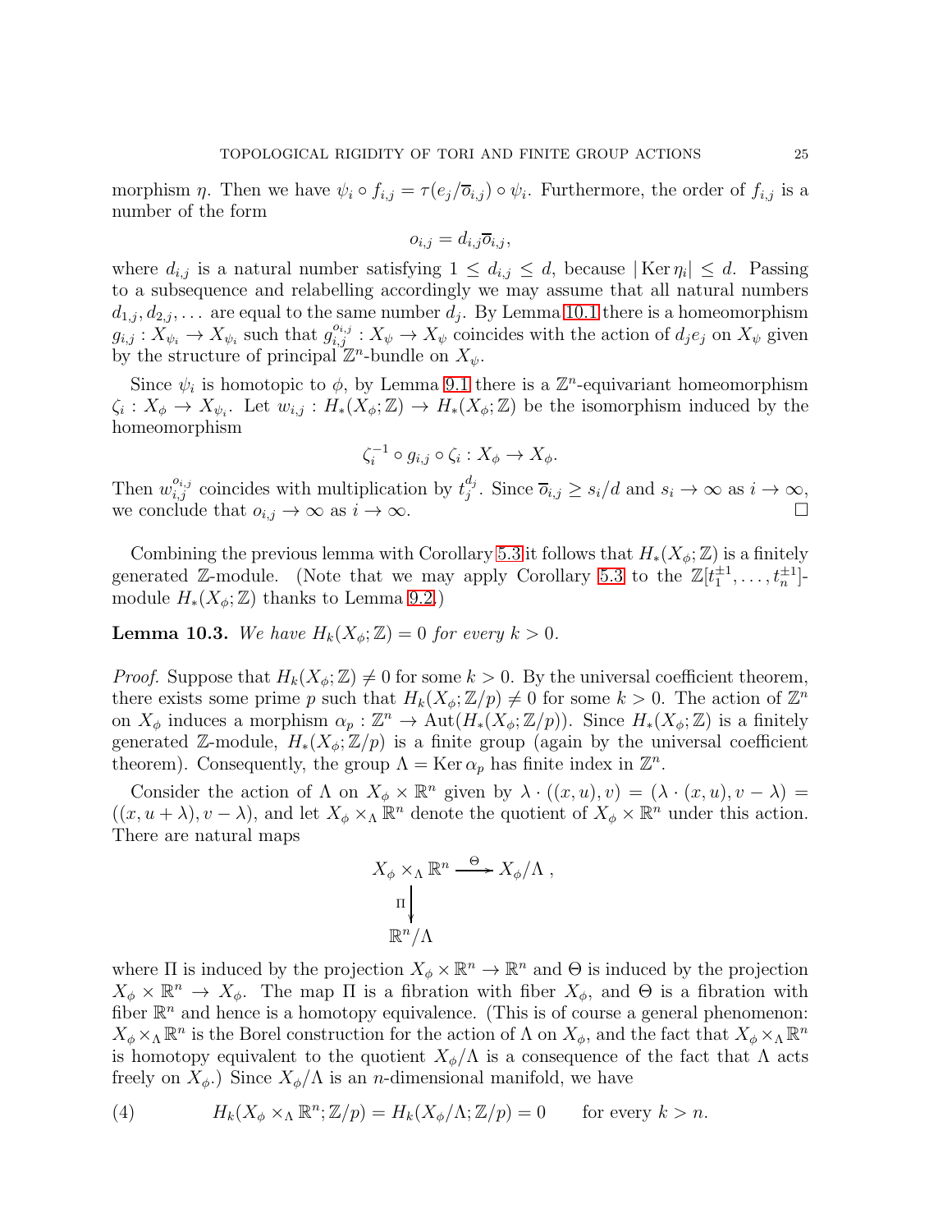morphism $\eta$. Then we have $\psi_i \circ f_{i,j} = \tau(e_j/\overline{o}_{i,j}) \circ \psi_i$. Furthermore, the order of $f_{i,j}$ is a number of the form

$$o_{i,j} = d_{i,j}\overline{o}_{i,j},$$

where $d_{i,j}$ is a natural number satisfying $1 \leq d_{i,j} \leq d$, because $|\operatorname{Ker} \eta_i| \leq d$. Passing to a subsequence and relabelling accordingly we may assume that all natural numbers $d_{1,j}, d_{2,j}, \dots$ are equal to the same number $d_j$. By Lemma 10.1 there is a homeomorphism $g_{i,j} : X_{\psi_i} \to X_{\psi_i}$ such that $g_{i,j}^{o_{i,j}} : X_\psi \to X_\psi$ coincides with the action of $d_j e_j$ on $X_\psi$ given by the structure of principal $\mathbb{Z}^n$-bundle on $X_\psi$.

Since $\psi_i$ is homotopic to $\phi$, by Lemma 9.1 there is a $\mathbb{Z}^n$-equivariant homeomorphism $\zeta_i : X_\phi \to X_{\psi_i}$. Let $w_{i,j} : H_*(X_\phi; \mathbb{Z}) \to H_*(X_\phi; \mathbb{Z})$ be the isomorphism induced by the homeomorphism

$$\zeta_i^{-1} \circ g_{i,j} \circ \zeta_i : X_\phi \to X_\phi.$$

Then $w_{i,j}^{o_{i,j}}$ coincides with multiplication by $t_j^{d_j}$. Since $\overline{o}_{i,j} \geq s_i/d$ and $s_i \to \infty$ as $i \to \infty$, we conclude that $o_{i,j} \to \infty$ as $i \to \infty$. □

Combining the previous lemma with Corollary 5.3 it follows that $H_*(X_\phi; \mathbb{Z})$ is a finitely generated $\mathbb{Z}$-module. (Note that we may apply Corollary 5.3 to the $\mathbb{Z}[t_1^{\pm 1}, \dots, t_n^{\pm 1}]$-module $H_*(X_\phi; \mathbb{Z})$ thanks to Lemma 9.2.)

**Lemma 10.3.** *We have $H_k(X_\phi; \mathbb{Z}) = 0$ for every $k > 0$.*

*Proof.* Suppose that $H_k(X_\phi; \mathbb{Z}) \neq 0$ for some $k > 0$. By the universal coefficient theorem, there exists some prime $p$ such that $H_k(X_\phi; \mathbb{Z}/p) \neq 0$ for some $k > 0$. The action of $\mathbb{Z}^n$ on $X_\phi$ induces a morphism $\alpha_p : \mathbb{Z}^n \to \operatorname{Aut}(H_*(X_\phi; \mathbb{Z}/p))$. Since $H_*(X_\phi; \mathbb{Z})$ is a finitely generated $\mathbb{Z}$-module, $H_*(X_\phi; \mathbb{Z}/p)$ is a finite group (again by the universal coefficient theorem). Consequently, the group $\Lambda = \operatorname{Ker} \alpha_p$ has finite index in $\mathbb{Z}^n$.

Consider the action of $\Lambda$ on $X_\phi \times \mathbb{R}^n$ given by $\lambda \cdot ((x, u), v) = (\lambda \cdot (x, u), v - \lambda) = ((x, u + \lambda), v - \lambda)$, and let $X_\phi \times_\Lambda \mathbb{R}^n$ denote the quotient of $X_\phi \times \mathbb{R}^n$ under this action. There are natural maps

$$\begin{array}{ccc} X_\phi \times_\Lambda \mathbb{R}^n & \xrightarrow{\Theta} & X_\phi/\Lambda \ , \\ \Big\downarrow{\scriptstyle \Pi} & & \\ \mathbb{R}^n/\Lambda & & \end{array}$$

where $\Pi$ is induced by the projection $X_\phi \times \mathbb{R}^n \to \mathbb{R}^n$ and $\Theta$ is induced by the projection $X_\phi \times \mathbb{R}^n \to X_\phi$. The map $\Pi$ is a fibration with fiber $X_\phi$, and $\Theta$ is a fibration with fiber $\mathbb{R}^n$ and hence is a homotopy equivalence. (This is of course a general phenomenon: $X_\phi \times_\Lambda \mathbb{R}^n$ is the Borel construction for the action of $\Lambda$ on $X_\phi$, and the fact that $X_\phi \times_\Lambda \mathbb{R}^n$ is homotopy equivalent to the quotient $X_\phi/\Lambda$ is a consequence of the fact that $\Lambda$ acts freely on $X_\phi$.) Since $X_\phi/\Lambda$ is an $n$-dimensional manifold, we have

$$H_k(X_\phi \times_\Lambda \mathbb{R}^n; \mathbb{Z}/p) = H_k(X_\phi/\Lambda; \mathbb{Z}/p) = 0 \qquad \text{for every } k > n. \tag{4}$$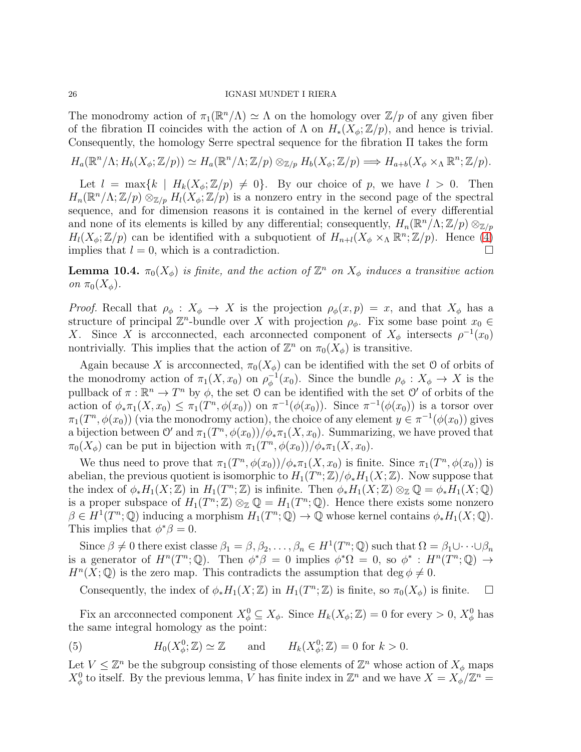The monodromy action of $\pi_1(\mathbb{R}^n/\Lambda) \simeq \Lambda$ on the homology over $\mathbb{Z}/p$ of any given fiber of the fibration $\Pi$ coincides with the action of $\Lambda$ on $H_*(X_\phi; \mathbb{Z}/p)$, and hence is trivial. Consequently, the homology Serre spectral sequence for the fibration $\Pi$ takes the form

$$H_a(\mathbb{R}^n/\Lambda; H_b(X_\phi; \mathbb{Z}/p)) \simeq H_a(\mathbb{R}^n/\Lambda; \mathbb{Z}/p) \otimes_{\mathbb{Z}/p} H_b(X_\phi; \mathbb{Z}/p) \Longrightarrow H_{a+b}(X_\phi \times_\Lambda \mathbb{R}^n; \mathbb{Z}/p).$$

Let $l = \max\{k \mid H_k(X_\phi; \mathbb{Z}/p) \neq 0\}$. By our choice of $p$, we have $l > 0$. Then $H_n(\mathbb{R}^n/\Lambda; \mathbb{Z}/p) \otimes_{\mathbb{Z}/p} H_l(X_\phi; \mathbb{Z}/p)$ is a nonzero entry in the second page of the spectral sequence, and for dimension reasons it is contained in the kernel of every differential and none of its elements is killed by any differential; consequently, $H_n(\mathbb{R}^n/\Lambda; \mathbb{Z}/p) \otimes_{\mathbb{Z}/p} H_l(X_\phi; \mathbb{Z}/p)$ can be identified with a subquotient of $H_{n+l}(X_\phi \times_\Lambda \mathbb{R}^n; \mathbb{Z}/p)$. Hence (4) implies that $l = 0$, which is a contradiction. $\square$

**Lemma 10.4.** *$\pi_0(X_\phi)$ is finite, and the action of $\mathbb{Z}^n$ on $X_\phi$ induces a transitive action on $\pi_0(X_\phi)$.*

*Proof.* Recall that $\rho_\phi : X_\phi \to X$ is the projection $\rho_\phi(x, p) = x$, and that $X_\phi$ has a structure of principal $\mathbb{Z}^n$-bundle over $X$ with projection $\rho_\phi$. Fix some base point $x_0 \in X$. Since $X$ is arcconnected, each arcconnected component of $X_\phi$ intersects $\rho^{-1}(x_0)$ nontrivially. This implies that the action of $\mathbb{Z}^n$ on $\pi_0(X_\phi)$ is transitive.

Again because $X$ is arcconnected, $\pi_0(X_\phi)$ can be identified with the set $\mathcal{O}$ of orbits of the monodromy action of $\pi_1(X, x_0)$ on $\rho_\phi^{-1}(x_0)$. Since the bundle $\rho_\phi : X_\phi \to X$ is the pullback of $\pi : \mathbb{R}^n \to T^n$ by $\phi$, the set $\mathcal{O}$ can be identified with the set $\mathcal{O}'$ of orbits of the action of $\phi_*\pi_1(X, x_0) \leq \pi_1(T^n, \phi(x_0))$ on $\pi^{-1}(\phi(x_0))$. Since $\pi^{-1}(\phi(x_0))$ is a torsor over $\pi_1(T^n, \phi(x_0))$ (via the monodromy action), the choice of any element $y \in \pi^{-1}(\phi(x_0))$ gives a bijection between $\mathcal{O}'$ and $\pi_1(T^n, \phi(x_0))/\phi_*\pi_1(X, x_0)$. Summarizing, we have proved that $\pi_0(X_\phi)$ can be put in bijection with $\pi_1(T^n, \phi(x_0))/\phi_*\pi_1(X, x_0)$.

We thus need to prove that $\pi_1(T^n, \phi(x_0))/\phi_*\pi_1(X, x_0)$ is finite. Since $\pi_1(T^n, \phi(x_0))$ is abelian, the previous quotient is isomorphic to $H_1(T^n; \mathbb{Z})/\phi_*H_1(X; \mathbb{Z})$. Now suppose that the index of $\phi_*H_1(X; \mathbb{Z})$ in $H_1(T^n; \mathbb{Z})$ is infinite. Then $\phi_*H_1(X; \mathbb{Z}) \otimes_\mathbb{Z} \mathbb{Q} = \phi_*H_1(X; \mathbb{Q})$ is a proper subspace of $H_1(T^n; \mathbb{Z}) \otimes_\mathbb{Z} \mathbb{Q} = H_1(T^n; \mathbb{Q})$. Hence there exists some nonzero $\beta \in H^1(T^n; \mathbb{Q})$ inducing a morphism $H_1(T^n; \mathbb{Q}) \to \mathbb{Q}$ whose kernel contains $\phi_*H_1(X; \mathbb{Q})$. This implies that $\phi^*\beta = 0$.

Since $\beta \neq 0$ there exist classe $\beta_1 = \beta, \beta_2, \ldots, \beta_n \in H^1(T^n; \mathbb{Q})$ such that $\Omega = \beta_1 \cup \cdots \cup \beta_n$ is a generator of $H^n(T^n; \mathbb{Q})$. Then $\phi^*\beta = 0$ implies $\phi^*\Omega = 0$, so $\phi^* : H^n(T^n; \mathbb{Q}) \to H^n(X; \mathbb{Q})$ is the zero map. This contradicts the assumption that $\deg \phi \neq 0$.

Consequently, the index of $\phi_*H_1(X; \mathbb{Z})$ in $H_1(T^n; \mathbb{Z})$ is finite, so $\pi_0(X_\phi)$ is finite. $\square$

Fix an arcconnected component $X_\phi^0 \subseteq X_\phi$. Since $H_k(X_\phi; \mathbb{Z}) = 0$ for every $> 0$, $X_\phi^0$ has the same integral homology as the point:

$$H_0(X_\phi^0; \mathbb{Z}) \simeq \mathbb{Z} \qquad \text{and} \qquad H_k(X_\phi^0; \mathbb{Z}) = 0 \text{ for } k > 0. \tag{5}$$

Let $V \leq \mathbb{Z}^n$ be the subgroup consisting of those elements of $\mathbb{Z}^n$ whose action of $X_\phi$ maps $X_\phi^0$ to itself. By the previous lemma, $V$ has finite index in $\mathbb{Z}^n$ and we have $X = X_\phi/\mathbb{Z}^n =$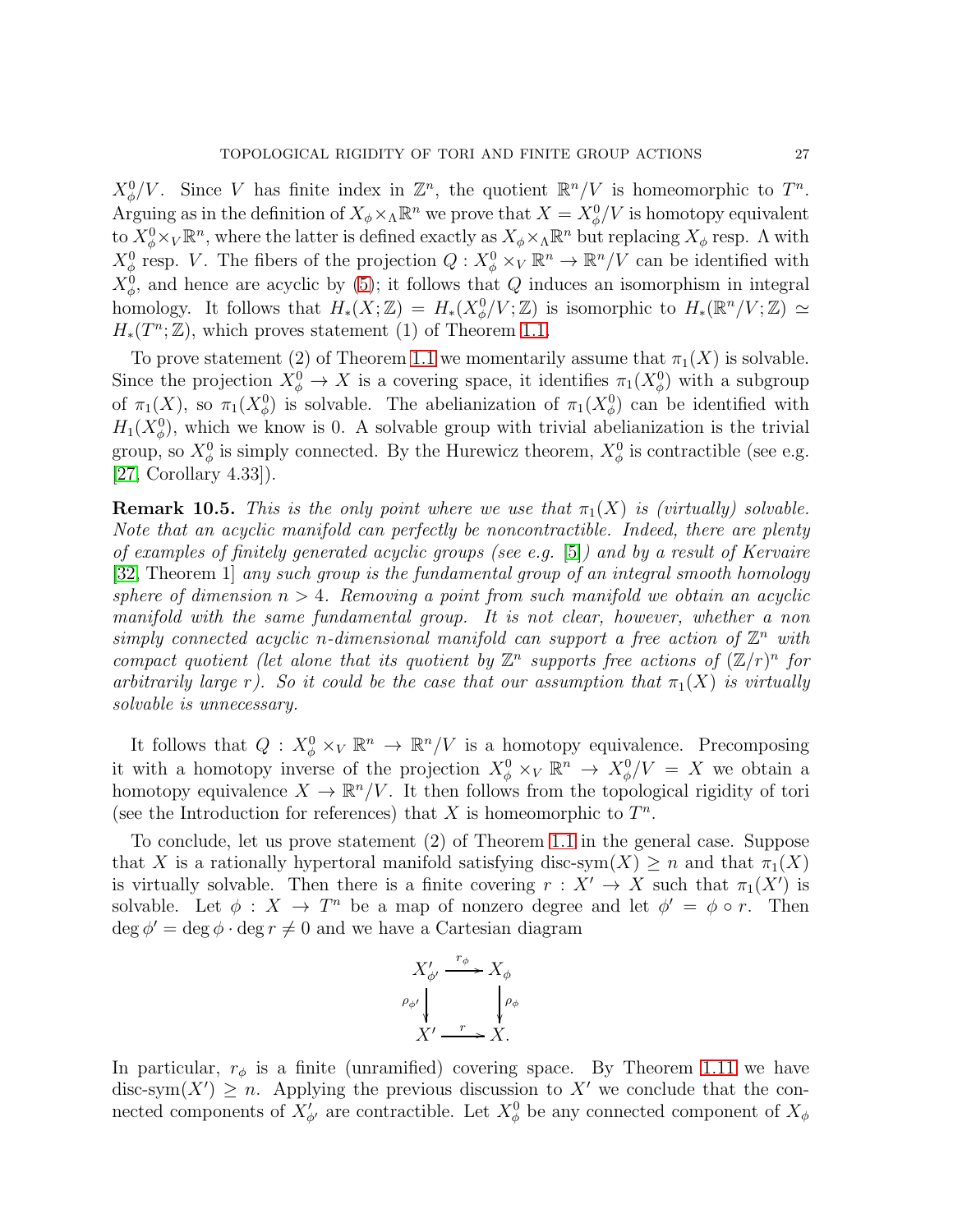$X_\phi^0/V$. Since $V$ has finite index in $\mathbb{Z}^n$, the quotient $\mathbb{R}^n/V$ is homeomorphic to $T^n$. Arguing as in the definition of $X_\phi \times_\Lambda \mathbb{R}^n$ we prove that $X = X_\phi^0/V$ is homotopy equivalent to $X_\phi^0 \times_V \mathbb{R}^n$, where the latter is defined exactly as $X_\phi \times_\Lambda \mathbb{R}^n$ but replacing $X_\phi$ resp. $\Lambda$ with $X_\phi^0$ resp. $V$. The fibers of the projection $Q : X_\phi^0 \times_V \mathbb{R}^n \to \mathbb{R}^n/V$ can be identified with $X_\phi^0$, and hence are acyclic by (5); it follows that $Q$ induces an isomorphism in integral homology. It follows that $H_*(X;\mathbb{Z}) = H_*(X_\phi^0/V;\mathbb{Z})$ is isomorphic to $H_*(\mathbb{R}^n/V;\mathbb{Z}) \simeq H_*(T^n;\mathbb{Z})$, which proves statement (1) of Theorem 1.1.

To prove statement (2) of Theorem 1.1 we momentarily assume that $\pi_1(X)$ is solvable. Since the projection $X_\phi^0 \to X$ is a covering space, it identifies $\pi_1(X_\phi^0)$ with a subgroup of $\pi_1(X)$, so $\pi_1(X_\phi^0)$ is solvable. The abelianization of $\pi_1(X_\phi^0)$ can be identified with $H_1(X_\phi^0)$, which we know is 0. A solvable group with trivial abelianization is the trivial group, so $X_\phi^0$ is simply connected. By the Hurewicz theorem, $X_\phi^0$ is contractible (see e.g. [27, Corollary 4.33]).

**Remark 10.5.** *This is the only point where we use that $\pi_1(X)$ is (virtually) solvable. Note that an acyclic manifold can perfectly be noncontractible. Indeed, there are plenty of examples of finitely generated acyclic groups (see e.g. [5]) and by a result of Kervaire [32, Theorem 1] any such group is the fundamental group of an integral smooth homology sphere of dimension $n > 4$. Removing a point from such manifold we obtain an acyclic manifold with the same fundamental group. It is not clear, however, whether a non simply connected acyclic $n$-dimensional manifold can support a free action of $\mathbb{Z}^n$ with compact quotient (let alone that its quotient by $\mathbb{Z}^n$ supports free actions of $(\mathbb{Z}/r)^n$ for arbitrarily large $r$). So it could be the case that our assumption that $\pi_1(X)$ is virtually solvable is unnecessary.*

It follows that $Q : X_\phi^0 \times_V \mathbb{R}^n \to \mathbb{R}^n/V$ is a homotopy equivalence. Precomposing it with a homotopy inverse of the projection $X_\phi^0 \times_V \mathbb{R}^n \to X_\phi^0/V = X$ we obtain a homotopy equivalence $X \to \mathbb{R}^n/V$. It then follows from the topological rigidity of tori (see the Introduction for references) that $X$ is homeomorphic to $T^n$.

To conclude, let us prove statement (2) of Theorem 1.1 in the general case. Suppose that $X$ is a rationally hypertoral manifold satisfying $\text{disc-sym}(X) \geq n$ and that $\pi_1(X)$ is virtually solvable. Then there is a finite covering $r : X' \to X$ such that $\pi_1(X')$ is solvable. Let $\phi : X \to T^n$ be a map of nonzero degree and let $\phi' = \phi \circ r$. Then $\deg \phi' = \deg \phi \cdot \deg r \neq 0$ and we have a Cartesian diagram

$$\begin{array}{ccc} X'_{\phi'} & \xrightarrow{r_\phi} & X_\phi \\ \downarrow{\scriptstyle \rho_{\phi'}} & & \downarrow{\scriptstyle \rho_\phi} \\ X' & \xrightarrow{r} & X. \end{array}$$

In particular, $r_\phi$ is a finite (unramified) covering space. By Theorem 1.11 we have $\text{disc-sym}(X') \geq n$. Applying the previous discussion to $X'$ we conclude that the connected components of $X'_{\phi'}$ are contractible. Let $X_\phi^0$ be any connected component of $X_\phi$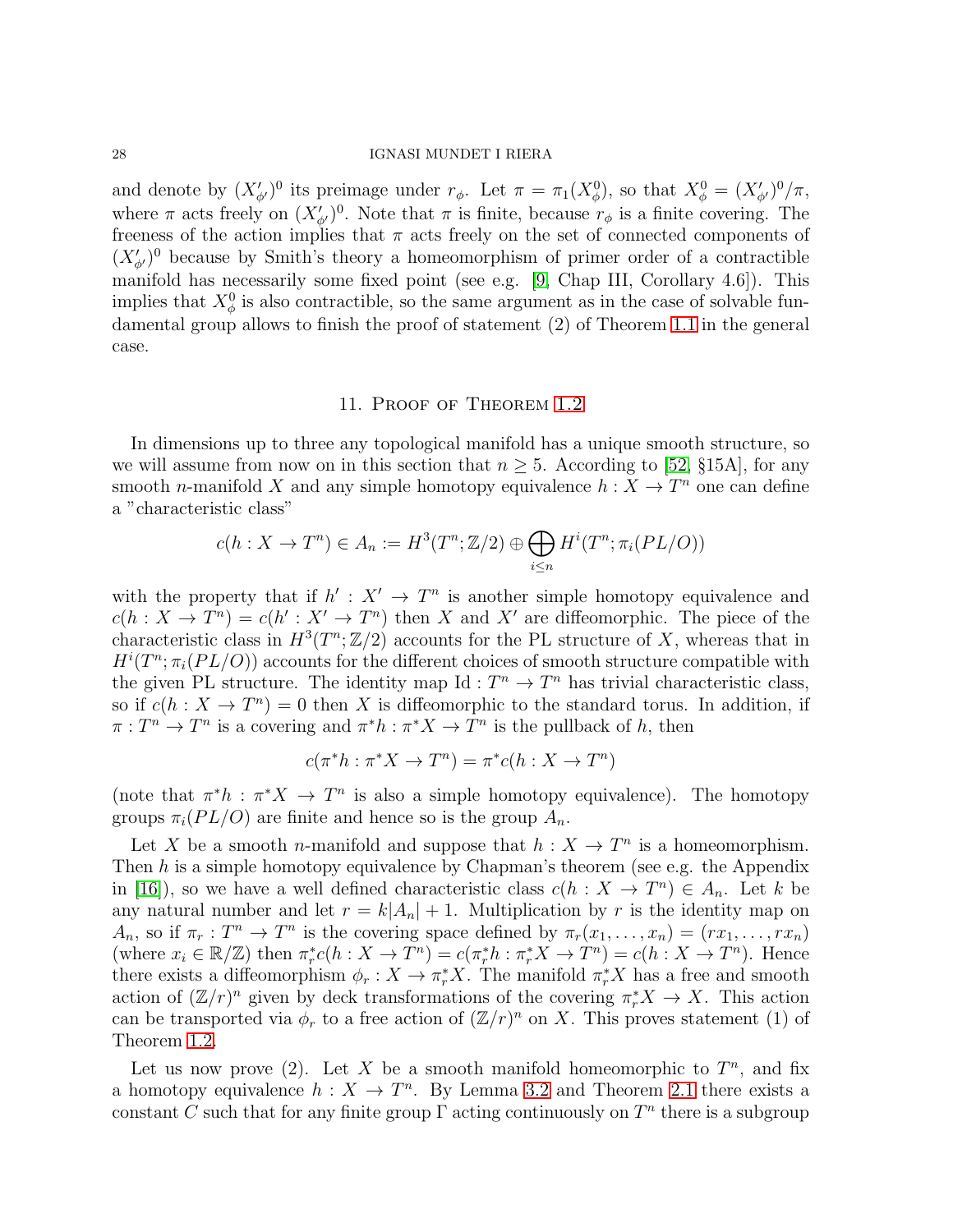and denote by $(X'_{\phi'})^0$ its preimage under $r_\phi$. Let $\pi = \pi_1(X^0_\phi)$, so that $X^0_\phi = (X'_{\phi'})^0/\pi$, where $\pi$ acts freely on $(X'_{\phi'})^0$. Note that $\pi$ is finite, because $r_\phi$ is a finite covering. The freeness of the action implies that $\pi$ acts freely on the set of connected components of $(X'_{\phi'})^0$ because by Smith's theory a homeomorphism of primer order of a contractible manifold has necessarily some fixed point (see e.g. [9, Chap III, Corollary 4.6]). This implies that $X^0_\phi$ is also contractible, so the same argument as in the case of solvable fundamental group allows to finish the proof of statement (2) of Theorem 1.1 in the general case.

## 11. Proof of Theorem 1.2

In dimensions up to three any topological manifold has a unique smooth structure, so we will assume from now on in this section that $n \geq 5$. According to [52, §15A], for any smooth $n$-manifold $X$ and any simple homotopy equivalence $h : X \to T^n$ one can define a "characteristic class"

$$c(h : X \to T^n) \in A_n := H^3(T^n; \mathbb{Z}/2) \oplus \bigoplus_{i \leq n} H^i(T^n; \pi_i(PL/O))$$

with the property that if $h' : X' \to T^n$ is another simple homotopy equivalence and $c(h : X \to T^n) = c(h' : X' \to T^n)$ then $X$ and $X'$ are diffeomorphic. The piece of the characteristic class in $H^3(T^n; \mathbb{Z}/2)$ accounts for the PL structure of $X$, whereas that in $H^i(T^n; \pi_i(PL/O))$ accounts for the different choices of smooth structure compatible with the given PL structure. The identity map $\mathrm{Id} : T^n \to T^n$ has trivial characteristic class, so if $c(h : X \to T^n) = 0$ then $X$ is diffeomorphic to the standard torus. In addition, if $\pi : T^n \to T^n$ is a covering and $\pi^* h : \pi^* X \to T^n$ is the pullback of $h$, then

$$c(\pi^* h : \pi^* X \to T^n) = \pi^* c(h : X \to T^n)$$

(note that $\pi^* h : \pi^* X \to T^n$ is also a simple homotopy equivalence). The homotopy groups $\pi_i(PL/O)$ are finite and hence so is the group $A_n$.

Let $X$ be a smooth $n$-manifold and suppose that $h : X \to T^n$ is a homeomorphism. Then $h$ is a simple homotopy equivalence by Chapman's theorem (see e.g. the Appendix in [16]), so we have a well defined characteristic class $c(h : X \to T^n) \in A_n$. Let $k$ be any natural number and let $r = k|A_n| + 1$. Multiplication by $r$ is the identity map on $A_n$, so if $\pi_r : T^n \to T^n$ is the covering space defined by $\pi_r(x_1, \dots, x_n) = (rx_1, \dots, rx_n)$ (where $x_i \in \mathbb{R}/\mathbb{Z}$) then $\pi_r^* c(h : X \to T^n) = c(\pi_r^* h : \pi_r^* X \to T^n) = c(h : X \to T^n)$. Hence there exists a diffeomorphism $\phi_r : X \to \pi_r^* X$. The manifold $\pi_r^* X$ has a free and smooth action of $(\mathbb{Z}/r)^n$ given by deck transformations of the covering $\pi_r^* X \to X$. This action can be transported via $\phi_r$ to a free action of $(\mathbb{Z}/r)^n$ on $X$. This proves statement (1) of Theorem 1.2.

Let us now prove (2). Let $X$ be a smooth manifold homeomorphic to $T^n$, and fix a homotopy equivalence $h : X \to T^n$. By Lemma 3.2 and Theorem 2.1 there exists a constant $C$ such that for any finite group $\Gamma$ acting continuously on $T^n$ there is a subgroup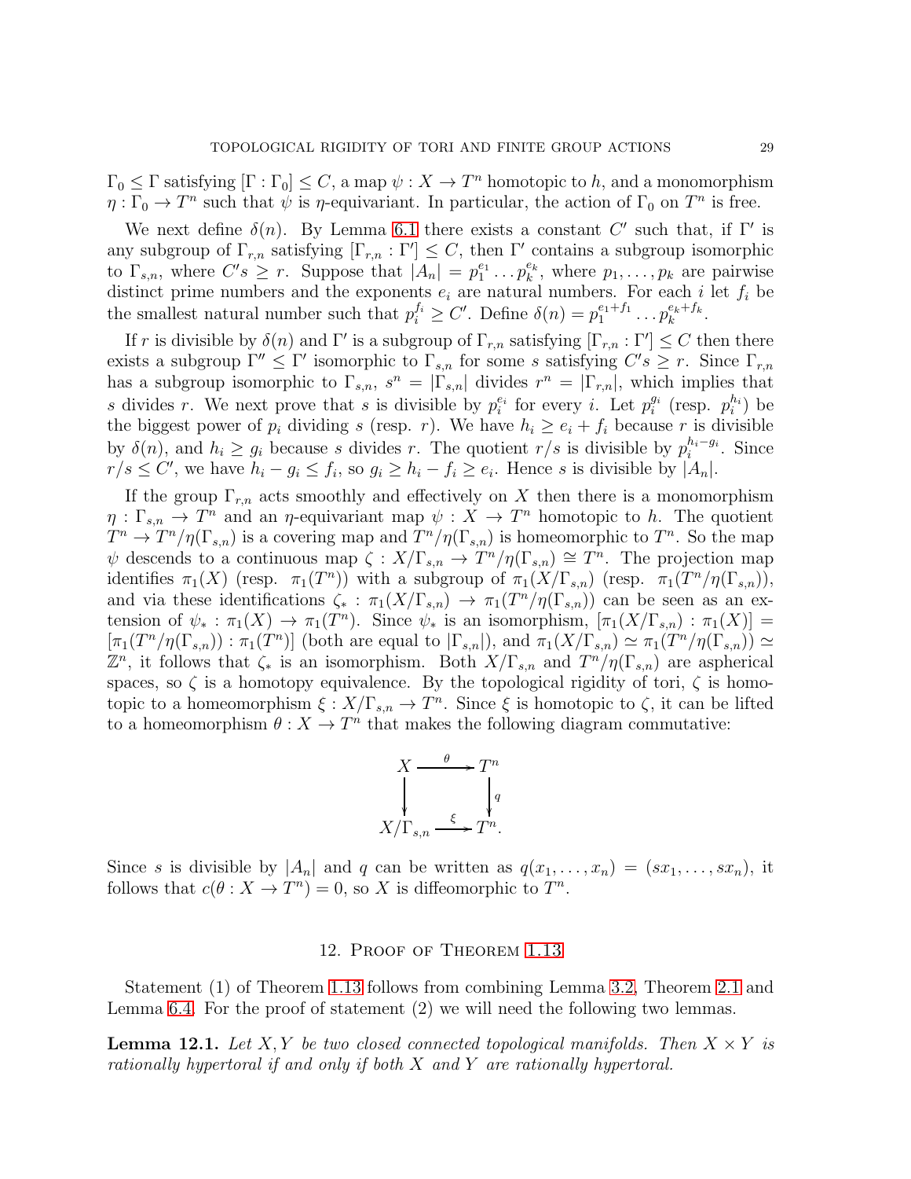$\Gamma_0 \leq \Gamma$ satisfying $[\Gamma : \Gamma_0] \leq C$, a map $\psi : X \to T^n$ homotopic to $h$, and a monomorphism $\eta : \Gamma_0 \to T^n$ such that $\psi$ is $\eta$-equivariant. In particular, the action of $\Gamma_0$ on $T^n$ is free.

We next define $\delta(n)$. By Lemma 6.1 there exists a constant $C'$ such that, if $\Gamma'$ is any subgroup of $\Gamma_{r,n}$ satisfying $[\Gamma_{r,n} : \Gamma'] \leq C$, then $\Gamma'$ contains a subgroup isomorphic to $\Gamma_{s,n}$, where $C's \geq r$. Suppose that $|A_n| = p_1^{e_1} \dots p_k^{e_k}$, where $p_1, \dots, p_k$ are pairwise distinct prime numbers and the exponents $e_i$ are natural numbers. For each $i$ let $f_i$ be the smallest natural number such that $p_i^{f_i} \geq C'$. Define $\delta(n) = p_1^{e_1+f_1} \dots p_k^{e_k+f_k}$.

If $r$ is divisible by $\delta(n)$ and $\Gamma'$ is a subgroup of $\Gamma_{r,n}$ satisfying $[\Gamma_{r,n} : \Gamma'] \leq C$ then there exists a subgroup $\Gamma'' \leq \Gamma'$ isomorphic to $\Gamma_{s,n}$ for some $s$ satisfying $C's \geq r$. Since $\Gamma_{r,n}$ has a subgroup isomorphic to $\Gamma_{s,n}$, $s^n = |\Gamma_{s,n}|$ divides $r^n = |\Gamma_{r,n}|$, which implies that $s$ divides $r$. We next prove that $s$ is divisible by $p_i^{e_i}$ for every $i$. Let $p_i^{g_i}$ (resp. $p_i^{h_i}$) be the biggest power of $p_i$ dividing $s$ (resp. $r$). We have $h_i \geq e_i + f_i$ because $r$ is divisible by $\delta(n)$, and $h_i \geq g_i$ because $s$ divides $r$. The quotient $r/s$ is divisible by $p_i^{h_i - g_i}$. Since $r/s \leq C'$, we have $h_i - g_i \leq f_i$, so $g_i \geq h_i - f_i \geq e_i$. Hence $s$ is divisible by $|A_n|$.

If the group $\Gamma_{r,n}$ acts smoothly and effectively on $X$ then there is a monomorphism $\eta : \Gamma_{s,n} \to T^n$ and an $\eta$-equivariant map $\psi : X \to T^n$ homotopic to $h$. The quotient $T^n \to T^n/\eta(\Gamma_{s,n})$ is a covering map and $T^n/\eta(\Gamma_{s,n})$ is homeomorphic to $T^n$. So the map $\psi$ descends to a continuous map $\zeta : X/\Gamma_{s,n} \to T^n/\eta(\Gamma_{s,n}) \cong T^n$. The projection map identifies $\pi_1(X)$ (resp. $\pi_1(T^n)$) with a subgroup of $\pi_1(X/\Gamma_{s,n})$ (resp. $\pi_1(T^n/\eta(\Gamma_{s,n}))$, and via these identifications $\zeta_* : \pi_1(X/\Gamma_{s,n}) \to \pi_1(T^n/\eta(\Gamma_{s,n}))$ can be seen as an extension of $\psi_* : \pi_1(X) \to \pi_1(T^n)$. Since $\psi_*$ is an isomorphism, $[\pi_1(X/\Gamma_{s,n}) : \pi_1(X)] = [\pi_1(T^n/\eta(\Gamma_{s,n})) : \pi_1(T^n)]$ (both are equal to $|\Gamma_{s,n}|$), and $\pi_1(X/\Gamma_{s,n}) \simeq \pi_1(T^n/\eta(\Gamma_{s,n})) \simeq \mathbb{Z}^n$, it follows that $\zeta_*$ is an isomorphism. Both $X/\Gamma_{s,n}$ and $T^n/\eta(\Gamma_{s,n})$ are aspherical spaces, so $\zeta$ is a homotopy equivalence. By the topological rigidity of tori, $\zeta$ is homotopic to a homeomorphism $\xi : X/\Gamma_{s,n} \to T^n$. Since $\xi$ is homotopic to $\zeta$, it can be lifted to a homeomorphism $\theta : X \to T^n$ that makes the following diagram commutative:

$$\begin{array}{ccc} X & \xrightarrow{\theta} & T^n \\ \downarrow & & \downarrow q \\ X/\Gamma_{s,n} & \xrightarrow{\xi} & T^n. \end{array}$$

Since $s$ is divisible by $|A_n|$ and $q$ can be written as $q(x_1, \dots, x_n) = (sx_1, \dots, sx_n)$, it follows that $c(\theta : X \to T^n) = 0$, so $X$ is diffeomorphic to $T^n$.

## 12. Proof of Theorem 1.13

Statement (1) of Theorem 1.13 follows from combining Lemma 3.2, Theorem 2.1 and Lemma 6.4. For the proof of statement (2) we will need the following two lemmas.

**Lemma 12.1.** *Let $X, Y$ be two closed connected topological manifolds. Then $X \times Y$ is rationally hypertoral if and only if both $X$ and $Y$ are rationally hypertoral.*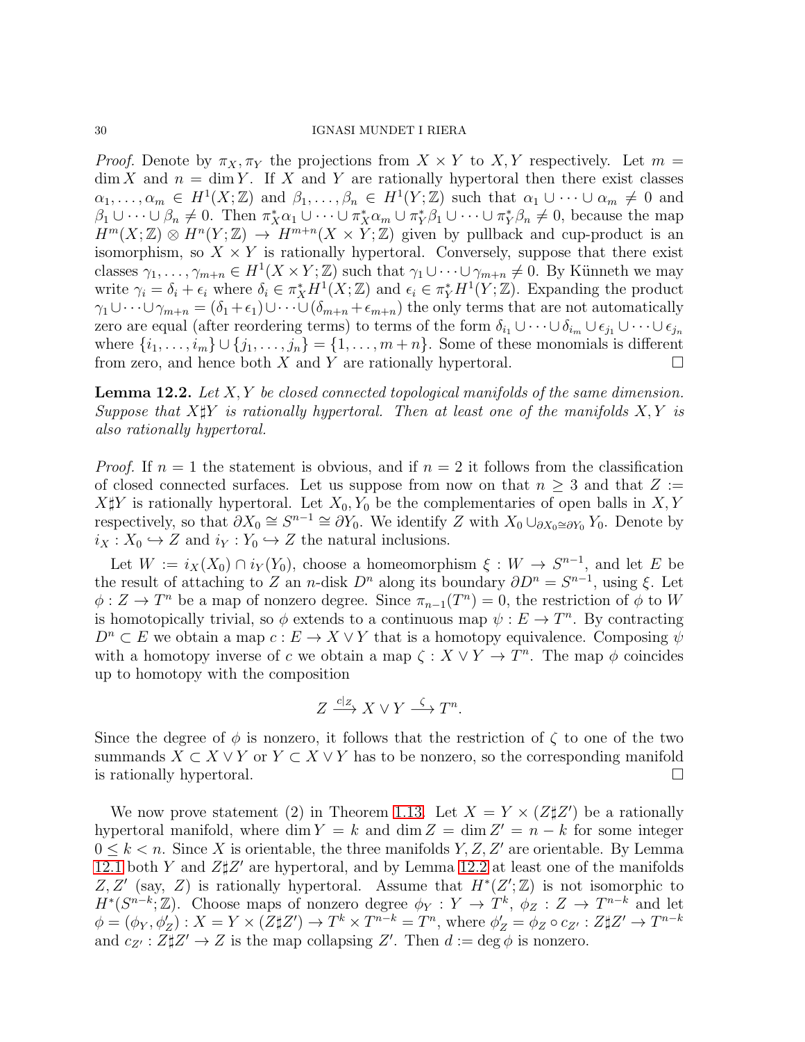*Proof.* Denote by $\pi_X, \pi_Y$ the projections from $X \times Y$ to $X, Y$ respectively. Let $m = \dim X$ and $n = \dim Y$. If $X$ and $Y$ are rationally hypertoral then there exist classes $\alpha_1, \dots, \alpha_m \in H^1(X;\mathbb{Z})$ and $\beta_1, \dots, \beta_n \in H^1(Y;\mathbb{Z})$ such that $\alpha_1 \cup \dots \cup \alpha_m \neq 0$ and $\beta_1 \cup \dots \cup \beta_n \neq 0$. Then $\pi_X^*\alpha_1 \cup \dots \cup \pi_X^*\alpha_m \cup \pi_Y^*\beta_1 \cup \dots \cup \pi_Y^*\beta_n \neq 0$, because the map $H^m(X;\mathbb{Z}) \otimes H^n(Y;\mathbb{Z}) \to H^{m+n}(X \times Y;\mathbb{Z})$ given by pullback and cup-product is an isomorphism, so $X \times Y$ is rationally hypertoral. Conversely, suppose that there exist classes $\gamma_1, \dots, \gamma_{m+n} \in H^1(X \times Y;\mathbb{Z})$ such that $\gamma_1 \cup \dots \cup \gamma_{m+n} \neq 0$. By Künneth we may write $\gamma_i = \delta_i + \epsilon_i$ where $\delta_i \in \pi_X^* H^1(X;\mathbb{Z})$ and $\epsilon_i \in \pi_Y^* H^1(Y;\mathbb{Z})$. Expanding the product $\gamma_1 \cup \dots \cup \gamma_{m+n} = (\delta_1 + \epsilon_1) \cup \dots \cup (\delta_{m+n} + \epsilon_{m+n})$ the only terms that are not automatically zero are equal (after reordering terms) to terms of the form $\delta_{i_1} \cup \dots \cup \delta_{i_m} \cup \epsilon_{j_1} \cup \dots \cup \epsilon_{j_n}$ where $\{i_1, \dots, i_m\} \cup \{j_1, \dots, j_n\} = \{1, \dots, m+n\}$. Some of these monomials is different from zero, and hence both $X$ and $Y$ are rationally hypertoral. □

**Lemma 12.2.** *Let $X, Y$ be closed connected topological manifolds of the same dimension. Suppose that $X \sharp Y$ is rationally hypertoral. Then at least one of the manifolds $X, Y$ is also rationally hypertoral.*

*Proof.* If $n = 1$ the statement is obvious, and if $n = 2$ it follows from the classification of closed connected surfaces. Let us suppose from now on that $n \geq 3$ and that $Z := X \sharp Y$ is rationally hypertoral. Let $X_0, Y_0$ be the complementaries of open balls in $X, Y$ respectively, so that $\partial X_0 \cong S^{n-1} \cong \partial Y_0$. We identify $Z$ with $X_0 \cup_{\partial X_0 \cong \partial Y_0} Y_0$. Denote by $i_X : X_0 \hookrightarrow Z$ and $i_Y : Y_0 \hookrightarrow Z$ the natural inclusions.

Let $W := i_X(X_0) \cap i_Y(Y_0)$, choose a homeomorphism $\xi : W \to S^{n-1}$, and let $E$ be the result of attaching to $Z$ an $n$-disk $D^n$ along its boundary $\partial D^n = S^{n-1}$, using $\xi$. Let $\phi : Z \to T^n$ be a map of nonzero degree. Since $\pi_{n-1}(T^n) = 0$, the restriction of $\phi$ to $W$ is homotopically trivial, so $\phi$ extends to a continuous map $\psi : E \to T^n$. By contracting $D^n \subset E$ we obtain a map $c : E \to X \vee Y$ that is a homotopy equivalence. Composing $\psi$ with a homotopy inverse of $c$ we obtain a map $\zeta : X \vee Y \to T^n$. The map $\phi$ coincides up to homotopy with the composition

$$Z \xrightarrow{c|_Z} X \vee Y \xrightarrow{\zeta} T^n.$$

Since the degree of $\phi$ is nonzero, it follows that the restriction of $\zeta$ to one of the two summands $X \subset X \vee Y$ or $Y \subset X \vee Y$ has to be nonzero, so the corresponding manifold is rationally hypertoral. □

We now prove statement (2) in Theorem 1.13. Let $X = Y \times (Z \sharp Z')$ be a rationally hypertoral manifold, where $\dim Y = k$ and $\dim Z = \dim Z' = n - k$ for some integer $0 \leq k < n$. Since $X$ is orientable, the three manifolds $Y, Z, Z'$ are orientable. By Lemma 12.1 both $Y$ and $Z \sharp Z'$ are hypertoral, and by Lemma 12.2 at least one of the manifolds $Z, Z'$ (say, $Z$) is rationally hypertoral. Assume that $H^*(Z';\mathbb{Z})$ is not isomorphic to $H^*(S^{n-k};\mathbb{Z})$. Choose maps of nonzero degree $\phi_Y : Y \to T^k$, $\phi_Z : Z \to T^{n-k}$ and let $\phi = (\phi_Y, \phi'_Z) : X = Y \times (Z \sharp Z') \to T^k \times T^{n-k} = T^n$, where $\phi'_Z = \phi_Z \circ c_{Z'} : Z \sharp Z' \to T^{n-k}$ and $c_{Z'} : Z \sharp Z' \to Z$ is the map collapsing $Z'$. Then $d := \deg \phi$ is nonzero.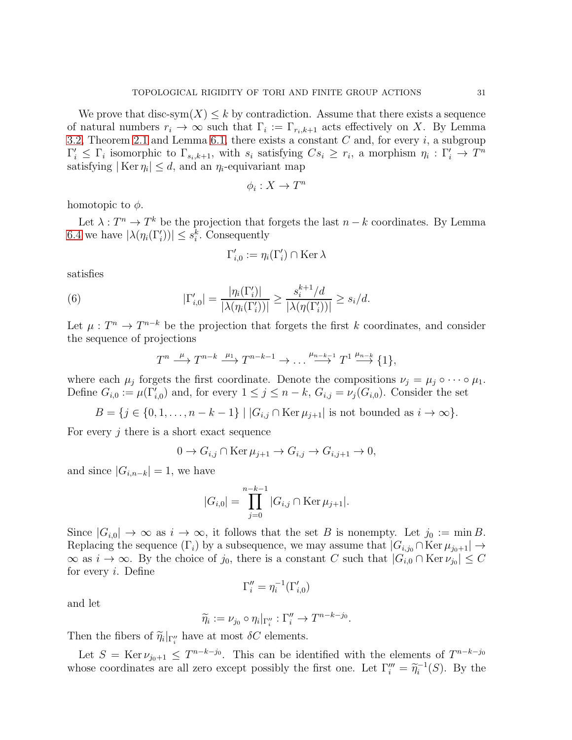We prove that disc-sym$(X) \leq k$ by contradiction. Assume that there exists a sequence of natural numbers $r_i \to \infty$ such that $\Gamma_i := \Gamma_{r_i,k+1}$ acts effectively on $X$. By Lemma 3.2, Theorem 2.1 and Lemma 6.1, there exists a constant $C$ and, for every $i$, a subgroup $\Gamma_i' \leq \Gamma_i$ isomorphic to $\Gamma_{s_i,k+1}$, with $s_i$ satisfying $Cs_i \geq r_i$, a morphism $\eta_i : \Gamma_i' \to T^n$ satisfying $|\operatorname{Ker}\eta_i| \leq d$, and an $\eta_i$-equivariant map

$$\phi_i : X \to T^n$$

homotopic to $\phi$.

Let $\lambda : T^n \to T^k$ be the projection that forgets the last $n-k$ coordinates. By Lemma 6.4 we have $|\lambda(\eta_i(\Gamma_i'))| \leq s_i^k$. Consequently

$$\Gamma_{i,0}' := \eta_i(\Gamma_i') \cap \operatorname{Ker}\lambda$$

satisfies

$$|\Gamma_{i,0}'| = \frac{|\eta_i(\Gamma_i')|}{|\lambda(\eta_i(\Gamma_i'))|} \geq \frac{s_i^{k+1}/d}{|\lambda(\eta(\Gamma_i'))|} \geq s_i/d. \tag{6}$$

Let $\mu : T^n \to T^{n-k}$ be the projection that forgets the first $k$ coordinates, and consider the sequence of projections

$$T^n \xrightarrow{\mu} T^{n-k} \xrightarrow{\mu_1} T^{n-k-1} \to \dots \xrightarrow{\mu_{n-k-1}} T^1 \xrightarrow{\mu_{n-k}} \{1\},$$

where each $\mu_j$ forgets the first coordinate. Denote the compositions $\nu_j = \mu_j \circ \dots \circ \mu_1$. Define $G_{i,0} := \mu(\Gamma_{i,0}')$ and, for every $1 \leq j \leq n-k$, $G_{i,j} = \nu_j(G_{i,0})$. Consider the set

$$B = \{j \in \{0, 1, \dots, n-k-1\} \mid |G_{i,j} \cap \operatorname{Ker}\mu_{j+1}| \text{ is not bounded as } i \to \infty\}.$$

For every $j$ there is a short exact sequence

$$0 \to G_{i,j} \cap \operatorname{Ker}\mu_{j+1} \to G_{i,j} \to G_{i,j+1} \to 0,$$

and since $|G_{i,n-k}| = 1$, we have

$$|G_{i,0}| = \prod_{j=0}^{n-k-1} |G_{i,j} \cap \operatorname{Ker}\mu_{j+1}|.$$

Since $|G_{i,0}| \to \infty$ as $i \to \infty$, it follows that the set $B$ is nonempty. Let $j_0 := \min B$. Replacing the sequence $(\Gamma_i)$ by a subsequence, we may assume that $|G_{i,j_0} \cap \operatorname{Ker}\mu_{j_0+1}| \to \infty$ as $i \to \infty$. By the choice of $j_0$, there is a constant $C$ such that $|G_{i,0} \cap \operatorname{Ker}\nu_{j_0}| \leq C$ for every $i$. Define

$$\Gamma_i'' = \eta_i^{-1}(\Gamma_{i,0}')$$

and let

$$\widetilde{\eta}_i := \nu_{j_0} \circ \eta_i|_{\Gamma_i''} : \Gamma_i'' \to T^{n-k-j_0}.$$

Then the fibers of $\widetilde{\eta}_i|_{\Gamma_i''}$ have at most $\delta C$ elements.

Let $S = \operatorname{Ker}\nu_{j_0+1} \leq T^{n-k-j_0}$. This can be identified with the elements of $T^{n-k-j_0}$ whose coordinates are all zero except possibly the first one. Let $\Gamma_i''' = \widetilde{\eta}_i^{-1}(S)$. By the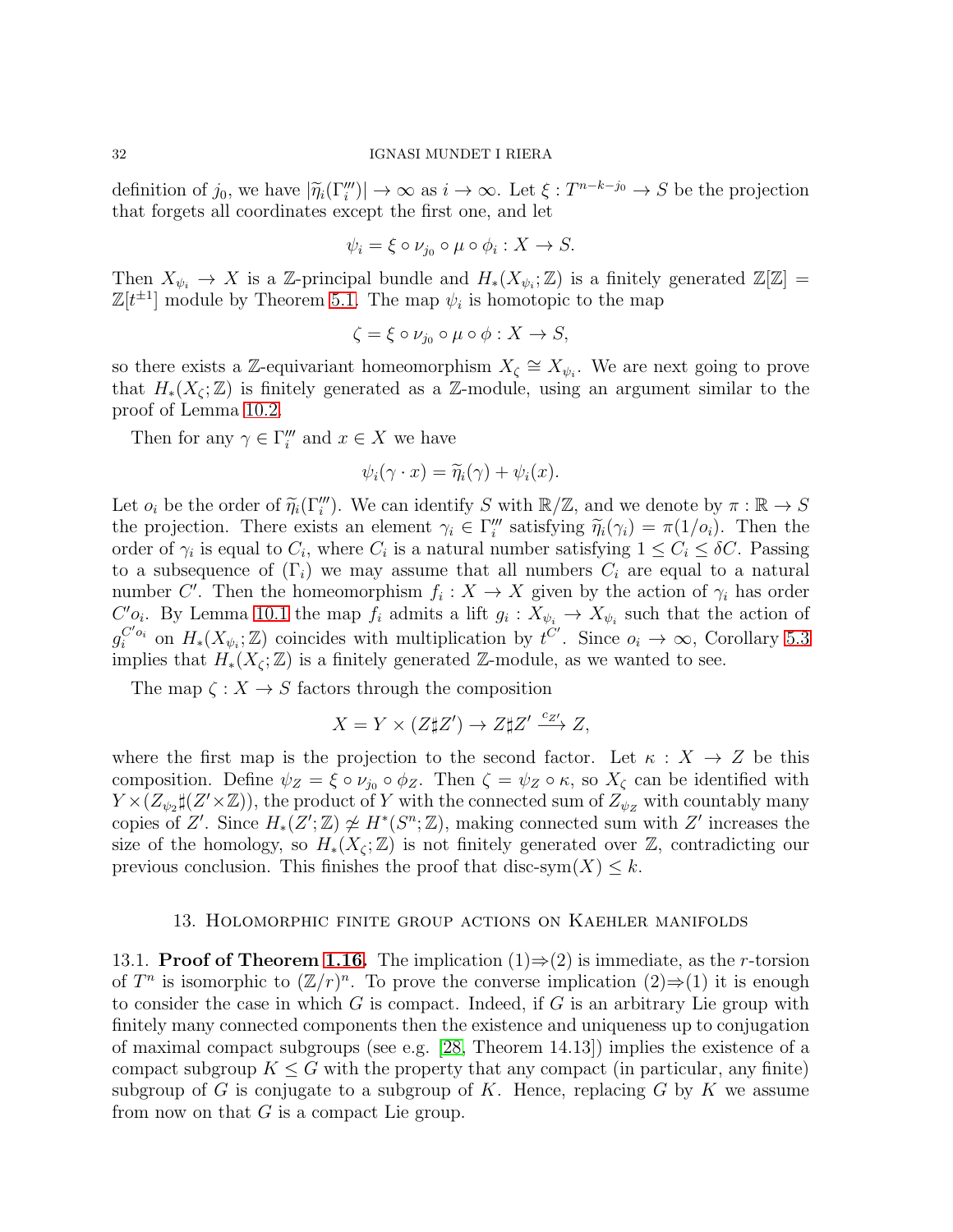definition of $j_0$, we have $|\widetilde{\eta}_i(\Gamma_i''')| \to \infty$ as $i \to \infty$. Let $\xi : T^{n-k-j_0} \to S$ be the projection that forgets all coordinates except the first one, and let

$$\psi_i = \xi \circ \nu_{j_0} \circ \mu \circ \phi_i : X \to S.$$

Then $X_{\psi_i} \to X$ is a $\mathbb{Z}$-principal bundle and $H_*(X_{\psi_i};\mathbb{Z})$ is a finitely generated $\mathbb{Z}[\mathbb{Z}] = \mathbb{Z}[t^{\pm 1}]$ module by Theorem 5.1. The map $\psi_i$ is homotopic to the map

$$\zeta = \xi \circ \nu_{j_0} \circ \mu \circ \phi : X \to S,$$

so there exists a $\mathbb{Z}$-equivariant homeomorphism $X_\zeta \cong X_{\psi_i}$. We are next going to prove that $H_*(X_\zeta;\mathbb{Z})$ is finitely generated as a $\mathbb{Z}$-module, using an argument similar to the proof of Lemma 10.2.

Then for any $\gamma \in \Gamma_i'''$ and $x \in X$ we have

$$\psi_i(\gamma \cdot x) = \widetilde{\eta}_i(\gamma) + \psi_i(x).$$

Let $o_i$ be the order of $\widetilde{\eta}_i(\Gamma_i''')$. We can identify $S$ with $\mathbb{R}/\mathbb{Z}$, and we denote by $\pi : \mathbb{R} \to S$ the projection. There exists an element $\gamma_i \in \Gamma_i'''$ satisfying $\widetilde{\eta}_i(\gamma_i) = \pi(1/o_i)$. Then the order of $\gamma_i$ is equal to $C_i$, where $C_i$ is a natural number satisfying $1 \le C_i \le \delta C$. Passing to a subsequence of $(\Gamma_i)$ we may assume that all numbers $C_i$ are equal to a natural number $C'$. Then the homeomorphism $f_i : X \to X$ given by the action of $\gamma_i$ has order $C' o_i$. By Lemma 10.1 the map $f_i$ admits a lift $g_i : X_{\psi_i} \to X_{\psi_i}$ such that the action of $g_i^{C' o_i}$ on $H_*(X_{\psi_i};\mathbb{Z})$ coincides with multiplication by $t^{C'}$. Since $o_i \to \infty$, Corollary 5.3 implies that $H_*(X_\zeta;\mathbb{Z})$ is a finitely generated $\mathbb{Z}$-module, as we wanted to see.

The map $\zeta : X \to S$ factors through the composition

$$X = Y \times (Z \sharp Z') \to Z \sharp Z' \xrightarrow{c_{Z'}} Z,$$

where the first map is the projection to the second factor. Let $\kappa : X \to Z$ be this composition. Define $\psi_Z = \xi \circ \nu_{j_0} \circ \phi_Z$. Then $\zeta = \psi_Z \circ \kappa$, so $X_\zeta$ can be identified with $Y \times (Z_{\psi_2} \sharp (Z' \times \mathbb{Z}))$, the product of $Y$ with the connected sum of $Z_{\psi_Z}$ with countably many copies of $Z'$. Since $H_*(Z';\mathbb{Z}) \not\simeq H^*(S^n;\mathbb{Z})$, making connected sum with $Z'$ increases the size of the homology, so $H_*(X_\zeta;\mathbb{Z})$ is not finitely generated over $\mathbb{Z}$, contradicting our previous conclusion. This finishes the proof that $\text{disc-sym}(X) \le k$.

## 13. Holomorphic finite group actions on Kaehler manifolds

13.1. **Proof of Theorem 1.16.** The implication (1)⇒(2) is immediate, as the $r$-torsion of $T^n$ is isomorphic to $(\mathbb{Z}/r)^n$. To prove the converse implication (2)⇒(1) it is enough to consider the case in which $G$ is compact. Indeed, if $G$ is an arbitrary Lie group with finitely many connected components then the existence and uniqueness up to conjugation of maximal compact subgroups (see e.g. [28, Theorem 14.13]) implies the existence of a compact subgroup $K \le G$ with the property that any compact (in particular, any finite) subgroup of $G$ is conjugate to a subgroup of $K$. Hence, replacing $G$ by $K$ we assume from now on that $G$ is a compact Lie group.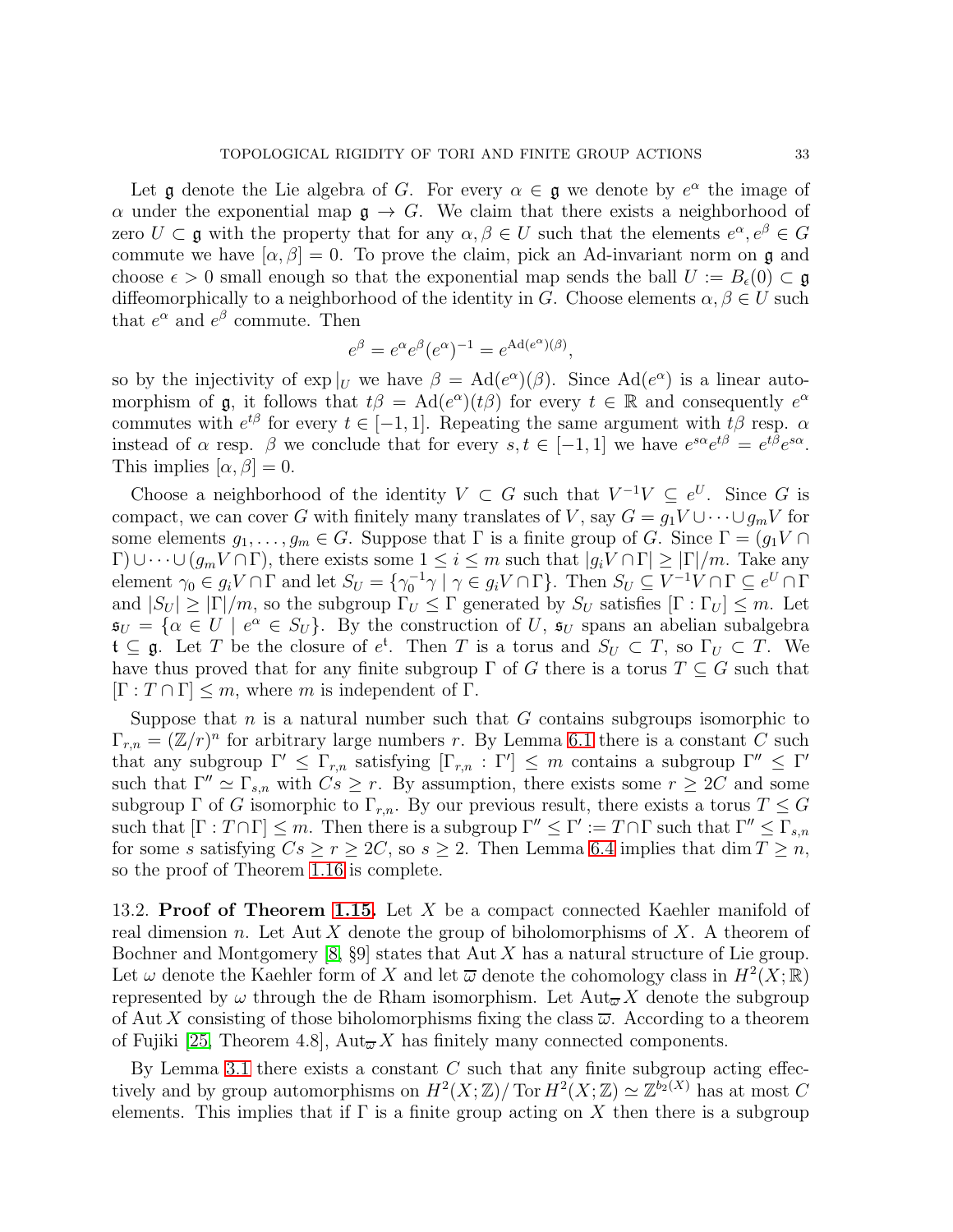Let $\mathfrak{g}$ denote the Lie algebra of $G$. For every $\alpha \in \mathfrak{g}$ we denote by $e^\alpha$ the image of $\alpha$ under the exponential map $\mathfrak{g} \to G$. We claim that there exists a neighborhood of zero $U \subset \mathfrak{g}$ with the property that for any $\alpha, \beta \in U$ such that the elements $e^\alpha, e^\beta \in G$ commute we have $[\alpha, \beta] = 0$. To prove the claim, pick an Ad-invariant norm on $\mathfrak{g}$ and choose $\epsilon > 0$ small enough so that the exponential map sends the ball $U := B_\epsilon(0) \subset \mathfrak{g}$ diffeomorphically to a neighborhood of the identity in $G$. Choose elements $\alpha, \beta \in U$ such that $e^\alpha$ and $e^\beta$ commute. Then

$$e^\beta = e^\alpha e^\beta (e^\alpha)^{-1} = e^{\mathrm{Ad}(e^\alpha)(\beta)},$$

so by the injectivity of $\exp|_U$ we have $\beta = \mathrm{Ad}(e^\alpha)(\beta)$. Since $\mathrm{Ad}(e^\alpha)$ is a linear automorphism of $\mathfrak{g}$, it follows that $t\beta = \mathrm{Ad}(e^\alpha)(t\beta)$ for every $t \in \mathbb{R}$ and consequently $e^\alpha$ commutes with $e^{t\beta}$ for every $t \in [-1, 1]$. Repeating the same argument with $t\beta$ resp. $\alpha$ instead of $\alpha$ resp. $\beta$ we conclude that for every $s, t \in [-1, 1]$ we have $e^{s\alpha}e^{t\beta} = e^{t\beta}e^{s\alpha}$. This implies $[\alpha, \beta] = 0$.

Choose a neighborhood of the identity $V \subset G$ such that $V^{-1}V \subseteq e^U$. Since $G$ is compact, we can cover $G$ with finitely many translates of $V$, say $G = g_1V \cup \dots \cup g_mV$ for some elements $g_1, \dots, g_m \in G$. Suppose that $\Gamma$ is a finite group of $G$. Since $\Gamma = (g_1V \cap \Gamma) \cup \dots \cup (g_mV \cap \Gamma)$, there exists some $1 \leq i \leq m$ such that $|g_iV \cap \Gamma| \geq |\Gamma|/m$. Take any element $\gamma_0 \in g_iV \cap \Gamma$ and let $S_U = \{\gamma_0^{-1}\gamma \mid \gamma \in g_iV \cap \Gamma\}$. Then $S_U \subseteq V^{-1}V \cap \Gamma \subseteq e^U \cap \Gamma$ and $|S_U| \geq |\Gamma|/m$, so the subgroup $\Gamma_U \leq \Gamma$ generated by $S_U$ satisfies $[\Gamma : \Gamma_U] \leq m$. Let $\mathfrak{s}_U = \{\alpha \in U \mid e^\alpha \in S_U\}$. By the construction of $U$, $\mathfrak{s}_U$ spans an abelian subalgebra $\mathfrak{t} \subseteq \mathfrak{g}$. Let $T$ be the closure of $e^{\mathfrak{t}}$. Then $T$ is a torus and $S_U \subset T$, so $\Gamma_U \subset T$. We have thus proved that for any finite subgroup $\Gamma$ of $G$ there is a torus $T \subseteq G$ such that $[\Gamma : T \cap \Gamma] \leq m$, where $m$ is independent of $\Gamma$.

Suppose that $n$ is a natural number such that $G$ contains subgroups isomorphic to $\Gamma_{r,n} = (\mathbb{Z}/r)^n$ for arbitrary large numbers $r$. By Lemma 6.1 there is a constant $C$ such that any subgroup $\Gamma' \leq \Gamma_{r,n}$ satisfying $[\Gamma_{r,n} : \Gamma'] \leq m$ contains a subgroup $\Gamma'' \leq \Gamma'$ such that $\Gamma'' \simeq \Gamma_{s,n}$ with $Cs \geq r$. By assumption, there exists some $r \geq 2C$ and some subgroup $\Gamma$ of $G$ isomorphic to $\Gamma_{r,n}$. By our previous result, there exists a torus $T \leq G$ such that $[\Gamma : T \cap \Gamma] \leq m$. Then there is a subgroup $\Gamma'' \leq \Gamma' := T \cap \Gamma$ such that $\Gamma'' \leq \Gamma_{s,n}$ for some $s$ satisfying $Cs \geq r \geq 2C$, so $s \geq 2$. Then Lemma 6.4 implies that $\dim T \geq n$, so the proof of Theorem 1.16 is complete.

13.2. **Proof of Theorem 1.15.** Let $X$ be a compact connected Kaehler manifold of real dimension $n$. Let $\mathrm{Aut}\, X$ denote the group of biholomorphisms of $X$. A theorem of Bochner and Montgomery [8, §9] states that $\mathrm{Aut}\, X$ has a natural structure of Lie group. Let $\omega$ denote the Kaehler form of $X$ and let $\overline{\omega}$ denote the cohomology class in $H^2(X; \mathbb{R})$ represented by $\omega$ through the de Rham isomorphism. Let $\mathrm{Aut}_{\overline{\omega}} X$ denote the subgroup of $\mathrm{Aut}\, X$ consisting of those biholomorphisms fixing the class $\overline{\omega}$. According to a theorem of Fujiki [25, Theorem 4.8], $\mathrm{Aut}_{\overline{\omega}} X$ has finitely many connected components.

By Lemma 3.1 there exists a constant $C$ such that any finite subgroup acting effectively and by group automorphisms on $H^2(X; \mathbb{Z})/\operatorname{Tor} H^2(X; \mathbb{Z}) \simeq \mathbb{Z}^{b_2(X)}$ has at most $C$ elements. This implies that if $\Gamma$ is a finite group acting on $X$ then there is a subgroup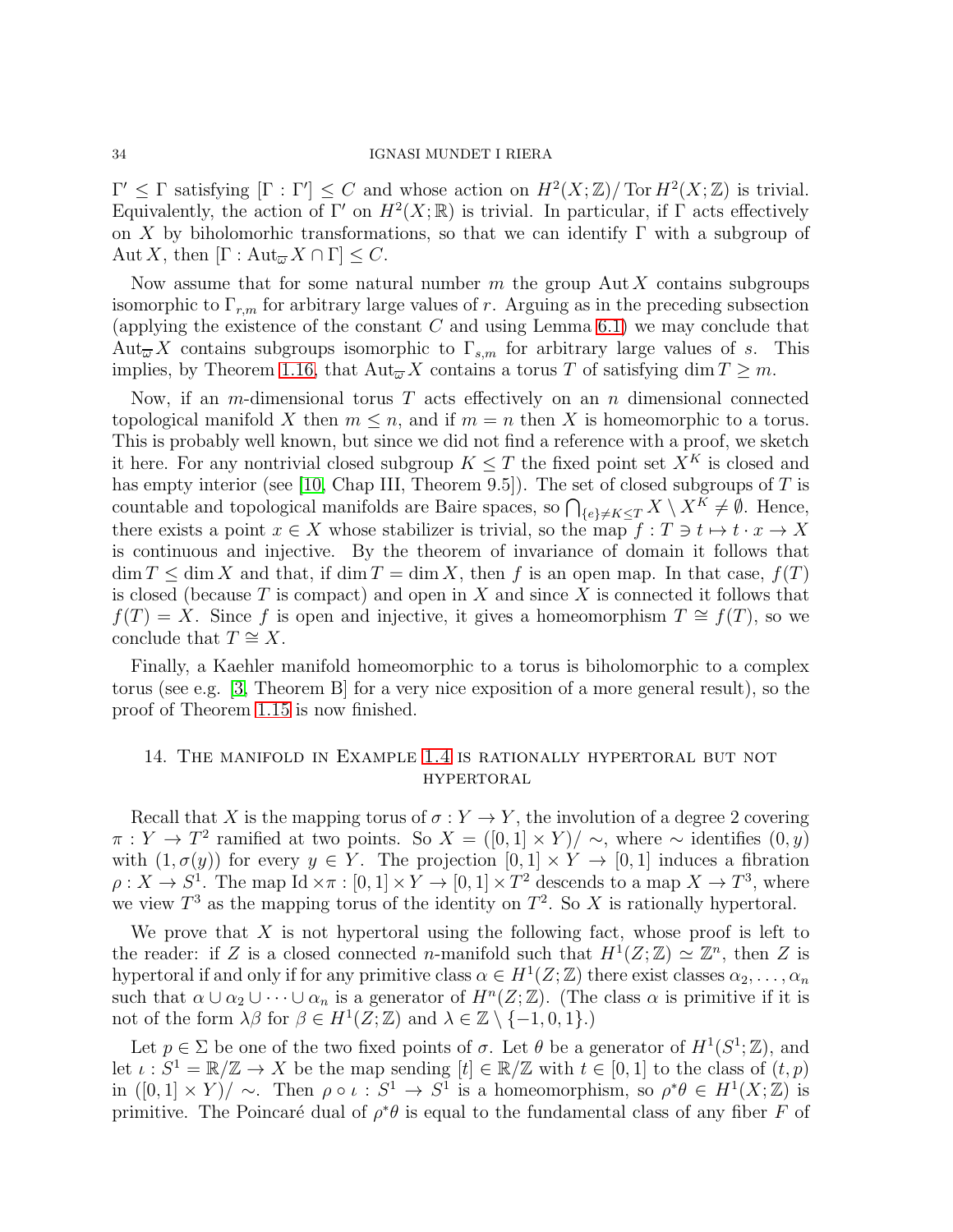$\Gamma' \leq \Gamma$ satisfying $[\Gamma : \Gamma'] \leq C$ and whose action on $H^2(X;\mathbb{Z})/\operatorname{Tor} H^2(X;\mathbb{Z})$ is trivial. Equivalently, the action of $\Gamma'$ on $H^2(X;\mathbb{R})$ is trivial. In particular, if $\Gamma$ acts effectively on $X$ by biholomorhic transformations, so that we can identify $\Gamma$ with a subgroup of $\operatorname{Aut} X$, then $[\Gamma : \operatorname{Aut}_{\varpi} X \cap \Gamma] \leq C$.

Now assume that for some natural number $m$ the group $\operatorname{Aut} X$ contains subgroups isomorphic to $\Gamma_{r,m}$ for arbitrary large values of $r$. Arguing as in the preceding subsection (applying the existence of the constant $C$ and using Lemma 6.1) we may conclude that $\operatorname{Aut}_{\varpi} X$ contains subgroups isomorphic to $\Gamma_{s,m}$ for arbitrary large values of $s$. This implies, by Theorem 1.16, that $\operatorname{Aut}_{\varpi} X$ contains a torus $T$ of satisfying $\dim T \geq m$.

Now, if an $m$-dimensional torus $T$ acts effectively on an $n$ dimensional connected topological manifold $X$ then $m \leq n$, and if $m = n$ then $X$ is homeomorphic to a torus. This is probably well known, but since we did not find a reference with a proof, we sketch it here. For any nontrivial closed subgroup $K \leq T$ the fixed point set $X^K$ is closed and has empty interior (see [10, Chap III, Theorem 9.5]). The set of closed subgroups of $T$ is countable and topological manifolds are Baire spaces, so $\bigcap_{\{e\} \neq K \leq T} X \setminus X^K \neq \emptyset$. Hence, there exists a point $x \in X$ whose stabilizer is trivial, so the map $f : T \ni t \mapsto t \cdot x \to X$ is continuous and injective. By the theorem of invariance of domain it follows that $\dim T \leq \dim X$ and that, if $\dim T = \dim X$, then $f$ is an open map. In that case, $f(T)$ is closed (because $T$ is compact) and open in $X$ and since $X$ is connected it follows that $f(T) = X$. Since $f$ is open and injective, it gives a homeomorphism $T \cong f(T)$, so we conclude that $T \cong X$.

Finally, a Kaehler manifold homeomorphic to a torus is biholomorphic to a complex torus (see e.g. [3, Theorem B] for a very nice exposition of a more general result), so the proof of Theorem 1.15 is now finished.

## 14. The manifold in Example 1.4 is rationally hypertoral but not hypertoral

Recall that $X$ is the mapping torus of $\sigma : Y \to Y$, the involution of a degree 2 covering $\pi : Y \to T^2$ ramified at two points. So $X = ([0,1] \times Y)/\sim$, where $\sim$ identifies $(0, y)$ with $(1, \sigma(y))$ for every $y \in Y$. The projection $[0,1] \times Y \to [0,1]$ induces a fibration $\rho : X \to S^1$. The map $\operatorname{Id} \times \pi : [0,1] \times Y \to [0,1] \times T^2$ descends to a map $X \to T^3$, where we view $T^3$ as the mapping torus of the identity on $T^2$. So $X$ is rationally hypertoral.

We prove that $X$ is not hypertoral using the following fact, whose proof is left to the reader: if $Z$ is a closed connected $n$-manifold such that $H^1(Z;\mathbb{Z}) \simeq \mathbb{Z}^n$, then $Z$ is hypertoral if and only if for any primitive class $\alpha \in H^1(Z;\mathbb{Z})$ there exist classes $\alpha_2, \dots, \alpha_n$ such that $\alpha \cup \alpha_2 \cup \dots \cup \alpha_n$ is a generator of $H^n(Z;\mathbb{Z})$. (The class $\alpha$ is primitive if it is not of the form $\lambda\beta$ for $\beta \in H^1(Z;\mathbb{Z})$ and $\lambda \in \mathbb{Z} \setminus \{-1, 0, 1\}$.)

Let $p \in \Sigma$ be one of the two fixed points of $\sigma$. Let $\theta$ be a generator of $H^1(S^1;\mathbb{Z})$, and let $\iota : S^1 = \mathbb{R}/\mathbb{Z} \to X$ be the map sending $[t] \in \mathbb{R}/\mathbb{Z}$ with $t \in [0,1]$ to the class of $(t, p)$ in $([0,1] \times Y)/\sim$. Then $\rho \circ \iota : S^1 \to S^1$ is a homeomorphism, so $\rho^*\theta \in H^1(X;\mathbb{Z})$ is primitive. The Poincaré dual of $\rho^*\theta$ is equal to the fundamental class of any fiber $F$ of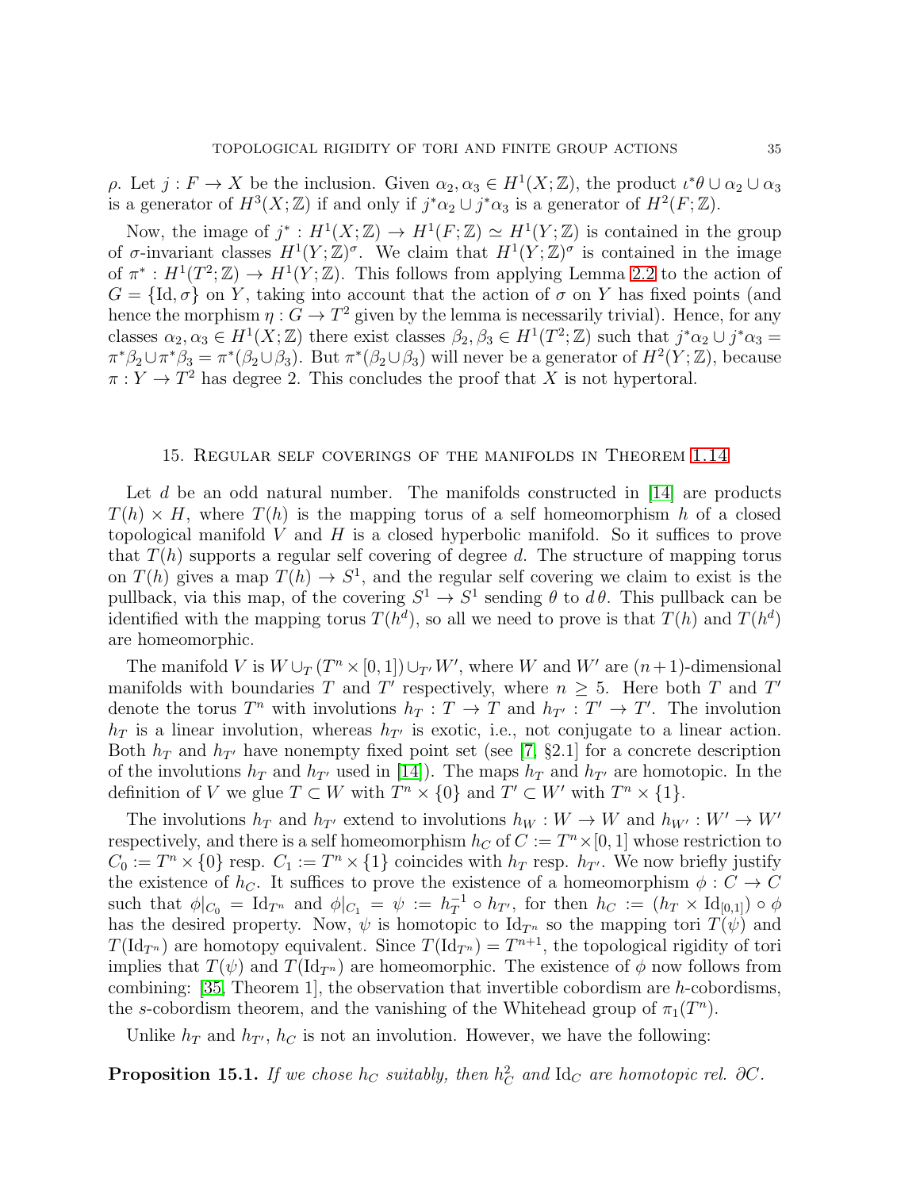$\rho$. Let $j : F \to X$ be the inclusion. Given $\alpha_2, \alpha_3 \in H^1(X; \mathbb{Z})$, the product $\iota^*\theta \cup \alpha_2 \cup \alpha_3$ is a generator of $H^3(X; \mathbb{Z})$ if and only if $j^*\alpha_2 \cup j^*\alpha_3$ is a generator of $H^2(F; \mathbb{Z})$.

Now, the image of $j^* : H^1(X; \mathbb{Z}) \to H^1(F; \mathbb{Z}) \simeq H^1(Y; \mathbb{Z})$ is contained in the group of $\sigma$-invariant classes $H^1(Y; \mathbb{Z})^\sigma$. We claim that $H^1(Y; \mathbb{Z})^\sigma$ is contained in the image of $\pi^* : H^1(T^2; \mathbb{Z}) \to H^1(Y; \mathbb{Z})$. This follows from applying Lemma 2.2 to the action of $G = \{\mathrm{Id}, \sigma\}$ on $Y$, taking into account that the action of $\sigma$ on $Y$ has fixed points (and hence the morphism $\eta : G \to T^2$ given by the lemma is necessarily trivial). Hence, for any classes $\alpha_2, \alpha_3 \in H^1(X; \mathbb{Z})$ there exist classes $\beta_2, \beta_3 \in H^1(T^2; \mathbb{Z})$ such that $j^*\alpha_2 \cup j^*\alpha_3 = \pi^*\beta_2 \cup \pi^*\beta_3 = \pi^*(\beta_2 \cup \beta_3)$. But $\pi^*(\beta_2 \cup \beta_3)$ will never be a generator of $H^2(Y; \mathbb{Z})$, because $\pi : Y \to T^2$ has degree 2. This concludes the proof that $X$ is not hypertoral.

## 15. Regular self coverings of the manifolds in Theorem 1.14

Let $d$ be an odd natural number. The manifolds constructed in [14] are products $T(h) \times H$, where $T(h)$ is the mapping torus of a self homeomorphism $h$ of a closed topological manifold $V$ and $H$ is a closed hyperbolic manifold. So it suffices to prove that $T(h)$ supports a regular self covering of degree $d$. The structure of mapping torus on $T(h)$ gives a map $T(h) \to S^1$, and the regular self covering we claim to exist is the pullback, via this map, of the covering $S^1 \to S^1$ sending $\theta$ to $d\,\theta$. This pullback can be identified with the mapping torus $T(h^d)$, so all we need to prove is that $T(h)$ and $T(h^d)$ are homeomorphic.

The manifold $V$ is $W \cup_T (T^n \times [0,1]) \cup_{T'} W'$, where $W$ and $W'$ are $(n+1)$-dimensional manifolds with boundaries $T$ and $T'$ respectively, where $n \geq 5$. Here both $T$ and $T'$ denote the torus $T^n$ with involutions $h_T : T \to T$ and $h_{T'} : T' \to T'$. The involution $h_T$ is a linear involution, whereas $h_{T'}$ is exotic, i.e., not conjugate to a linear action. Both $h_T$ and $h_{T'}$ have nonempty fixed point set (see [7, §2.1] for a concrete description of the involutions $h_T$ and $h_{T'}$ used in [14]). The maps $h_T$ and $h_{T'}$ are homotopic. In the definition of $V$ we glue $T \subset W$ with $T^n \times \{0\}$ and $T' \subset W'$ with $T^n \times \{1\}$.

The involutions $h_T$ and $h_{T'}$ extend to involutions $h_W : W \to W$ and $h_{W'} : W' \to W'$ respectively, and there is a self homeomorphism $h_C$ of $C := T^n \times [0,1]$ whose restriction to $C_0 := T^n \times \{0\}$ resp. $C_1 := T^n \times \{1\}$ coincides with $h_T$ resp. $h_{T'}$. We now briefly justify the existence of $h_C$. It suffices to prove the existence of a homeomorphism $\phi : C \to C$ such that $\phi|_{C_0} = \mathrm{Id}_{T^n}$ and $\phi|_{C_1} = \psi := h_T^{-1} \circ h_{T'}$, for then $h_C := (h_T \times \mathrm{Id}_{[0,1]}) \circ \phi$ has the desired property. Now, $\psi$ is homotopic to $\mathrm{Id}_{T^n}$ so the mapping tori $T(\psi)$ and $T(\mathrm{Id}_{T^n})$ are homotopy equivalent. Since $T(\mathrm{Id}_{T^n}) = T^{n+1}$, the topological rigidity of tori implies that $T(\psi)$ and $T(\mathrm{Id}_{T^n})$ are homeomorphic. The existence of $\phi$ now follows from combining: [35, Theorem 1], the observation that invertible cobordism are $h$-cobordisms, the $s$-cobordism theorem, and the vanishing of the Whitehead group of $\pi_1(T^n)$.

Unlike $h_T$ and $h_{T'}$, $h_C$ is not an involution. However, we have the following:

**Proposition 15.1.** *If we chose $h_C$ suitably, then $h_C^2$ and $\mathrm{Id}_C$ are homotopic rel. $\partial C$.*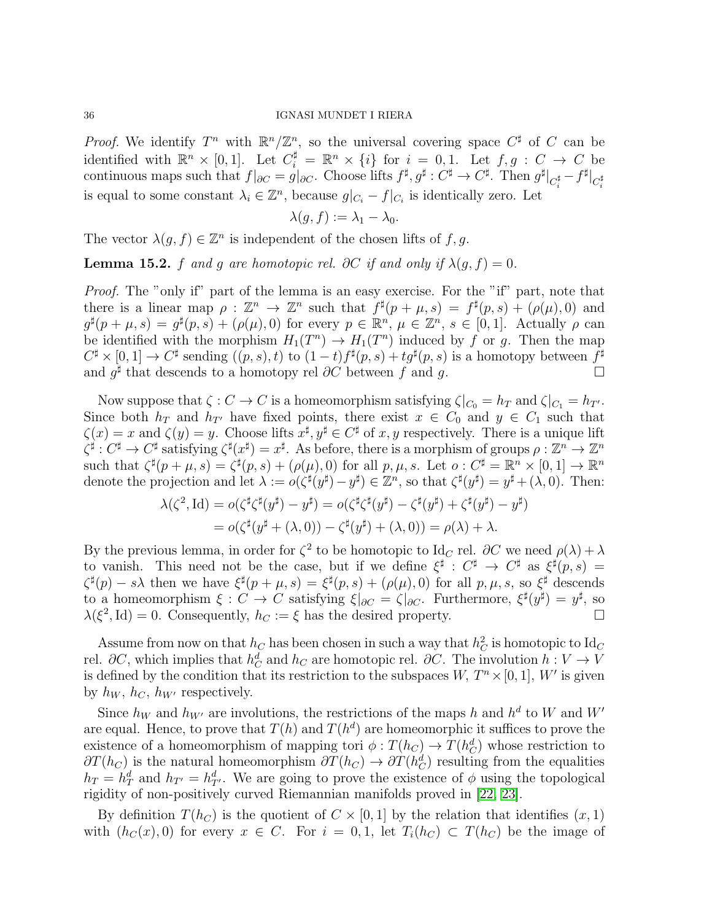*Proof.* We identify $T^n$ with $\mathbb{R}^n/\mathbb{Z}^n$, so the universal covering space $C^\sharp$ of $C$ can be identified with $\mathbb{R}^n \times [0,1]$. Let $C_i^\sharp = \mathbb{R}^n \times \{i\}$ for $i = 0, 1$. Let $f, g : C \to C$ be continuous maps such that $f|_{\partial C} = g|_{\partial C}$. Choose lifts $f^\sharp, g^\sharp : C^\sharp \to C^\sharp$. Then $g^\sharp|_{C_i^\sharp} - f^\sharp|_{C_i^\sharp}$ is equal to some constant $\lambda_i \in \mathbb{Z}^n$, because $g|_{C_i} - f|_{C_i}$ is identically zero. Let

$$\lambda(g, f) := \lambda_1 - \lambda_0.$$

The vector $\lambda(g, f) \in \mathbb{Z}^n$ is independent of the chosen lifts of $f, g$.

**Lemma 15.2.** *$f$ and $g$ are homotopic rel. $\partial C$ if and only if $\lambda(g, f) = 0$.*

*Proof.* The "only if" part of the lemma is an easy exercise. For the "if" part, note that there is a linear map $\rho : \mathbb{Z}^n \to \mathbb{Z}^n$ such that $f^\sharp(p + \mu, s) = f^\sharp(p, s) + (\rho(\mu), 0)$ and $g^\sharp(p + \mu, s) = g^\sharp(p, s) + (\rho(\mu), 0)$ for every $p \in \mathbb{R}^n$, $\mu \in \mathbb{Z}^n$, $s \in [0, 1]$. Actually $\rho$ can be identified with the morphism $H_1(T^n) \to H_1(T^n)$ induced by $f$ or $g$. Then the map $C^\sharp \times [0,1] \to C^\sharp$ sending $((p, s), t)$ to $(1-t)f^\sharp(p, s) + tg^\sharp(p, s)$ is a homotopy between $f^\sharp$ and $g^\sharp$ that descends to a homotopy rel $\partial C$ between $f$ and $g$. □

Now suppose that $\zeta : C \to C$ is a homeomorphism satisfying $\zeta|_{C_0} = h_T$ and $\zeta|_{C_1} = h_{T'}$. Since both $h_T$ and $h_{T'}$ have fixed points, there exist $x \in C_0$ and $y \in C_1$ such that $\zeta(x) = x$ and $\zeta(y) = y$. Choose lifts $x^\sharp, y^\sharp \in C^\sharp$ of $x, y$ respectively. There is a unique lift $\zeta^\sharp : C^\sharp \to C^\sharp$ satisfying $\zeta^\sharp(x^\sharp) = x^\sharp$. As before, there is a morphism of groups $\rho : \mathbb{Z}^n \to \mathbb{Z}^n$ such that $\zeta^\sharp(p + \mu, s) = \zeta^\sharp(p, s) + (\rho(\mu), 0)$ for all $p, \mu, s$. Let $o : C^\sharp = \mathbb{R}^n \times [0,1] \to \mathbb{R}^n$ denote the projection and let $\lambda := o(\zeta^\sharp(y^\sharp) - y^\sharp) \in \mathbb{Z}^n$, so that $\zeta^\sharp(y^\sharp) = y^\sharp + (\lambda, 0)$. Then:

$$\begin{aligned}
\lambda(\zeta^2, \mathrm{Id}) &= o(\zeta^\sharp\zeta^\sharp(y^\sharp) - y^\sharp) = o(\zeta^\sharp\zeta^\sharp(y^\sharp) - \zeta^\sharp(y^\sharp) + \zeta^\sharp(y^\sharp) - y^\sharp) \\
&= o(\zeta^\sharp(y^\sharp + (\lambda, 0)) - \zeta^\sharp(y^\sharp) + (\lambda, 0)) = \rho(\lambda) + \lambda.
\end{aligned}$$

By the previous lemma, in order for $\zeta^2$ to be homotopic to $\mathrm{Id}_C$ rel. $\partial C$ we need $\rho(\lambda) + \lambda$ to vanish. This need not be the case, but if we define $\xi^\sharp : C^\sharp \to C^\sharp$ as $\xi^\sharp(p, s) = \zeta^\sharp(p) - s\lambda$ then we have $\xi^\sharp(p + \mu, s) = \xi^\sharp(p, s) + (\rho(\mu), 0)$ for all $p, \mu, s$, so $\xi^\sharp$ descends to a homeomorphism $\xi : C \to C$ satisfying $\xi|_{\partial C} = \zeta|_{\partial C}$. Furthermore, $\xi^\sharp(y^\sharp) = y^\sharp$, so $\lambda(\xi^2, \mathrm{Id}) = 0$. Consequently, $h_C := \xi$ has the desired property. □

Assume from now on that $h_C$ has been chosen in such a way that $h_C^2$ is homotopic to $\mathrm{Id}_C$ rel. $\partial C$, which implies that $h_C^d$ and $h_C$ are homotopic rel. $\partial C$. The involution $h : V \to V$ is defined by the condition that its restriction to the subspaces $W$, $T^n \times [0,1]$, $W'$ is given by $h_W$, $h_C$, $h_{W'}$ respectively.

Since $h_W$ and $h_{W'}$ are involutions, the restrictions of the maps $h$ and $h^d$ to $W$ and $W'$ are equal. Hence, to prove that $T(h)$ and $T(h^d)$ are homeomorphic it suffices to prove the existence of a homeomorphism of mapping tori $\phi : T(h_C) \to T(h_C^d)$ whose restriction to $\partial T(h_C)$ is the natural homeomorphism $\partial T(h_C) \to \partial T(h_C^d)$ resulting from the equalities $h_T = h_T^d$ and $h_{T'} = h_{T'}^d$. We are going to prove the existence of $\phi$ using the topological rigidity of non-positively curved Riemannian manifolds proved in [22, 23].

By definition $T(h_C)$ is the quotient of $C \times [0,1]$ by the relation that identifies $(x, 1)$ with $(h_C(x), 0)$ for every $x \in C$. For $i = 0, 1$, let $T_i(h_C) \subset T(h_C)$ be the image of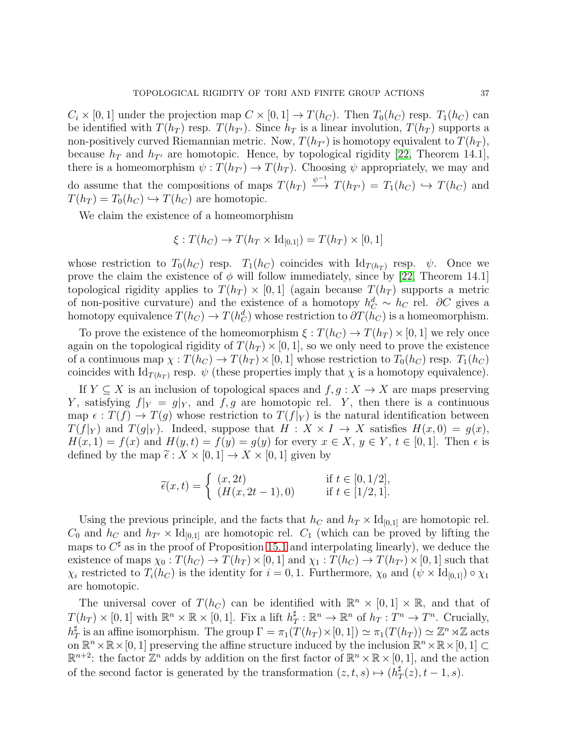$C_i \times [0,1]$ under the projection map $C \times [0,1] \to T(h_C)$. Then $T_0(h_C)$ resp. $T_1(h_C)$ can be identified with $T(h_T)$ resp. $T(h_{T'})$. Since $h_T$ is a linear involution, $T(h_T)$ supports a non-positively curved Riemannian metric. Now, $T(h_{T'})$ is homotopy equivalent to $T(h_T)$, because $h_T$ and $h_{T'}$ are homotopic. Hence, by topological rigidity [22, Theorem 14.1], there is a homeomorphism $\psi : T(h_{T'}) \to T(h_T)$. Choosing $\psi$ appropriately, we may and do assume that the compositions of maps $T(h_T) \xrightarrow{\psi^{-1}} T(h_{T'}) = T_1(h_C) \hookrightarrow T(h_C)$ and $T(h_T) = T_0(h_C) \hookrightarrow T(h_C)$ are homotopic.

We claim the existence of a homeomorphism

$$\xi : T(h_C) \to T(h_T \times \mathrm{Id}_{[0,1]}) = T(h_T) \times [0,1]$$

whose restriction to $T_0(h_C)$ resp. $T_1(h_C)$ coincides with $\mathrm{Id}_{T(h_T)}$ resp. $\psi$. Once we prove the claim the existence of $\phi$ will follow immediately, since by [22, Theorem 14.1] topological rigidity applies to $T(h_T) \times [0,1]$ (again because $T(h_T)$ supports a metric of non-positive curvature) and the existence of a homotopy $h_C^d \sim h_C$ rel. $\partial C$ gives a homotopy equivalence $T(h_C) \to T(h_C^d)$ whose restriction to $\partial T(h_C)$ is a homeomorphism.

To prove the existence of the homeomorphism $\xi : T(h_C) \to T(h_T) \times [0,1]$ we rely once again on the topological rigidity of $T(h_T) \times [0,1]$, so we only need to prove the existence of a continuous map $\chi : T(h_C) \to T(h_T) \times [0,1]$ whose restriction to $T_0(h_C)$ resp. $T_1(h_C)$ coincides with $\mathrm{Id}_{T(h_T)}$ resp. $\psi$ (these properties imply that $\chi$ is a homotopy equivalence).

If $Y \subseteq X$ is an inclusion of topological spaces and $f, g : X \to X$ are maps preserving $Y$, satisfying $f|_Y = g|_Y$, and $f, g$ are homotopic rel. $Y$, then there is a continuous map $\epsilon : T(f) \to T(g)$ whose restriction to $T(f|_Y)$ is the natural identification between $T(f|_Y)$ and $T(g|_Y)$. Indeed, suppose that $H : X \times I \to X$ satisfies $H(x,0) = g(x)$, $H(x,1) = f(x)$ and $H(y,t) = f(y) = g(y)$ for every $x \in X$, $y \in Y$, $t \in [0,1]$. Then $\epsilon$ is defined by the map $\widetilde{\epsilon} : X \times [0,1] \to X \times [0,1]$ given by

$$\widetilde{\epsilon}(x,t) = \begin{cases} (x, 2t) & \text{if } t \in [0,1/2], \\ (H(x, 2t-1), 0) & \text{if } t \in [1/2, 1]. \end{cases}$$

Using the previous principle, and the facts that $h_C$ and $h_T \times \mathrm{Id}_{[0,1]}$ are homotopic rel. $C_0$ and $h_C$ and $h_{T'} \times \mathrm{Id}_{[0,1]}$ are homotopic rel. $C_1$ (which can be proved by lifting the maps to $C^\sharp$ as in the proof of Proposition 15.1 and interpolating linearly), we deduce the existence of maps $\chi_0 : T(h_C) \to T(h_T) \times [0,1]$ and $\chi_1 : T(h_C) \to T(h_{T'}) \times [0,1]$ such that $\chi_i$ restricted to $T_i(h_C)$ is the identity for $i = 0, 1$. Furthermore, $\chi_0$ and $(\psi \times \mathrm{Id}_{[0,1]}) \circ \chi_1$ are homotopic.

The universal cover of $T(h_C)$ can be identified with $\mathbb{R}^n \times [0,1] \times \mathbb{R}$, and that of $T(h_T) \times [0,1]$ with $\mathbb{R}^n \times \mathbb{R} \times [0,1]$. Fix a lift $h_T^\sharp : \mathbb{R}^n \to \mathbb{R}^n$ of $h_T : T^n \to T^n$. Crucially, $h_T^\sharp$ is an affine isomorphism. The group $\Gamma = \pi_1(T(h_T) \times [0,1]) \simeq \pi_1(T(h_T)) \simeq \mathbb{Z}^n \rtimes \mathbb{Z}$ acts on $\mathbb{R}^n \times \mathbb{R} \times [0,1]$ preserving the affine structure induced by the inclusion $\mathbb{R}^n \times \mathbb{R} \times [0,1] \subset \mathbb{R}^{n+2}$: the factor $\mathbb{Z}^n$ adds by addition on the first factor of $\mathbb{R}^n \times \mathbb{R} \times [0,1]$, and the action of the second factor is generated by the transformation $(z, t, s) \mapsto (h_T^\sharp(z), t-1, s)$.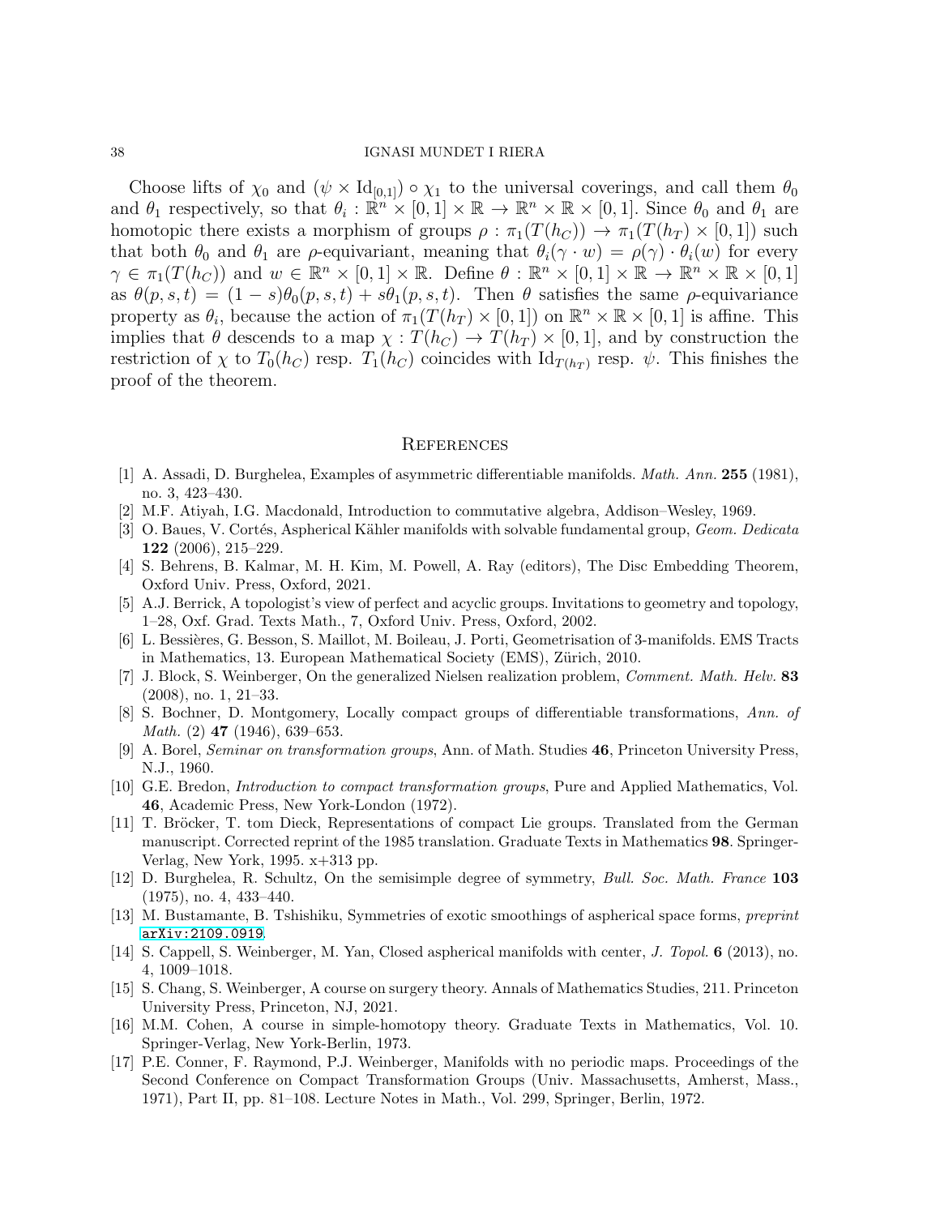Choose lifts of $\chi_0$ and $(\psi \times \mathrm{Id}_{[0,1]}) \circ \chi_1$ to the universal coverings, and call them $\theta_0$ and $\theta_1$ respectively, so that $\theta_i : \mathbb{R}^n \times [0,1] \times \mathbb{R} \to \mathbb{R}^n \times \mathbb{R} \times [0,1]$. Since $\theta_0$ and $\theta_1$ are homotopic there exists a morphism of groups $\rho : \pi_1(T(h_C)) \to \pi_1(T(h_T) \times [0,1])$ such that both $\theta_0$ and $\theta_1$ are $\rho$-equivariant, meaning that $\theta_i(\gamma \cdot w) = \rho(\gamma) \cdot \theta_i(w)$ for every $\gamma \in \pi_1(T(h_C))$ and $w \in \mathbb{R}^n \times [0,1] \times \mathbb{R}$. Define $\theta : \mathbb{R}^n \times [0,1] \times \mathbb{R} \to \mathbb{R}^n \times \mathbb{R} \times [0,1]$ as $\theta(p,s,t) = (1-s)\theta_0(p,s,t) + s\theta_1(p,s,t)$. Then $\theta$ satisfies the same $\rho$-equivariance property as $\theta_i$, because the action of $\pi_1(T(h_T) \times [0,1])$ on $\mathbb{R}^n \times \mathbb{R} \times [0,1]$ is affine. This implies that $\theta$ descends to a map $\chi : T(h_C) \to T(h_T) \times [0,1]$, and by construction the restriction of $\chi$ to $T_0(h_C)$ resp. $T_1(h_C)$ coincides with $\mathrm{Id}_{T(h_T)}$ resp. $\psi$. This finishes the proof of the theorem.

## References

[1] A. Assadi, D. Burghelea, Examples of asymmetric differentiable manifolds. *Math. Ann.* **255** (1981), no. 3, 423–430.

[2] M.F. Atiyah, I.G. Macdonald, Introduction to commutative algebra, Addison–Wesley, 1969.

[3] O. Baues, V. Cortés, Aspherical Kähler manifolds with solvable fundamental group, *Geom. Dedicata* **122** (2006), 215–229.

[4] S. Behrens, B. Kalmar, M. H. Kim, M. Powell, A. Ray (editors), The Disc Embedding Theorem, Oxford Univ. Press, Oxford, 2021.

[5] A.J. Berrick, A topologist's view of perfect and acyclic groups. Invitations to geometry and topology, 1–28, Oxf. Grad. Texts Math., 7, Oxford Univ. Press, Oxford, 2002.

[6] L. Bessières, G. Besson, S. Maillot, M. Boileau, J. Porti, Geometrisation of 3-manifolds. EMS Tracts in Mathematics, 13. European Mathematical Society (EMS), Zürich, 2010.

[7] J. Block, S. Weinberger, On the generalized Nielsen realization problem, *Comment. Math. Helv.* **83** (2008), no. 1, 21–33.

[8] S. Bochner, D. Montgomery, Locally compact groups of differentiable transformations, *Ann. of Math.* (2) **47** (1946), 639–653.

[9] A. Borel, *Seminar on transformation groups*, Ann. of Math. Studies **46**, Princeton University Press, N.J., 1960.

[10] G.E. Bredon, *Introduction to compact transformation groups*, Pure and Applied Mathematics, Vol. **46**, Academic Press, New York-London (1972).

[11] T. Bröcker, T. tom Dieck, Representations of compact Lie groups. Translated from the German manuscript. Corrected reprint of the 1985 translation. Graduate Texts in Mathematics **98**. Springer-Verlag, New York, 1995. x+313 pp.

[12] D. Burghelea, R. Schultz, On the semisimple degree of symmetry, *Bull. Soc. Math. France* **103** (1975), no. 4, 433–440.

[13] M. Bustamante, B. Tshishiku, Symmetries of exotic smoothings of aspherical space forms, *preprint* arXiv:2109.0919.

[14] S. Cappell, S. Weinberger, M. Yan, Closed aspherical manifolds with center, *J. Topol.* **6** (2013), no. 4, 1009–1018.

[15] S. Chang, S. Weinberger, A course on surgery theory. Annals of Mathematics Studies, 211. Princeton University Press, Princeton, NJ, 2021.

[16] M.M. Cohen, A course in simple-homotopy theory. Graduate Texts in Mathematics, Vol. 10. Springer-Verlag, New York-Berlin, 1973.

[17] P.E. Conner, F. Raymond, P.J. Weinberger, Manifolds with no periodic maps. Proceedings of the Second Conference on Compact Transformation Groups (Univ. Massachusetts, Amherst, Mass., 1971), Part II, pp. 81–108. Lecture Notes in Math., Vol. 299, Springer, Berlin, 1972.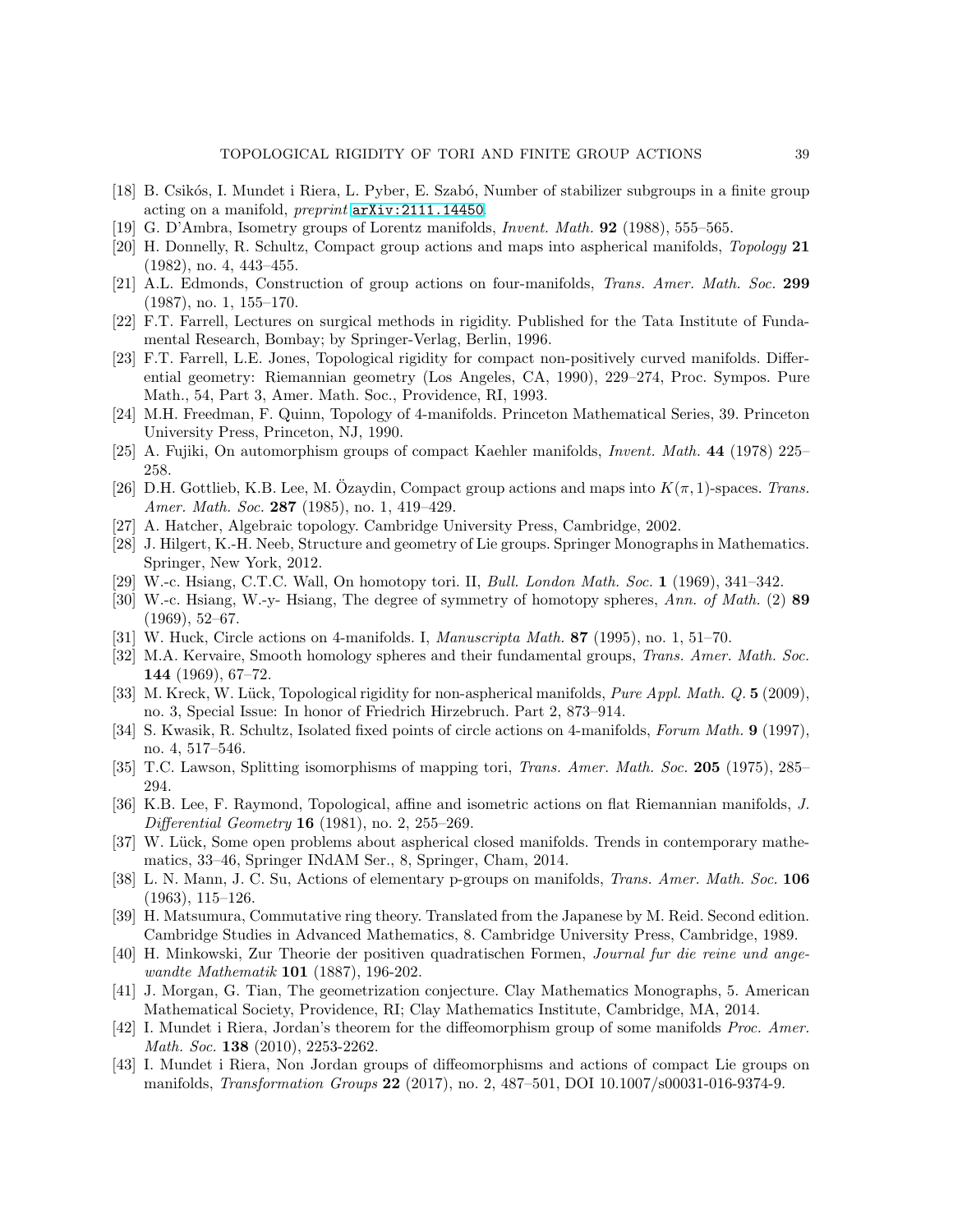[18] B. Csikós, I. Mundet i Riera, L. Pyber, E. Szabó, Number of stabilizer subgroups in a finite group acting on a manifold, *preprint* arXiv:2111.14450.

[19] G. D'Ambra, Isometry groups of Lorentz manifolds, *Invent. Math.* **92** (1988), 555–565.

[20] H. Donnelly, R. Schultz, Compact group actions and maps into aspherical manifolds, *Topology* **21** (1982), no. 4, 443–455.

[21] A.L. Edmonds, Construction of group actions on four-manifolds, *Trans. Amer. Math. Soc.* **299** (1987), no. 1, 155–170.

[22] F.T. Farrell, Lectures on surgical methods in rigidity. Published for the Tata Institute of Fundamental Research, Bombay; by Springer-Verlag, Berlin, 1996.

[23] F.T. Farrell, L.E. Jones, Topological rigidity for compact non-positively curved manifolds. Differential geometry: Riemannian geometry (Los Angeles, CA, 1990), 229–274, Proc. Sympos. Pure Math., 54, Part 3, Amer. Math. Soc., Providence, RI, 1993.

[24] M.H. Freedman, F. Quinn, Topology of 4-manifolds. Princeton Mathematical Series, 39. Princeton University Press, Princeton, NJ, 1990.

[25] A. Fujiki, On automorphism groups of compact Kaehler manifolds, *Invent. Math.* **44** (1978) 225–258.

[26] D.H. Gottlieb, K.B. Lee, M. Özaydin, Compact group actions and maps into $K(\pi, 1)$-spaces. *Trans. Amer. Math. Soc.* **287** (1985), no. 1, 419–429.

[27] A. Hatcher, Algebraic topology. Cambridge University Press, Cambridge, 2002.

[28] J. Hilgert, K.-H. Neeb, Structure and geometry of Lie groups. Springer Monographs in Mathematics. Springer, New York, 2012.

[29] W.-c. Hsiang, C.T.C. Wall, On homotopy tori. II, *Bull. London Math. Soc.* **1** (1969), 341–342.

[30] W.-c. Hsiang, W.-y- Hsiang, The degree of symmetry of homotopy spheres, *Ann. of Math.* (2) **89** (1969), 52–67.

[31] W. Huck, Circle actions on 4-manifolds. I, *Manuscripta Math.* **87** (1995), no. 1, 51–70.

[32] M.A. Kervaire, Smooth homology spheres and their fundamental groups, *Trans. Amer. Math. Soc.* **144** (1969), 67–72.

[33] M. Kreck, W. Lück, Topological rigidity for non-aspherical manifolds, *Pure Appl. Math. Q.* **5** (2009), no. 3, Special Issue: In honor of Friedrich Hirzebruch. Part 2, 873–914.

[34] S. Kwasik, R. Schultz, Isolated fixed points of circle actions on 4-manifolds, *Forum Math.* **9** (1997), no. 4, 517–546.

[35] T.C. Lawson, Splitting isomorphisms of mapping tori, *Trans. Amer. Math. Soc.* **205** (1975), 285–294.

[36] K.B. Lee, F. Raymond, Topological, affine and isometric actions on flat Riemannian manifolds, *J. Differential Geometry* **16** (1981), no. 2, 255–269.

[37] W. Lück, Some open problems about aspherical closed manifolds. Trends in contemporary mathematics, 33–46, Springer INdAM Ser., 8, Springer, Cham, 2014.

[38] L. N. Mann, J. C. Su, Actions of elementary p-groups on manifolds, *Trans. Amer. Math. Soc.* **106** (1963), 115–126.

[39] H. Matsumura, Commutative ring theory. Translated from the Japanese by M. Reid. Second edition. Cambridge Studies in Advanced Mathematics, 8. Cambridge University Press, Cambridge, 1989.

[40] H. Minkowski, Zur Theorie der positiven quadratischen Formen, *Journal fur die reine und angewandte Mathematik* **101** (1887), 196-202.

[41] J. Morgan, G. Tian, The geometrization conjecture. Clay Mathematics Monographs, 5. American Mathematical Society, Providence, RI; Clay Mathematics Institute, Cambridge, MA, 2014.

[42] I. Mundet i Riera, Jordan's theorem for the diffeomorphism group of some manifolds *Proc. Amer. Math. Soc.* **138** (2010), 2253-2262.

[43] I. Mundet i Riera, Non Jordan groups of diffeomorphisms and actions of compact Lie groups on manifolds, *Transformation Groups* **22** (2017), no. 2, 487–501, DOI 10.1007/s00031-016-9374-9.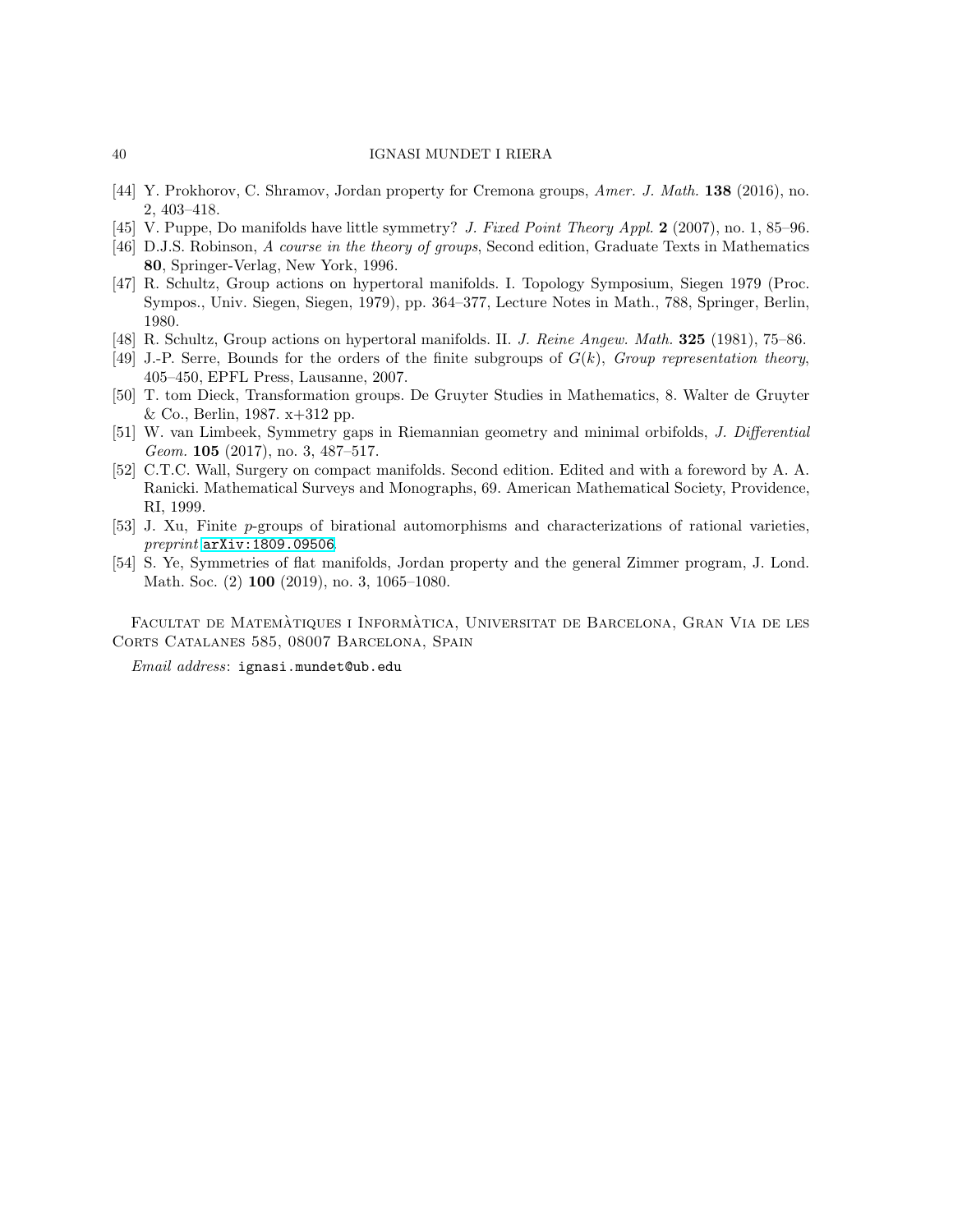[44] Y. Prokhorov, C. Shramov, Jordan property for Cremona groups, *Amer. J. Math.* **138** (2016), no. 2, 403–418.

[45] V. Puppe, Do manifolds have little symmetry? *J. Fixed Point Theory Appl.* **2** (2007), no. 1, 85–96.

[46] D.J.S. Robinson, *A course in the theory of groups*, Second edition, Graduate Texts in Mathematics **80**, Springer-Verlag, New York, 1996.

[47] R. Schultz, Group actions on hypertoral manifolds. I. Topology Symposium, Siegen 1979 (Proc. Sympos., Univ. Siegen, Siegen, 1979), pp. 364–377, Lecture Notes in Math., 788, Springer, Berlin, 1980.

[48] R. Schultz, Group actions on hypertoral manifolds. II. *J. Reine Angew. Math.* **325** (1981), 75–86.

[49] J.-P. Serre, Bounds for the orders of the finite subgroups of $G(k)$, *Group representation theory*, 405–450, EPFL Press, Lausanne, 2007.

[50] T. tom Dieck, Transformation groups. De Gruyter Studies in Mathematics, 8. Walter de Gruyter & Co., Berlin, 1987. x+312 pp.

[51] W. van Limbeek, Symmetry gaps in Riemannian geometry and minimal orbifolds, *J. Differential Geom.* **105** (2017), no. 3, 487–517.

[52] C.T.C. Wall, Surgery on compact manifolds. Second edition. Edited and with a foreword by A. A. Ranicki. Mathematical Surveys and Monographs, 69. American Mathematical Society, Providence, RI, 1999.

[53] J. Xu, Finite $p$-groups of birational automorphisms and characterizations of rational varieties, *preprint* arXiv:1809.09506.

[54] S. Ye, Symmetries of flat manifolds, Jordan property and the general Zimmer program, J. Lond. Math. Soc. (2) **100** (2019), no. 3, 1065–1080.

Facultat de Matemàtiques i Informàtica, Universitat de Barcelona, Gran Via de les Corts Catalanes 585, 08007 Barcelona, Spain

*Email address*: ignasi.mundet@ub.edu